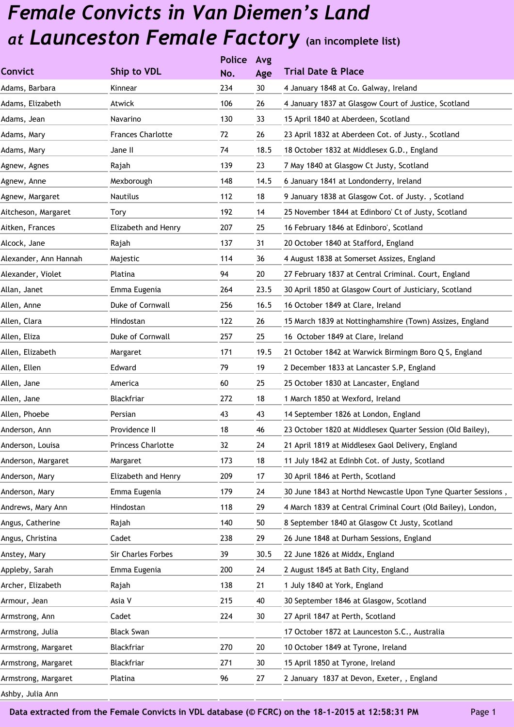# *Female Convicts in Van Diemen's Land at Launceston Female Factory* (an incomplete list)

| Convict | Ship to VDL | Police No. | Avg Age | Trial Date & Place |
|---|---|---|---|---|
| Adams, Barbara | Kinnear | 234 | 30 | 4 January 1848 at Co. Galway, Ireland |
| Adams, Elizabeth | Atwick | 106 | 26 | 4 January 1837 at Glasgow Court of Justice, Scotland |
| Adams, Jean | Navarino | 130 | 33 | 15 April 1840 at Aberdeen, Scotland |
| Adams, Mary | Frances Charlotte | 72 | 26 | 23 April 1832 at Aberdeen Cot. of Justy., Scotland |
| Adams, Mary | Jane II | 74 | 18.5 | 18 October 1832 at Middlesex G.D., England |
| Agnew, Agnes | Rajah | 139 | 23 | 7 May 1840 at Glasgow Ct Justy, Scotland |
| Agnew, Anne | Mexborough | 148 | 14.5 | 6 January 1841 at Londonderry, Ireland |
| Agnew, Margaret | Nautilus | 112 | 18 | 9 January 1838 at Glasgow Cot. of Justy. , Scotland |
| Aitcheson, Margaret | Tory | 192 | 14 | 25 November 1844 at Edinboro' Ct of Justy, Scotland |
| Aitken, Frances | Elizabeth and Henry | 207 | 25 | 16 February 1846 at Edinboro', Scotland |
| Alcock, Jane | Rajah | 137 | 31 | 20 October 1840 at Stafford, England |
| Alexander, Ann Hannah | Majestic | 114 | 36 | 4 August 1838 at Somerset Assizes, England |
| Alexander, Violet | Platina | 94 | 20 | 27 February 1837 at Central Criminal. Court, England |
| Allan, Janet | Emma Eugenia | 264 | 23.5 | 30 April 1850 at Glasgow Court of Justiciary, Scotland |
| Allen, Anne | Duke of Cornwall | 256 | 16.5 | 16 October 1849 at Clare, Ireland |
| Allen, Clara | Hindostan | 122 | 26 | 15 March 1839 at Nottinghamshire (Town) Assizes, England |
| Allen, Eliza | Duke of Cornwall | 257 | 25 | 16 October 1849 at Clare, Ireland |
| Allen, Elizabeth | Margaret | 171 | 19.5 | 21 October 1842 at Warwick Birmingm Boro Q S, England |
| Allen, Ellen | Edward | 79 | 19 | 2 December 1833 at Lancaster S.P, England |
| Allen, Jane | America | 60 | 25 | 25 October 1830 at Lancaster, England |
| Allen, Jane | Blackfriar | 272 | 18 | 1 March 1850 at Wexford, Ireland |
| Allen, Phoebe | Persian | 43 | 43 | 14 September 1826 at London, England |
| Anderson, Ann | Providence II | 18 | 46 | 23 October 1820 at Middlesex Quarter Session (Old Bailey), |
| Anderson, Louisa | Princess Charlotte | 32 | 24 | 21 April 1819 at Middlesex Gaol Delivery, England |
| Anderson, Margaret | Margaret | 173 | 18 | 11 July 1842 at Edinbh Cot. of Justy, Scotland |
| Anderson, Mary | Elizabeth and Henry | 209 | 17 | 30 April 1846 at Perth, Scotland |
| Anderson, Mary | Emma Eugenia | 179 | 24 | 30 June 1843 at Northd Newcastle Upon Tyne Quarter Sessions , |
| Andrews, Mary Ann | Hindostan | 118 | 29 | 4 March 1839 at Central Criminal Court (Old Bailey), London, |
| Angus, Catherine | Rajah | 140 | 50 | 8 September 1840 at Glasgow Ct Justy, Scotland |
| Angus, Christina | Cadet | 238 | 29 | 26 June 1848 at Durham Sessions, England |
| Anstey, Mary | Sir Charles Forbes | 39 | 30.5 | 22 June 1826 at Middx, England |
| Appleby, Sarah | Emma Eugenia | 200 | 24 | 2 August 1845 at Bath City, England |
| Archer, Elizabeth | Rajah | 138 | 21 | 1 July 1840 at York, England |
| Armour, Jean | Asia V | 215 | 40 | 30 September 1846 at Glasgow, Scotland |
| Armstrong, Ann | Cadet | 224 | 30 | 27 April 1847 at Perth, Scotland |
| Armstrong, Julia | Black Swan | | | 17 October 1872 at Launceston S.C., Australia |
| Armstrong, Margaret | Blackfriar | 270 | 20 | 10 October 1849 at Tyrone, Ireland |
| Armstrong, Margaret | Blackfriar | 271 | 30 | 15 April 1850 at Tyrone, Ireland |
| Armstrong, Margaret | Platina | 96 | 27 | 2 January 1837 at Devon, Exeter, , England |
| Ashby, Julia Ann | | | | |

**Data extracted from the Female Convicts in VDL database (© FCRC) on the 18-1-2015 at 12:58:31 PM**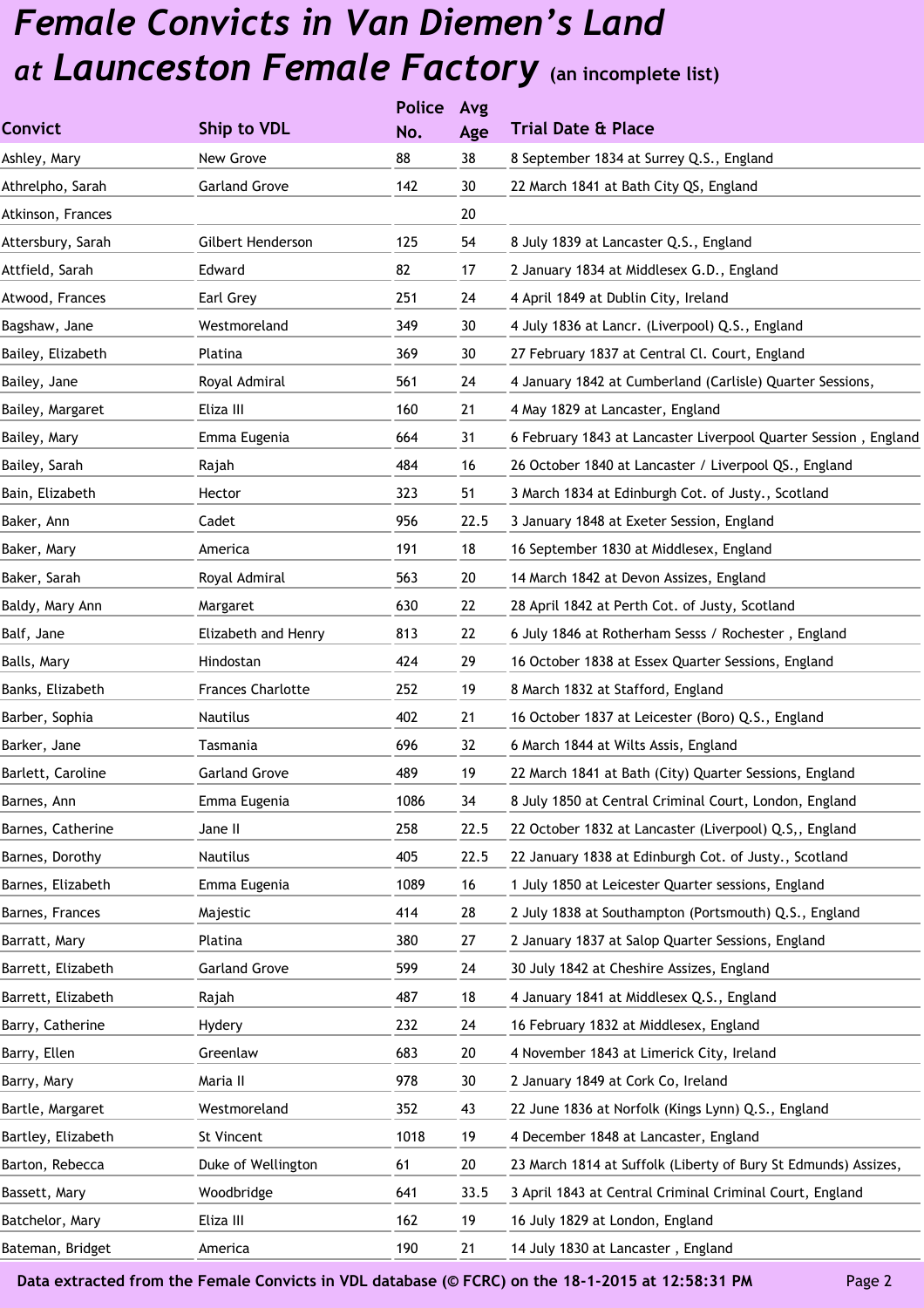# Female Convicts in Van Diemen's Land at Launceston Female Factory (an incomplete list)

| Convict | Ship to VDL | Police No. | Avg Age | Trial Date & Place |
|---|---|---|---|---|
| Ashley, Mary | New Grove | 88 | 38 | 8 September 1834 at Surrey Q.S., England |
| Athrelpho, Sarah | Garland Grove | 142 | 30 | 22 March 1841 at Bath City QS, England |
| Atkinson, Frances | | | 20 | |
| Attersbury, Sarah | Gilbert Henderson | 125 | 54 | 8 July 1839 at Lancaster Q.S., England |
| Attfield, Sarah | Edward | 82 | 17 | 2 January 1834 at Middlesex G.D., England |
| Atwood, Frances | Earl Grey | 251 | 24 | 4 April 1849 at Dublin City, Ireland |
| Bagshaw, Jane | Westmoreland | 349 | 30 | 4 July 1836 at Lancr. (Liverpool) Q.S., England |
| Bailey, Elizabeth | Platina | 369 | 30 | 27 February 1837 at Central Cl. Court, England |
| Bailey, Jane | Royal Admiral | 561 | 24 | 4 January 1842 at Cumberland (Carlisle) Quarter Sessions, |
| Bailey, Margaret | Eliza III | 160 | 21 | 4 May 1829 at Lancaster, England |
| Bailey, Mary | Emma Eugenia | 664 | 31 | 6 February 1843 at Lancaster Liverpool Quarter Session , England |
| Bailey, Sarah | Rajah | 484 | 16 | 26 October 1840 at Lancaster / Liverpool QS., England |
| Bain, Elizabeth | Hector | 323 | 51 | 3 March 1834 at Edinburgh Cot. of Justy., Scotland |
| Baker, Ann | Cadet | 956 | 22.5 | 3 January 1848 at Exeter Session, England |
| Baker, Mary | America | 191 | 18 | 16 September 1830 at Middlesex, England |
| Baker, Sarah | Royal Admiral | 563 | 20 | 14 March 1842 at Devon Assizes, England |
| Baldy, Mary Ann | Margaret | 630 | 22 | 28 April 1842 at Perth Cot. of Justy, Scotland |
| Balf, Jane | Elizabeth and Henry | 813 | 22 | 6 July 1846 at Rotherham Sesss / Rochester , England |
| Balls, Mary | Hindostan | 424 | 29 | 16 October 1838 at Essex Quarter Sessions, England |
| Banks, Elizabeth | Frances Charlotte | 252 | 19 | 8 March 1832 at Stafford, England |
| Barber, Sophia | Nautilus | 402 | 21 | 16 October 1837 at Leicester (Boro) Q.S., England |
| Barker, Jane | Tasmania | 696 | 32 | 6 March 1844 at Wilts Assis, England |
| Barlett, Caroline | Garland Grove | 489 | 19 | 22 March 1841 at Bath (City) Quarter Sessions, England |
| Barnes, Ann | Emma Eugenia | 1086 | 34 | 8 July 1850 at Central Criminal Court, London, England |
| Barnes, Catherine | Jane II | 258 | 22.5 | 22 October 1832 at Lancaster (Liverpool) Q.S,, England |
| Barnes, Dorothy | Nautilus | 405 | 22.5 | 22 January 1838 at Edinburgh Cot. of Justy., Scotland |
| Barnes, Elizabeth | Emma Eugenia | 1089 | 16 | 1 July 1850 at Leicester Quarter sessions, England |
| Barnes, Frances | Majestic | 414 | 28 | 2 July 1838 at Southampton (Portsmouth) Q.S., England |
| Barratt, Mary | Platina | 380 | 27 | 2 January 1837 at Salop Quarter Sessions, England |
| Barrett, Elizabeth | Garland Grove | 599 | 24 | 30 July 1842 at Cheshire Assizes, England |
| Barrett, Elizabeth | Rajah | 487 | 18 | 4 January 1841 at Middlesex Q.S., England |
| Barry, Catherine | Hydery | 232 | 24 | 16 February 1832 at Middlesex, England |
| Barry, Ellen | Greenlaw | 683 | 20 | 4 November 1843 at Limerick City, Ireland |
| Barry, Mary | Maria II | 978 | 30 | 2 January 1849 at Cork Co, Ireland |
| Bartle, Margaret | Westmoreland | 352 | 43 | 22 June 1836 at Norfolk (Kings Lynn) Q.S., England |
| Bartley, Elizabeth | St Vincent | 1018 | 19 | 4 December 1848 at Lancaster, England |
| Barton, Rebecca | Duke of Wellington | 61 | 20 | 23 March 1814 at Suffolk (Liberty of Bury St Edmunds) Assizes, |
| Bassett, Mary | Woodbridge | 641 | 33.5 | 3 April 1843 at Central Criminal Criminal Court, England |
| Batchelor, Mary | Eliza III | 162 | 19 | 16 July 1829 at London, England |
| Bateman, Bridget | America | 190 | 21 | 14 July 1830 at Lancaster , England |

Data extracted from the Female Convicts in VDL database (© FCRC) on the 18-1-2015 at 12:58:31 PM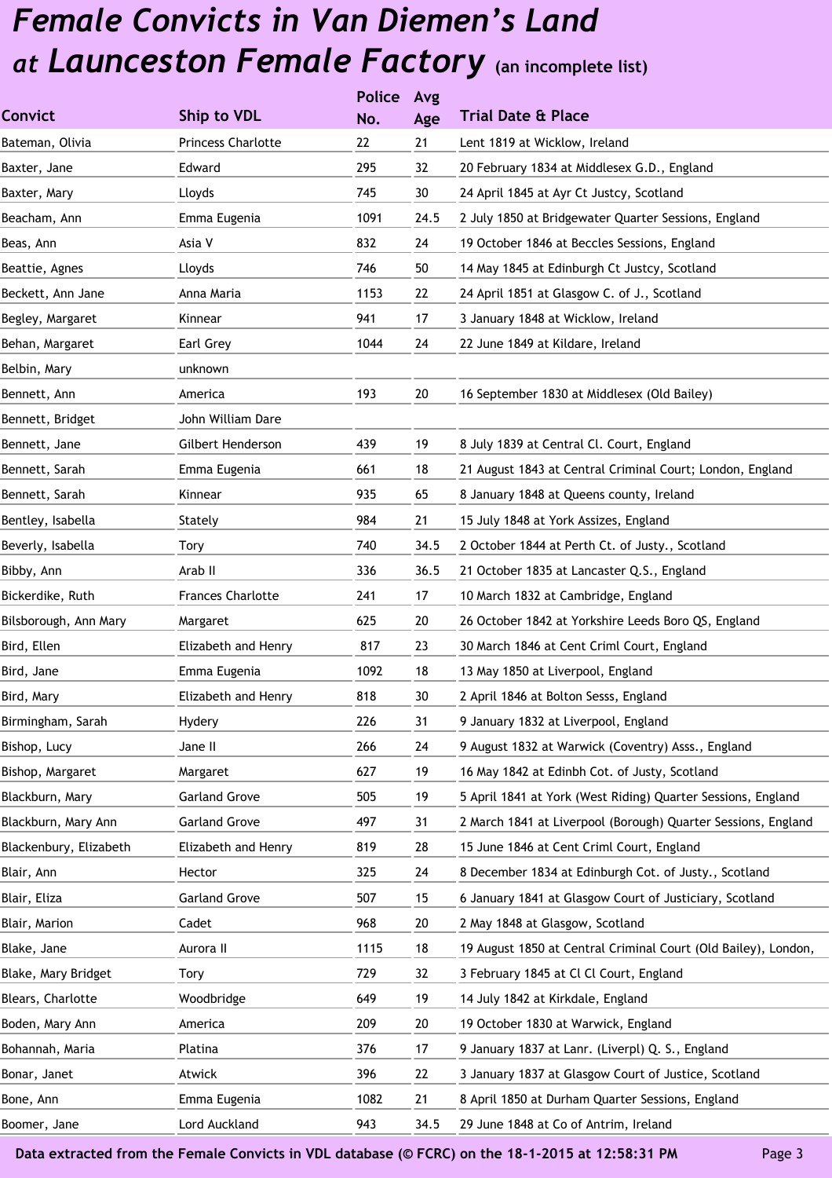# *Female Convicts in Van Diemen's Land at Launceston Female Factory* (an incomplete list)

| Convict | Ship to VDL | Police No. | Avg Age | Trial Date & Place |
|---|---|---|---|---|
| Bateman, Olivia | Princess Charlotte | 22 | 21 | Lent 1819 at Wicklow, Ireland |
| Baxter, Jane | Edward | 295 | 32 | 20 February 1834 at Middlesex G.D., England |
| Baxter, Mary | Lloyds | 745 | 30 | 24 April 1845 at Ayr Ct Justcy, Scotland |
| Beacham, Ann | Emma Eugenia | 1091 | 24.5 | 2 July 1850 at Bridgewater Quarter Sessions, England |
| Beas, Ann | Asia V | 832 | 24 | 19 October 1846 at Beccles Sessions, England |
| Beattie, Agnes | Lloyds | 746 | 50 | 14 May 1845 at Edinburgh Ct Justcy, Scotland |
| Beckett, Ann Jane | Anna Maria | 1153 | 22 | 24 April 1851 at Glasgow C. of J., Scotland |
| Begley, Margaret | Kinnear | 941 | 17 | 3 January 1848 at Wicklow, Ireland |
| Behan, Margaret | Earl Grey | 1044 | 24 | 22 June 1849 at Kildare, Ireland |
| Belbin, Mary | unknown | | | |
| Bennett, Ann | America | 193 | 20 | 16 September 1830 at Middlesex (Old Bailey) |
| Bennett, Bridget | John William Dare | | | |
| Bennett, Jane | Gilbert Henderson | 439 | 19 | 8 July 1839 at Central Cl. Court, England |
| Bennett, Sarah | Emma Eugenia | 661 | 18 | 21 August 1843 at Central Criminal Court; London, England |
| Bennett, Sarah | Kinnear | 935 | 65 | 8 January 1848 at Queens county, Ireland |
| Bentley, Isabella | Stately | 984 | 21 | 15 July 1848 at York Assizes, England |
| Beverly, Isabella | Tory | 740 | 34.5 | 2 October 1844 at Perth Ct. of Justy., Scotland |
| Bibby, Ann | Arab II | 336 | 36.5 | 21 October 1835 at Lancaster Q.S., England |
| Bickerdike, Ruth | Frances Charlotte | 241 | 17 | 10 March 1832 at Cambridge, England |
| Bilsborough, Ann Mary | Margaret | 625 | 20 | 26 October 1842 at Yorkshire Leeds Boro QS, England |
| Bird, Ellen | Elizabeth and Henry | 817 | 23 | 30 March 1846 at Cent Criml Court, England |
| Bird, Jane | Emma Eugenia | 1092 | 18 | 13 May 1850 at Liverpool, England |
| Bird, Mary | Elizabeth and Henry | 818 | 30 | 2 April 1846 at Bolton Sesss, England |
| Birmingham, Sarah | Hydery | 226 | 31 | 9 January 1832 at Liverpool, England |
| Bishop, Lucy | Jane II | 266 | 24 | 9 August 1832 at Warwick (Coventry) Asss., England |
| Bishop, Margaret | Margaret | 627 | 19 | 16 May 1842 at Edinbh Cot. of Justy, Scotland |
| Blackburn, Mary | Garland Grove | 505 | 19 | 5 April 1841 at York (West Riding) Quarter Sessions, England |
| Blackburn, Mary Ann | Garland Grove | 497 | 31 | 2 March 1841 at Liverpool (Borough) Quarter Sessions, England |
| Blackenbury, Elizabeth | Elizabeth and Henry | 819 | 28 | 15 June 1846 at Cent Criml Court, England |
| Blair, Ann | Hector | 325 | 24 | 8 December 1834 at Edinburgh Cot. of Justy., Scotland |
| Blair, Eliza | Garland Grove | 507 | 15 | 6 January 1841 at Glasgow Court of Justiciary, Scotland |
| Blair, Marion | Cadet | 968 | 20 | 2 May 1848 at Glasgow, Scotland |
| Blake, Jane | Aurora II | 1115 | 18 | 19 August 1850 at Central Criminal Court (Old Bailey), London, |
| Blake, Mary Bridget | Tory | 729 | 32 | 3 February 1845 at Cl Cl Court, England |
| Blears, Charlotte | Woodbridge | 649 | 19 | 14 July 1842 at Kirkdale, England |
| Boden, Mary Ann | America | 209 | 20 | 19 October 1830 at Warwick, England |
| Bohannah, Maria | Platina | 376 | 17 | 9 January 1837 at Lanr. (Liverpl) Q. S., England |
| Bonar, Janet | Atwick | 396 | 22 | 3 January 1837 at Glasgow Court of Justice, Scotland |
| Bone, Ann | Emma Eugenia | 1082 | 21 | 8 April 1850 at Durham Quarter Sessions, England |
| Boomer, Jane | Lord Auckland | 943 | 34.5 | 29 June 1848 at Co of Antrim, Ireland |

Data extracted from the Female Convicts in VDL database (© FCRC) on the 18-1-2015 at 12:58:31 PM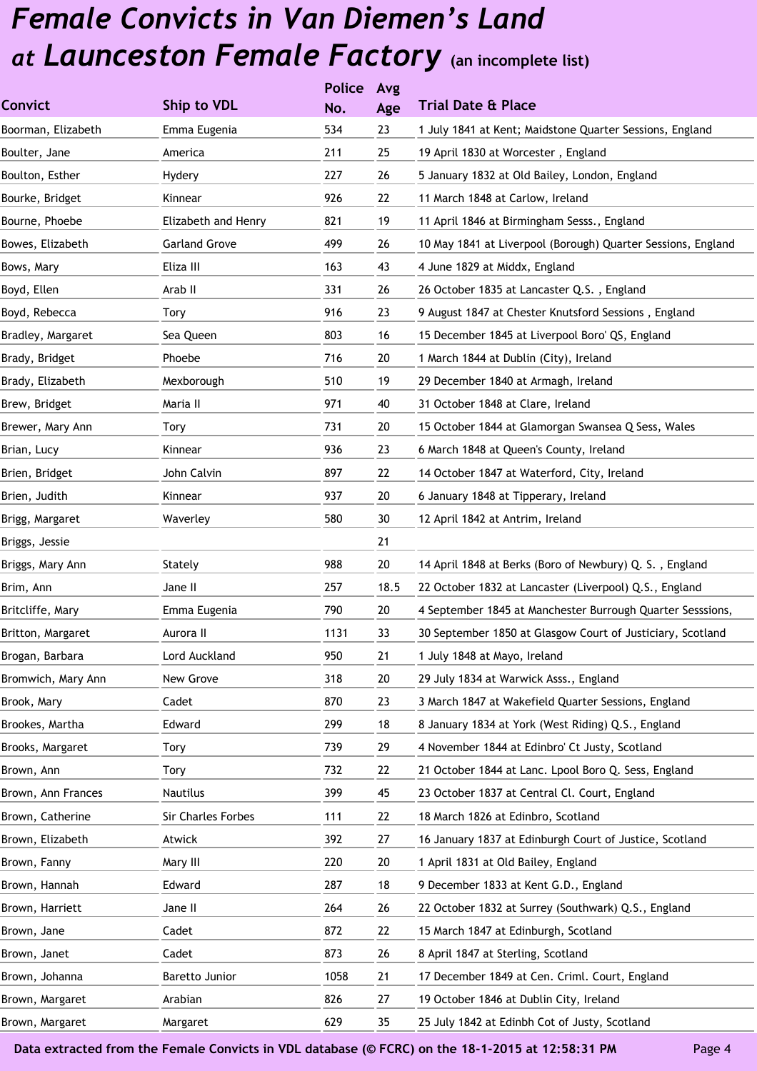# *Female Convicts in Van Diemen's Land at Launceston Female Factory* (an incomplete list)

| Convict | Ship to VDL | Police No. | Avg Age | Trial Date & Place |
|---|---|---|---|---|
| Boorman, Elizabeth | Emma Eugenia | 534 | 23 | 1 July 1841 at Kent; Maidstone Quarter Sessions, England |
| Boulter, Jane | America | 211 | 25 | 19 April 1830 at Worcester , England |
| Boulton, Esther | Hydery | 227 | 26 | 5 January 1832 at Old Bailey, London, England |
| Bourke, Bridget | Kinnear | 926 | 22 | 11 March 1848 at Carlow, Ireland |
| Bourne, Phoebe | Elizabeth and Henry | 821 | 19 | 11 April 1846 at Birmingham Sesss., England |
| Bowes, Elizabeth | Garland Grove | 499 | 26 | 10 May 1841 at Liverpool (Borough) Quarter Sessions, England |
| Bows, Mary | Eliza III | 163 | 43 | 4 June 1829 at Middx, England |
| Boyd, Ellen | Arab II | 331 | 26 | 26 October 1835 at Lancaster Q.S. , England |
| Boyd, Rebecca | Tory | 916 | 23 | 9 August 1847 at Chester Knutsford Sessions , England |
| Bradley, Margaret | Sea Queen | 803 | 16 | 15 December 1845 at Liverpool Boro' QS, England |
| Brady, Bridget | Phoebe | 716 | 20 | 1 March 1844 at Dublin (City), Ireland |
| Brady, Elizabeth | Mexborough | 510 | 19 | 29 December 1840 at Armagh, Ireland |
| Brew, Bridget | Maria II | 971 | 40 | 31 October 1848 at Clare, Ireland |
| Brewer, Mary Ann | Tory | 731 | 20 | 15 October 1844 at Glamorgan Swansea Q Sess, Wales |
| Brian, Lucy | Kinnear | 936 | 23 | 6 March 1848 at Queen's County, Ireland |
| Brien, Bridget | John Calvin | 897 | 22 | 14 October 1847 at Waterford, City, Ireland |
| Brien, Judith | Kinnear | 937 | 20 | 6 January 1848 at Tipperary, Ireland |
| Brigg, Margaret | Waverley | 580 | 30 | 12 April 1842 at Antrim, Ireland |
| Briggs, Jessie | | | 21 | |
| Briggs, Mary Ann | Stately | 988 | 20 | 14 April 1848 at Berks (Boro of Newbury) Q. S. , England |
| Brim, Ann | Jane II | 257 | 18.5 | 22 October 1832 at Lancaster (Liverpool) Q.S., England |
| Britcliffe, Mary | Emma Eugenia | 790 | 20 | 4 September 1845 at Manchester Burrough Quarter Sesssions, |
| Britton, Margaret | Aurora II | 1131 | 33 | 30 September 1850 at Glasgow Court of Justiciary, Scotland |
| Brogan, Barbara | Lord Auckland | 950 | 21 | 1 July 1848 at Mayo, Ireland |
| Bromwich, Mary Ann | New Grove | 318 | 20 | 29 July 1834 at Warwick Asss., England |
| Brook, Mary | Cadet | 870 | 23 | 3 March 1847 at Wakefield Quarter Sessions, England |
| Brookes, Martha | Edward | 299 | 18 | 8 January 1834 at York (West Riding) Q.S., England |
| Brooks, Margaret | Tory | 739 | 29 | 4 November 1844 at Edinbro' Ct Justy, Scotland |
| Brown, Ann | Tory | 732 | 22 | 21 October 1844 at Lanc. Lpool Boro Q. Sess, England |
| Brown, Ann Frances | Nautilus | 399 | 45 | 23 October 1837 at Central Cl. Court, England |
| Brown, Catherine | Sir Charles Forbes | 111 | 22 | 18 March 1826 at Edinbro, Scotland |
| Brown, Elizabeth | Atwick | 392 | 27 | 16 January 1837 at Edinburgh Court of Justice, Scotland |
| Brown, Fanny | Mary III | 220 | 20 | 1 April 1831 at Old Bailey, England |
| Brown, Hannah | Edward | 287 | 18 | 9 December 1833 at Kent G.D., England |
| Brown, Harriett | Jane II | 264 | 26 | 22 October 1832 at Surrey (Southwark) Q.S., England |
| Brown, Jane | Cadet | 872 | 22 | 15 March 1847 at Edinburgh, Scotland |
| Brown, Janet | Cadet | 873 | 26 | 8 April 1847 at Sterling, Scotland |
| Brown, Johanna | Baretto Junior | 1058 | 21 | 17 December 1849 at Cen. Criml. Court, England |
| Brown, Margaret | Arabian | 826 | 27 | 19 October 1846 at Dublin City, Ireland |
| Brown, Margaret | Margaret | 629 | 35 | 25 July 1842 at Edinbh Cot of Justy, Scotland |

Data extracted from the Female Convicts in VDL database (© FCRC) on the 18-1-2015 at 12:58:31 PM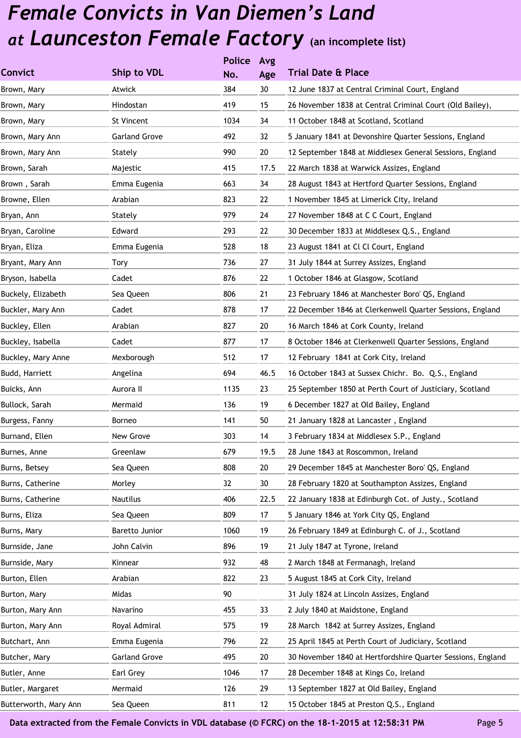# *Female Convicts in Van Diemen's Land at Launceston Female Factory* (an incomplete list)

| Convict | Ship to VDL | Police No. | Avg Age | Trial Date & Place |
|---|---|---|---|---|
| Brown, Mary | Atwick | 384 | 30 | 12 June 1837 at Central Criminal Court, England |
| Brown, Mary | Hindostan | 419 | 15 | 26 November 1838 at Central Criminal Court (Old Bailey), |
| Brown, Mary | St Vincent | 1034 | 34 | 11 October 1848 at Scotland, Scotland |
| Brown, Mary Ann | Garland Grove | 492 | 32 | 5 January 1841 at Devonshire Quarter Sessions, England |
| Brown, Mary Ann | Stately | 990 | 20 | 12 September 1848 at Middlesex General Sessions, England |
| Brown, Sarah | Majestic | 415 | 17.5 | 22 March 1838 at Warwick Assizes, England |
| Brown , Sarah | Emma Eugenia | 663 | 34 | 28 August 1843 at Hertford Quarter Sessions, England |
| Browne, Ellen | Arabian | 823 | 22 | 1 November 1845 at Limerick City, Ireland |
| Bryan, Ann | Stately | 979 | 24 | 27 November 1848 at C C Court, England |
| Bryan, Caroline | Edward | 293 | 22 | 30 December 1833 at Middlesex Q.S., England |
| Bryan, Eliza | Emma Eugenia | 528 | 18 | 23 August 1841 at Cl Cl Court, England |
| Bryant, Mary Ann | Tory | 736 | 27 | 31 July 1844 at Surrey Assizes, England |
| Bryson, Isabella | Cadet | 876 | 22 | 1 October 1846 at Glasgow, Scotland |
| Buckely, Elizabeth | Sea Queen | 806 | 21 | 23 February 1846 at Manchester Boro' QS, England |
| Buckler, Mary Ann | Cadet | 878 | 17 | 22 December 1846 at Clerkenwell Quarter Sessions, England |
| Buckley, Ellen | Arabian | 827 | 20 | 16 March 1846 at Cork County, Ireland |
| Buckley, Isabella | Cadet | 877 | 17 | 8 October 1846 at Clerkenwell Quarter Sessions, England |
| Buckley, Mary Anne | Mexborough | 512 | 17 | 12 February 1841 at Cork City, Ireland |
| Budd, Harriett | Angelina | 694 | 46.5 | 16 October 1843 at Sussex Chichr. Bo. Q.S., England |
| Buicks, Ann | Aurora II | 1135 | 23 | 25 September 1850 at Perth Court of Justiciary, Scotland |
| Bullock, Sarah | Mermaid | 136 | 19 | 6 December 1827 at Old Bailey, England |
| Burgess, Fanny | Borneo | 141 | 50 | 21 January 1828 at Lancaster , England |
| Burnand, Ellen | New Grove | 303 | 14 | 3 February 1834 at Middlesex S.P., England |
| Burnes, Anne | Greenlaw | 679 | 19.5 | 28 June 1843 at Roscommon, Ireland |
| Burns, Betsey | Sea Queen | 808 | 20 | 29 December 1845 at Manchester Boro' QS, England |
| Burns, Catherine | Morley | 32 | 30 | 28 February 1820 at Southampton Assizes, England |
| Burns, Catherine | Nautilus | 406 | 22.5 | 22 January 1838 at Edinburgh Cot. of Justy., Scotland |
| Burns, Eliza | Sea Queen | 809 | 17 | 5 January 1846 at York City QS, England |
| Burns, Mary | Baretto Junior | 1060 | 19 | 26 February 1849 at Edinburgh C. of J., Scotland |
| Burnside, Jane | John Calvin | 896 | 19 | 21 July 1847 at Tyrone, Ireland |
| Burnside, Mary | Kinnear | 932 | 48 | 2 March 1848 at Fermanagh, Ireland |
| Burton, Ellen | Arabian | 822 | 23 | 5 August 1845 at Cork City, Ireland |
| Burton, Mary | Midas | 90 | | 31 July 1824 at Lincoln Assizes, England |
| Burton, Mary Ann | Navarino | 455 | 33 | 2 July 1840 at Maidstone, England |
| Burton, Mary Ann | Royal Admiral | 575 | 19 | 28 March 1842 at Surrey Assizes, England |
| Butchart, Ann | Emma Eugenia | 796 | 22 | 25 April 1845 at Perth Court of Judiciary, Scotland |
| Butcher, Mary | Garland Grove | 495 | 20 | 30 November 1840 at Hertfordshire Quarter Sessions, England |
| Butler, Anne | Earl Grey | 1046 | 17 | 28 December 1848 at Kings Co, Ireland |
| Butler, Margaret | Mermaid | 126 | 29 | 13 September 1827 at Old Bailey, England |
| Butterworth, Mary Ann | Sea Queen | 811 | 12 | 15 October 1845 at Preston Q.S., England |

**Data extracted from the Female Convicts in VDL database (© FCRC) on the 18-1-2015 at 12:58:31 PM**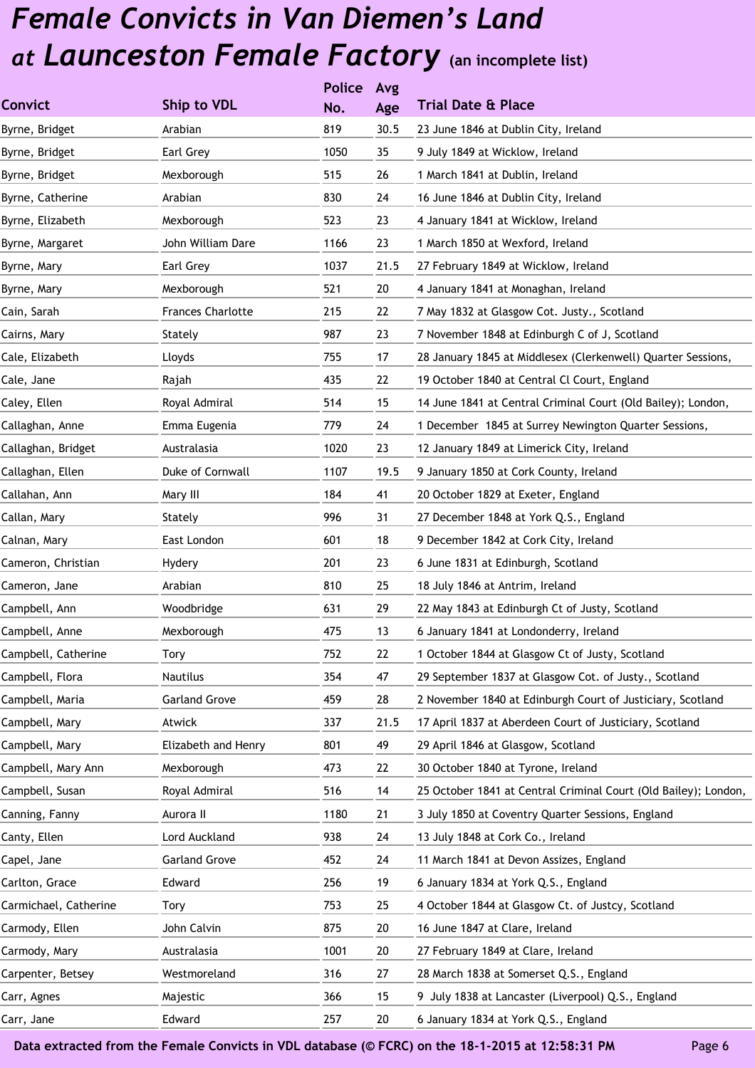# Female Convicts in Van Diemen's Land at Launceston Female Factory (an incomplete list)

| Convict | Ship to VDL | Police No. | Avg Age | Trial Date & Place |
|---|---|---|---|---|
| Byrne, Bridget | Arabian | 819 | 30.5 | 23 June 1846 at Dublin City, Ireland |
| Byrne, Bridget | Earl Grey | 1050 | 35 | 9 July 1849 at Wicklow, Ireland |
| Byrne, Bridget | Mexborough | 515 | 26 | 1 March 1841 at Dublin, Ireland |
| Byrne, Catherine | Arabian | 830 | 24 | 16 June 1846 at Dublin City, Ireland |
| Byrne, Elizabeth | Mexborough | 523 | 23 | 4 January 1841 at Wicklow, Ireland |
| Byrne, Margaret | John William Dare | 1166 | 23 | 1 March 1850 at Wexford, Ireland |
| Byrne, Mary | Earl Grey | 1037 | 21.5 | 27 February 1849 at Wicklow, Ireland |
| Byrne, Mary | Mexborough | 521 | 20 | 4 January 1841 at Monaghan, Ireland |
| Cain, Sarah | Frances Charlotte | 215 | 22 | 7 May 1832 at Glasgow Cot. Justy., Scotland |
| Cairns, Mary | Stately | 987 | 23 | 7 November 1848 at Edinburgh C of J, Scotland |
| Cale, Elizabeth | Lloyds | 755 | 17 | 28 January 1845 at Middlesex (Clerkenwell) Quarter Sessions, |
| Cale, Jane | Rajah | 435 | 22 | 19 October 1840 at Central Cl Court, England |
| Caley, Ellen | Royal Admiral | 514 | 15 | 14 June 1841 at Central Criminal Court (Old Bailey); London, |
| Callaghan, Anne | Emma Eugenia | 779 | 24 | 1 December 1845 at Surrey Newington Quarter Sessions, |
| Callaghan, Bridget | Australasia | 1020 | 23 | 12 January 1849 at Limerick City, Ireland |
| Callaghan, Ellen | Duke of Cornwall | 1107 | 19.5 | 9 January 1850 at Cork County, Ireland |
| Callahan, Ann | Mary III | 184 | 41 | 20 October 1829 at Exeter, England |
| Callan, Mary | Stately | 996 | 31 | 27 December 1848 at York Q.S., England |
| Calnan, Mary | East London | 601 | 18 | 9 December 1842 at Cork City, Ireland |
| Cameron, Christian | Hydery | 201 | 23 | 6 June 1831 at Edinburgh, Scotland |
| Cameron, Jane | Arabian | 810 | 25 | 18 July 1846 at Antrim, Ireland |
| Campbell, Ann | Woodbridge | 631 | 29 | 22 May 1843 at Edinburgh Ct of Justy, Scotland |
| Campbell, Anne | Mexborough | 475 | 13 | 6 January 1841 at Londonderry, Ireland |
| Campbell, Catherine | Tory | 752 | 22 | 1 October 1844 at Glasgow Ct of Justy, Scotland |
| Campbell, Flora | Nautilus | 354 | 47 | 29 September 1837 at Glasgow Cot. of Justy., Scotland |
| Campbell, Maria | Garland Grove | 459 | 28 | 2 November 1840 at Edinburgh Court of Justiciary, Scotland |
| Campbell, Mary | Atwick | 337 | 21.5 | 17 April 1837 at Aberdeen Court of Justiciary, Scotland |
| Campbell, Mary | Elizabeth and Henry | 801 | 49 | 29 April 1846 at Glasgow, Scotland |
| Campbell, Mary Ann | Mexborough | 473 | 22 | 30 October 1840 at Tyrone, Ireland |
| Campbell, Susan | Royal Admiral | 516 | 14 | 25 October 1841 at Central Criminal Court (Old Bailey); London, |
| Canning, Fanny | Aurora II | 1180 | 21 | 3 July 1850 at Coventry Quarter Sessions, England |
| Canty, Ellen | Lord Auckland | 938 | 24 | 13 July 1848 at Cork Co., Ireland |
| Capel, Jane | Garland Grove | 452 | 24 | 11 March 1841 at Devon Assizes, England |
| Carlton, Grace | Edward | 256 | 19 | 6 January 1834 at York Q.S., England |
| Carmichael, Catherine | Tory | 753 | 25 | 4 October 1844 at Glasgow Ct. of Justcy, Scotland |
| Carmody, Ellen | John Calvin | 875 | 20 | 16 June 1847 at Clare, Ireland |
| Carmody, Mary | Australasia | 1001 | 20 | 27 February 1849 at Clare, Ireland |
| Carpenter, Betsey | Westmoreland | 316 | 27 | 28 March 1838 at Somerset Q.S., England |
| Carr, Agnes | Majestic | 366 | 15 | 9 July 1838 at Lancaster (Liverpool) Q.S., England |
| Carr, Jane | Edward | 257 | 20 | 6 January 1834 at York Q.S., England |

Data extracted from the Female Convicts in VDL database (© FCRC) on the 18-1-2015 at 12:58:31 PM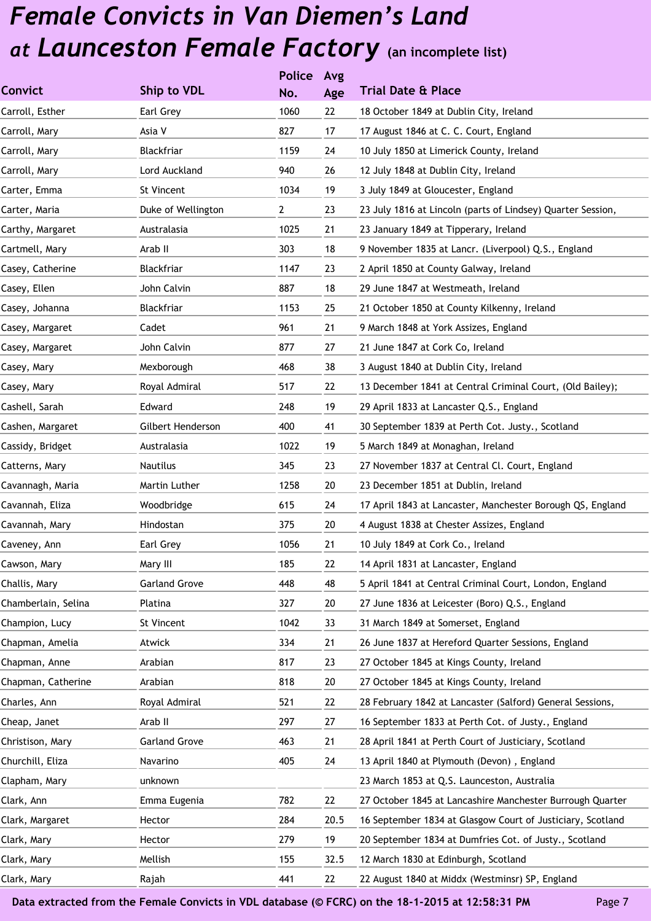# Female Convicts in Van Diemen's Land at Launceston Female Factory (an incomplete list)

| Convict | Ship to VDL | Police No. | Avg Age | Trial Date & Place |
|---|---|---|---|---|
| Carroll, Esther | Earl Grey | 1060 | 22 | 18 October 1849 at Dublin City, Ireland |
| Carroll, Mary | Asia V | 827 | 17 | 17 August 1846 at C. C. Court, England |
| Carroll, Mary | Blackfriar | 1159 | 24 | 10 July 1850 at Limerick County, Ireland |
| Carroll, Mary | Lord Auckland | 940 | 26 | 12 July 1848 at Dublin City, Ireland |
| Carter, Emma | St Vincent | 1034 | 19 | 3 July 1849 at Gloucester, England |
| Carter, Maria | Duke of Wellington | 2 | 23 | 23 July 1816 at Lincoln (parts of Lindsey) Quarter Session, |
| Carthy, Margaret | Australasia | 1025 | 21 | 23 January 1849 at Tipperary, Ireland |
| Cartmell, Mary | Arab II | 303 | 18 | 9 November 1835 at Lancr. (Liverpool) Q.S., England |
| Casey, Catherine | Blackfriar | 1147 | 23 | 2 April 1850 at County Galway, Ireland |
| Casey, Ellen | John Calvin | 887 | 18 | 29 June 1847 at Westmeath, Ireland |
| Casey, Johanna | Blackfriar | 1153 | 25 | 21 October 1850 at County Kilkenny, Ireland |
| Casey, Margaret | Cadet | 961 | 21 | 9 March 1848 at York Assizes, England |
| Casey, Margaret | John Calvin | 877 | 27 | 21 June 1847 at Cork Co, Ireland |
| Casey, Mary | Mexborough | 468 | 38 | 3 August 1840 at Dublin City, Ireland |
| Casey, Mary | Royal Admiral | 517 | 22 | 13 December 1841 at Central Criminal Court, (Old Bailey); |
| Cashell, Sarah | Edward | 248 | 19 | 29 April 1833 at Lancaster Q.S., England |
| Cashen, Margaret | Gilbert Henderson | 400 | 41 | 30 September 1839 at Perth Cot. Justy., Scotland |
| Cassidy, Bridget | Australasia | 1022 | 19 | 5 March 1849 at Monaghan, Ireland |
| Catterns, Mary | Nautilus | 345 | 23 | 27 November 1837 at Central Cl. Court, England |
| Cavannagh, Maria | Martin Luther | 1258 | 20 | 23 December 1851 at Dublin, Ireland |
| Cavannah, Eliza | Woodbridge | 615 | 24 | 17 April 1843 at Lancaster, Manchester Borough QS, England |
| Cavannah, Mary | Hindostan | 375 | 20 | 4 August 1838 at Chester Assizes, England |
| Caveney, Ann | Earl Grey | 1056 | 21 | 10 July 1849 at Cork Co., Ireland |
| Cawson, Mary | Mary III | 185 | 22 | 14 April 1831 at Lancaster, England |
| Challis, Mary | Garland Grove | 448 | 48 | 5 April 1841 at Central Criminal Court, London, England |
| Chamberlain, Selina | Platina | 327 | 20 | 27 June 1836 at Leicester (Boro) Q.S., England |
| Champion, Lucy | St Vincent | 1042 | 33 | 31 March 1849 at Somerset, England |
| Chapman, Amelia | Atwick | 334 | 21 | 26 June 1837 at Hereford Quarter Sessions, England |
| Chapman, Anne | Arabian | 817 | 23 | 27 October 1845 at Kings County, Ireland |
| Chapman, Catherine | Arabian | 818 | 20 | 27 October 1845 at Kings County, Ireland |
| Charles, Ann | Royal Admiral | 521 | 22 | 28 February 1842 at Lancaster (Salford) General Sessions, |
| Cheap, Janet | Arab II | 297 | 27 | 16 September 1833 at Perth Cot. of Justy., England |
| Christison, Mary | Garland Grove | 463 | 21 | 28 April 1841 at Perth Court of Justiciary, Scotland |
| Churchill, Eliza | Navarino | 405 | 24 | 13 April 1840 at Plymouth (Devon) , England |
| Clapham, Mary | unknown | | | 23 March 1853 at Q.S. Launceston, Australia |
| Clark, Ann | Emma Eugenia | 782 | 22 | 27 October 1845 at Lancashire Manchester Burrough Quarter |
| Clark, Margaret | Hector | 284 | 20.5 | 16 September 1834 at Glasgow Court of Justiciary, Scotland |
| Clark, Mary | Hector | 279 | 19 | 20 September 1834 at Dumfries Cot. of Justy., Scotland |
| Clark, Mary | Mellish | 155 | 32.5 | 12 March 1830 at Edinburgh, Scotland |
| Clark, Mary | Rajah | 441 | 22 | 22 August 1840 at Middx (Westminsr) SP, England |

Data extracted from the Female Convicts in VDL database (© FCRC) on the 18-1-2015 at 12:58:31 PM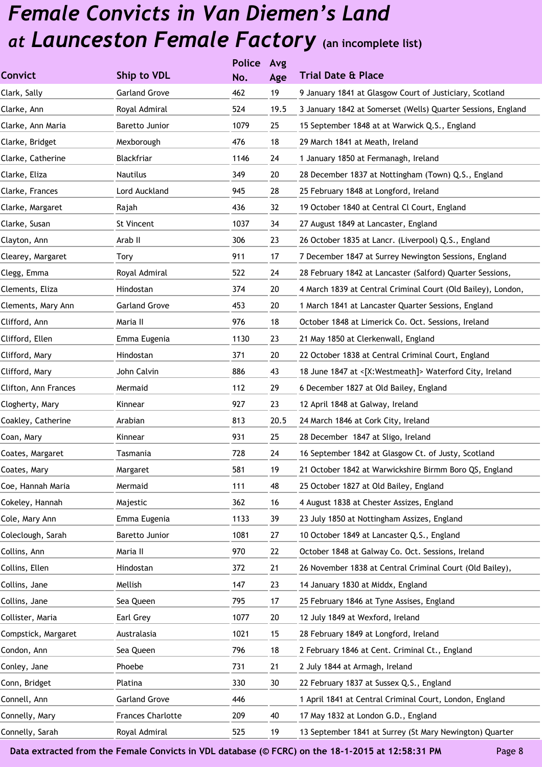# *Female Convicts in Van Diemen's Land at Launceston Female Factory* (an incomplete list)

| Convict | Ship to VDL | Police No. | Avg Age | Trial Date & Place |
|---|---|---|---|---|
| Clark, Sally | Garland Grove | 462 | 19 | 9 January 1841 at Glasgow Court of Justiciary, Scotland |
| Clarke, Ann | Royal Admiral | 524 | 19.5 | 3 January 1842 at Somerset (Wells) Quarter Sessions, England |
| Clarke, Ann Maria | Baretto Junior | 1079 | 25 | 15 September 1848 at at Warwick Q.S., England |
| Clarke, Bridget | Mexborough | 476 | 18 | 29 March 1841 at Meath, Ireland |
| Clarke, Catherine | Blackfriar | 1146 | 24 | 1 January 1850 at Fermanagh, Ireland |
| Clarke, Eliza | Nautilus | 349 | 20 | 28 December 1837 at Nottingham (Town) Q.S., England |
| Clarke, Frances | Lord Auckland | 945 | 28 | 25 February 1848 at Longford, Ireland |
| Clarke, Margaret | Rajah | 436 | 32 | 19 October 1840 at Central Cl Court, England |
| Clarke, Susan | St Vincent | 1037 | 34 | 27 August 1849 at Lancaster, England |
| Clayton, Ann | Arab II | 306 | 23 | 26 October 1835 at Lancr. (Liverpool) Q.S., England |
| Clearey, Margaret | Tory | 911 | 17 | 7 December 1847 at Surrey Newington Sessions, England |
| Clegg, Emma | Royal Admiral | 522 | 24 | 28 February 1842 at Lancaster (Salford) Quarter Sessions, |
| Clements, Eliza | Hindostan | 374 | 20 | 4 March 1839 at Central Criminal Court (Old Bailey), London, |
| Clements, Mary Ann | Garland Grove | 453 | 20 | 1 March 1841 at Lancaster Quarter Sessions, England |
| Clifford, Ann | Maria II | 976 | 18 | October 1848 at Limerick Co. Oct. Sessions, Ireland |
| Clifford, Ellen | Emma Eugenia | 1130 | 23 | 21 May 1850 at Clerkenwall, England |
| Clifford, Mary | Hindostan | 371 | 20 | 22 October 1838 at Central Criminal Court, England |
| Clifford, Mary | John Calvin | 886 | 43 | 18 June 1847 at <[X:Westmeath]> Waterford City, Ireland |
| Clifton, Ann Frances | Mermaid | 112 | 29 | 6 December 1827 at Old Bailey, England |
| Clogherty, Mary | Kinnear | 927 | 23 | 12 April 1848 at Galway, Ireland |
| Coakley, Catherine | Arabian | 813 | 20.5 | 24 March 1846 at Cork City, Ireland |
| Coan, Mary | Kinnear | 931 | 25 | 28 December 1847 at Sligo, Ireland |
| Coates, Margaret | Tasmania | 728 | 24 | 16 September 1842 at Glasgow Ct. of Justy, Scotland |
| Coates, Mary | Margaret | 581 | 19 | 21 October 1842 at Warwickshire Birmm Boro QS, England |
| Coe, Hannah Maria | Mermaid | 111 | 48 | 25 October 1827 at Old Bailey, England |
| Cokeley, Hannah | Majestic | 362 | 16 | 4 August 1838 at Chester Assizes, England |
| Cole, Mary Ann | Emma Eugenia | 1133 | 39 | 23 July 1850 at Nottingham Assizes, England |
| Coleclough, Sarah | Baretto Junior | 1081 | 27 | 10 October 1849 at Lancaster Q.S., England |
| Collins, Ann | Maria II | 970 | 22 | October 1848 at Galway Co. Oct. Sessions, Ireland |
| Collins, Ellen | Hindostan | 372 | 21 | 26 November 1838 at Central Criminal Court (Old Bailey), |
| Collins, Jane | Mellish | 147 | 23 | 14 January 1830 at Middx, England |
| Collins, Jane | Sea Queen | 795 | 17 | 25 February 1846 at Tyne Assises, England |
| Collister, Maria | Earl Grey | 1077 | 20 | 12 July 1849 at Wexford, Ireland |
| Compstick, Margaret | Australasia | 1021 | 15 | 28 February 1849 at Longford, Ireland |
| Condon, Ann | Sea Queen | 796 | 18 | 2 February 1846 at Cent. Criminal Ct., England |
| Conley, Jane | Phoebe | 731 | 21 | 2 July 1844 at Armagh, Ireland |
| Conn, Bridget | Platina | 330 | 30 | 22 February 1837 at Sussex Q.S., England |
| Connell, Ann | Garland Grove | 446 | | 1 April 1841 at Central Criminal Court, London, England |
| Connelly, Mary | Frances Charlotte | 209 | 40 | 17 May 1832 at London G.D., England |
| Connelly, Sarah | Royal Admiral | 525 | 19 | 13 September 1841 at Surrey (St Mary Newington) Quarter |

Data extracted from the Female Convicts in VDL database (© FCRC) on the 18-1-2015 at 12:58:31 PM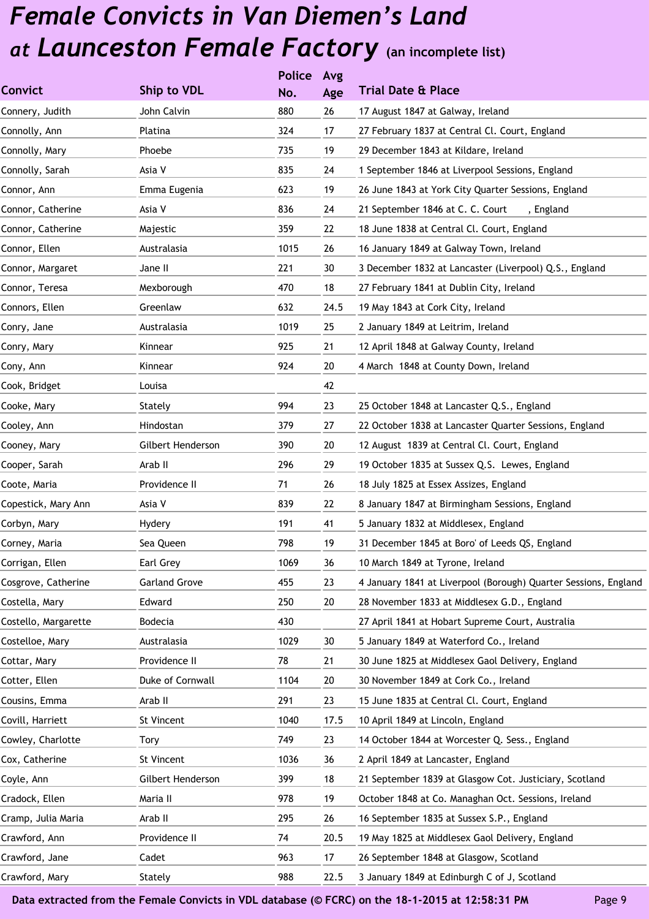# *Female Convicts in Van Diemen's Land at Launceston Female Factory* (an incomplete list)

| Convict | Ship to VDL | Police No. | Avg Age | Trial Date & Place |
|---|---|---|---|---|
| Connery, Judith | John Calvin | 880 | 26 | 17 August 1847 at Galway, Ireland |
| Connolly, Ann | Platina | 324 | 17 | 27 February 1837 at Central Cl. Court, England |
| Connolly, Mary | Phoebe | 735 | 19 | 29 December 1843 at Kildare, Ireland |
| Connolly, Sarah | Asia V | 835 | 24 | 1 September 1846 at Liverpool Sessions, England |
| Connor, Ann | Emma Eugenia | 623 | 19 | 26 June 1843 at York City Quarter Sessions, England |
| Connor, Catherine | Asia V | 836 | 24 | 21 September 1846 at C. C. Court , England |
| Connor, Catherine | Majestic | 359 | 22 | 18 June 1838 at Central Cl. Court, England |
| Connor, Ellen | Australasia | 1015 | 26 | 16 January 1849 at Galway Town, Ireland |
| Connor, Margaret | Jane II | 221 | 30 | 3 December 1832 at Lancaster (Liverpool) Q.S., England |
| Connor, Teresa | Mexborough | 470 | 18 | 27 February 1841 at Dublin City, Ireland |
| Connors, Ellen | Greenlaw | 632 | 24.5 | 19 May 1843 at Cork City, Ireland |
| Conry, Jane | Australasia | 1019 | 25 | 2 January 1849 at Leitrim, Ireland |
| Conry, Mary | Kinnear | 925 | 21 | 12 April 1848 at Galway County, Ireland |
| Cony, Ann | Kinnear | 924 | 20 | 4 March 1848 at County Down, Ireland |
| Cook, Bridget | Louisa | | 42 | |
| Cooke, Mary | Stately | 994 | 23 | 25 October 1848 at Lancaster Q.S., England |
| Cooley, Ann | Hindostan | 379 | 27 | 22 October 1838 at Lancaster Quarter Sessions, England |
| Cooney, Mary | Gilbert Henderson | 390 | 20 | 12 August 1839 at Central Cl. Court, England |
| Cooper, Sarah | Arab II | 296 | 29 | 19 October 1835 at Sussex Q.S. Lewes, England |
| Coote, Maria | Providence II | 71 | 26 | 18 July 1825 at Essex Assizes, England |
| Copestick, Mary Ann | Asia V | 839 | 22 | 8 January 1847 at Birmingham Sessions, England |
| Corbyn, Mary | Hydery | 191 | 41 | 5 January 1832 at Middlesex, England |
| Corney, Maria | Sea Queen | 798 | 19 | 31 December 1845 at Boro' of Leeds QS, England |
| Corrigan, Ellen | Earl Grey | 1069 | 36 | 10 March 1849 at Tyrone, Ireland |
| Cosgrove, Catherine | Garland Grove | 455 | 23 | 4 January 1841 at Liverpool (Borough) Quarter Sessions, England |
| Costella, Mary | Edward | 250 | 20 | 28 November 1833 at Middlesex G.D., England |
| Costello, Margarette | Bodecia | 430 | | 27 April 1841 at Hobart Supreme Court, Australia |
| Costelloe, Mary | Australasia | 1029 | 30 | 5 January 1849 at Waterford Co., Ireland |
| Cottar, Mary | Providence II | 78 | 21 | 30 June 1825 at Middlesex Gaol Delivery, England |
| Cotter, Ellen | Duke of Cornwall | 1104 | 20 | 30 November 1849 at Cork Co., Ireland |
| Cousins, Emma | Arab II | 291 | 23 | 15 June 1835 at Central Cl. Court, England |
| Covill, Harriett | St Vincent | 1040 | 17.5 | 10 April 1849 at Lincoln, England |
| Cowley, Charlotte | Tory | 749 | 23 | 14 October 1844 at Worcester Q. Sess., England |
| Cox, Catherine | St Vincent | 1036 | 36 | 2 April 1849 at Lancaster, England |
| Coyle, Ann | Gilbert Henderson | 399 | 18 | 21 September 1839 at Glasgow Cot. Justiciary, Scotland |
| Cradock, Ellen | Maria II | 978 | 19 | October 1848 at Co. Managhan Oct. Sessions, Ireland |
| Cramp, Julia Maria | Arab II | 295 | 26 | 16 September 1835 at Sussex S.P., England |
| Crawford, Ann | Providence II | 74 | 20.5 | 19 May 1825 at Middlesex Gaol Delivery, England |
| Crawford, Jane | Cadet | 963 | 17 | 26 September 1848 at Glasgow, Scotland |
| Crawford, Mary | Stately | 988 | 22.5 | 3 January 1849 at Edinburgh C of J, Scotland |

Data extracted from the Female Convicts in VDL database (© FCRC) on the 18-1-2015 at 12:58:31 PM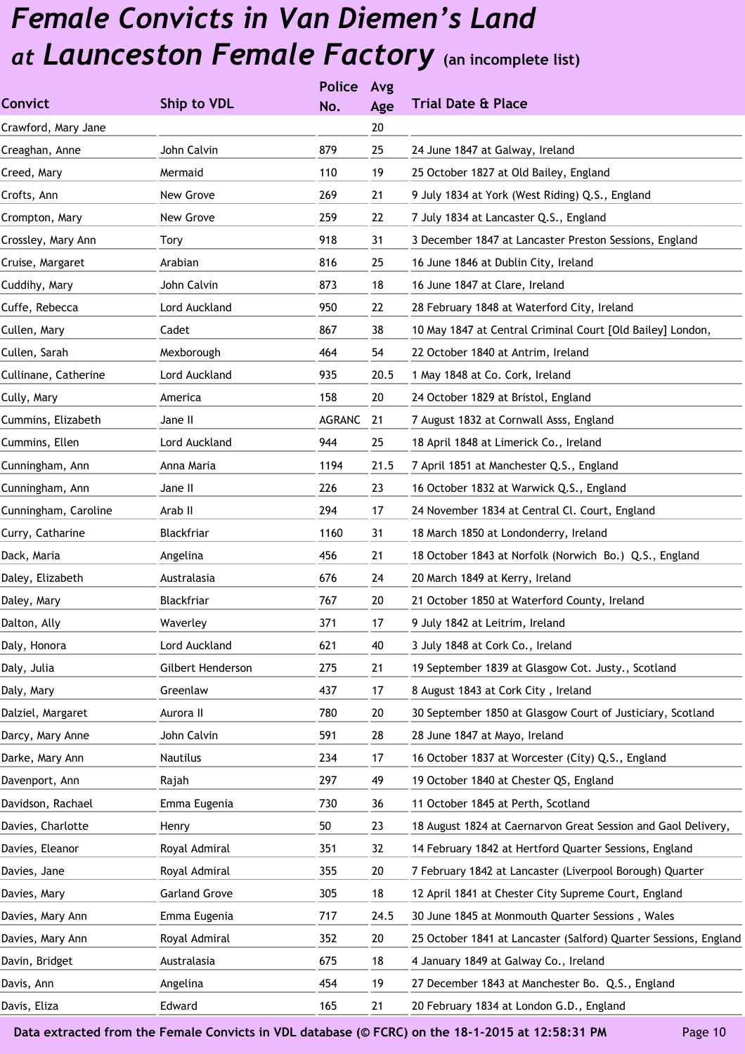# *Female Convicts in Van Diemen's Land at Launceston Female Factory* (an incomplete list)

| Convict | Ship to VDL | Police No. | Avg Age | Trial Date & Place |
|---|---|---|---|---|
| Crawford, Mary Jane | | | 20 | |
| Creaghan, Anne | John Calvin | 879 | 25 | 24 June 1847 at Galway, Ireland |
| Creed, Mary | Mermaid | 110 | 19 | 25 October 1827 at Old Bailey, England |
| Crofts, Ann | New Grove | 269 | 21 | 9 July 1834 at York (West Riding) Q.S., England |
| Crompton, Mary | New Grove | 259 | 22 | 7 July 1834 at Lancaster Q.S., England |
| Crossley, Mary Ann | Tory | 918 | 31 | 3 December 1847 at Lancaster Preston Sessions, England |
| Cruise, Margaret | Arabian | 816 | 25 | 16 June 1846 at Dublin City, Ireland |
| Cuddihy, Mary | John Calvin | 873 | 18 | 16 June 1847 at Clare, Ireland |
| Cuffe, Rebecca | Lord Auckland | 950 | 22 | 28 February 1848 at Waterford City, Ireland |
| Cullen, Mary | Cadet | 867 | 38 | 10 May 1847 at Central Criminal Court [Old Bailey] London, |
| Cullen, Sarah | Mexborough | 464 | 54 | 22 October 1840 at Antrim, Ireland |
| Cullinane, Catherine | Lord Auckland | 935 | 20.5 | 1 May 1848 at Co. Cork, Ireland |
| Cully, Mary | America | 158 | 20 | 24 October 1829 at Bristol, England |
| Cummins, Elizabeth | Jane II | AGRANC | 21 | 7 August 1832 at Cornwall Asss, England |
| Cummins, Ellen | Lord Auckland | 944 | 25 | 18 April 1848 at Limerick Co., Ireland |
| Cunningham, Ann | Anna Maria | 1194 | 21.5 | 7 April 1851 at Manchester Q.S., England |
| Cunningham, Ann | Jane II | 226 | 23 | 16 October 1832 at Warwick Q.S., England |
| Cunningham, Caroline | Arab II | 294 | 17 | 24 November 1834 at Central Cl. Court, England |
| Curry, Catharine | Blackfriar | 1160 | 31 | 18 March 1850 at Londonderry, Ireland |
| Dack, Maria | Angelina | 456 | 21 | 18 October 1843 at Norfolk (Norwich Bo.) Q.S., England |
| Daley, Elizabeth | Australasia | 676 | 24 | 20 March 1849 at Kerry, Ireland |
| Daley, Mary | Blackfriar | 767 | 20 | 21 October 1850 at Waterford County, Ireland |
| Dalton, Ally | Waverley | 371 | 17 | 9 July 1842 at Leitrim, Ireland |
| Daly, Honora | Lord Auckland | 621 | 40 | 3 July 1848 at Cork Co., Ireland |
| Daly, Julia | Gilbert Henderson | 275 | 21 | 19 September 1839 at Glasgow Cot. Justy., Scotland |
| Daly, Mary | Greenlaw | 437 | 17 | 8 August 1843 at Cork City , Ireland |
| Dalziel, Margaret | Aurora II | 780 | 20 | 30 September 1850 at Glasgow Court of Justiciary, Scotland |
| Darcy, Mary Anne | John Calvin | 591 | 28 | 28 June 1847 at Mayo, Ireland |
| Darke, Mary Ann | Nautilus | 234 | 17 | 16 October 1837 at Worcester (City) Q.S., England |
| Davenport, Ann | Rajah | 297 | 49 | 19 October 1840 at Chester QS, England |
| Davidson, Rachael | Emma Eugenia | 730 | 36 | 11 October 1845 at Perth, Scotland |
| Davies, Charlotte | Henry | 50 | 23 | 18 August 1824 at Caernarvon Great Session and Gaol Delivery, |
| Davies, Eleanor | Royal Admiral | 351 | 32 | 14 February 1842 at Hertford Quarter Sessions, England |
| Davies, Jane | Royal Admiral | 355 | 20 | 7 February 1842 at Lancaster (Liverpool Borough) Quarter |
| Davies, Mary | Garland Grove | 305 | 18 | 12 April 1841 at Chester City Supreme Court, England |
| Davies, Mary Ann | Emma Eugenia | 717 | 24.5 | 30 June 1845 at Monmouth Quarter Sessions , Wales |
| Davies, Mary Ann | Royal Admiral | 352 | 20 | 25 October 1841 at Lancaster (Salford) Quarter Sessions, England |
| Davin, Bridget | Australasia | 675 | 18 | 4 January 1849 at Galway Co., Ireland |
| Davis, Ann | Angelina | 454 | 19 | 27 December 1843 at Manchester Bo. Q.S., England |
| Davis, Eliza | Edward | 165 | 21 | 20 February 1834 at London G.D., England |

Data extracted from the Female Convicts in VDL database (© FCRC) on the 18-1-2015 at 12:58:31 PM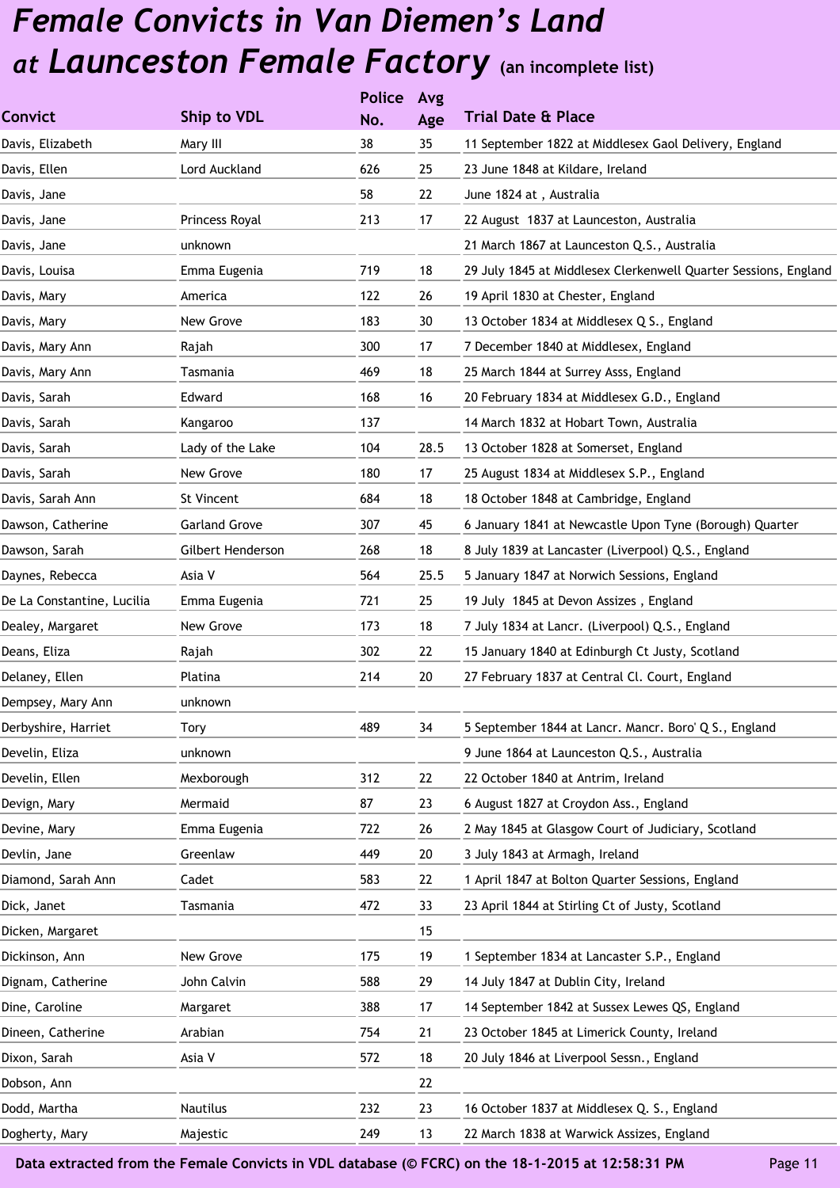# *Female Convicts in Van Diemen's Land at Launceston Female Factory* (an incomplete list)

| Convict | Ship to VDL | Police No. | Avg Age | Trial Date & Place |
|---|---|---|---|---|
| Davis, Elizabeth | Mary III | 38 | 35 | 11 September 1822 at Middlesex Gaol Delivery, England |
| Davis, Ellen | Lord Auckland | 626 | 25 | 23 June 1848 at Kildare, Ireland |
| Davis, Jane | | 58 | 22 | June 1824 at , Australia |
| Davis, Jane | Princess Royal | 213 | 17 | 22 August 1837 at Launceston, Australia |
| Davis, Jane | unknown | | | 21 March 1867 at Launceston Q.S., Australia |
| Davis, Louisa | Emma Eugenia | 719 | 18 | 29 July 1845 at Middlesex Clerkenwell Quarter Sessions, England |
| Davis, Mary | America | 122 | 26 | 19 April 1830 at Chester, England |
| Davis, Mary | New Grove | 183 | 30 | 13 October 1834 at Middlesex Q S., England |
| Davis, Mary Ann | Rajah | 300 | 17 | 7 December 1840 at Middlesex, England |
| Davis, Mary Ann | Tasmania | 469 | 18 | 25 March 1844 at Surrey Asss, England |
| Davis, Sarah | Edward | 168 | 16 | 20 February 1834 at Middlesex G.D., England |
| Davis, Sarah | Kangaroo | 137 | | 14 March 1832 at Hobart Town, Australia |
| Davis, Sarah | Lady of the Lake | 104 | 28.5 | 13 October 1828 at Somerset, England |
| Davis, Sarah | New Grove | 180 | 17 | 25 August 1834 at Middlesex S.P., England |
| Davis, Sarah Ann | St Vincent | 684 | 18 | 18 October 1848 at Cambridge, England |
| Dawson, Catherine | Garland Grove | 307 | 45 | 6 January 1841 at Newcastle Upon Tyne (Borough) Quarter |
| Dawson, Sarah | Gilbert Henderson | 268 | 18 | 8 July 1839 at Lancaster (Liverpool) Q.S., England |
| Daynes, Rebecca | Asia V | 564 | 25.5 | 5 January 1847 at Norwich Sessions, England |
| De La Constantine, Lucilia | Emma Eugenia | 721 | 25 | 19 July 1845 at Devon Assizes , England |
| Dealey, Margaret | New Grove | 173 | 18 | 7 July 1834 at Lancr. (Liverpool) Q.S., England |
| Deans, Eliza | Rajah | 302 | 22 | 15 January 1840 at Edinburgh Ct Justy, Scotland |
| Delaney, Ellen | Platina | 214 | 20 | 27 February 1837 at Central Cl. Court, England |
| Dempsey, Mary Ann | unknown | | | |
| Derbyshire, Harriet | Tory | 489 | 34 | 5 September 1844 at Lancr. Mancr. Boro' Q S., England |
| Develin, Eliza | unknown | | | 9 June 1864 at Launceston Q.S., Australia |
| Develin, Ellen | Mexborough | 312 | 22 | 22 October 1840 at Antrim, Ireland |
| Devign, Mary | Mermaid | 87 | 23 | 6 August 1827 at Croydon Ass., England |
| Devine, Mary | Emma Eugenia | 722 | 26 | 2 May 1845 at Glasgow Court of Judiciary, Scotland |
| Devlin, Jane | Greenlaw | 449 | 20 | 3 July 1843 at Armagh, Ireland |
| Diamond, Sarah Ann | Cadet | 583 | 22 | 1 April 1847 at Bolton Quarter Sessions, England |
| Dick, Janet | Tasmania | 472 | 33 | 23 April 1844 at Stirling Ct of Justy, Scotland |
| Dicken, Margaret | | | 15 | |
| Dickinson, Ann | New Grove | 175 | 19 | 1 September 1834 at Lancaster S.P., England |
| Dignam, Catherine | John Calvin | 588 | 29 | 14 July 1847 at Dublin City, Ireland |
| Dine, Caroline | Margaret | 388 | 17 | 14 September 1842 at Sussex Lewes QS, England |
| Dineen, Catherine | Arabian | 754 | 21 | 23 October 1845 at Limerick County, Ireland |
| Dixon, Sarah | Asia V | 572 | 18 | 20 July 1846 at Liverpool Sessn., England |
| Dobson, Ann | | | 22 | |
| Dodd, Martha | Nautilus | 232 | 23 | 16 October 1837 at Middlesex Q. S., England |
| Dogherty, Mary | Majestic | 249 | 13 | 22 March 1838 at Warwick Assizes, England |

**Data extracted from the Female Convicts in VDL database (© FCRC) on the 18-1-2015 at 12:58:31 PM**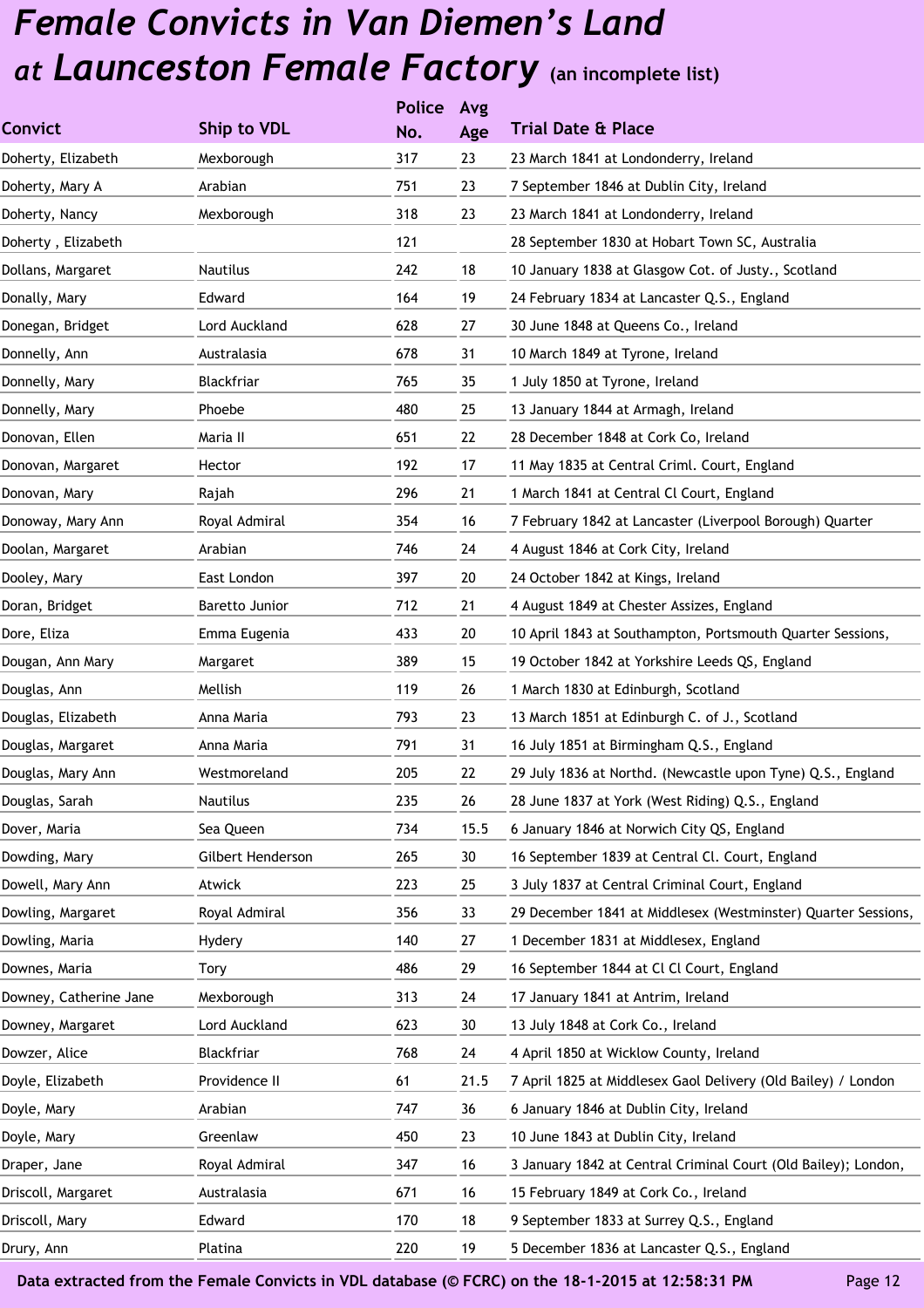# Female Convicts in Van Diemen's Land at Launceston Female Factory (an incomplete list)

| Convict | Ship to VDL | Police No. | Avg Age | Trial Date & Place |
|---|---|---|---|---|
| Doherty, Elizabeth | Mexborough | 317 | 23 | 23 March 1841 at Londonderry, Ireland |
| Doherty, Mary A | Arabian | 751 | 23 | 7 September 1846 at Dublin City, Ireland |
| Doherty, Nancy | Mexborough | 318 | 23 | 23 March 1841 at Londonderry, Ireland |
| Doherty , Elizabeth | | 121 | | 28 September 1830 at Hobart Town SC, Australia |
| Dollans, Margaret | Nautilus | 242 | 18 | 10 January 1838 at Glasgow Cot. of Justy., Scotland |
| Donally, Mary | Edward | 164 | 19 | 24 February 1834 at Lancaster Q.S., England |
| Donegan, Bridget | Lord Auckland | 628 | 27 | 30 June 1848 at Queens Co., Ireland |
| Donnelly, Ann | Australasia | 678 | 31 | 10 March 1849 at Tyrone, Ireland |
| Donnelly, Mary | Blackfriar | 765 | 35 | 1 July 1850 at Tyrone, Ireland |
| Donnelly, Mary | Phoebe | 480 | 25 | 13 January 1844 at Armagh, Ireland |
| Donovan, Ellen | Maria II | 651 | 22 | 28 December 1848 at Cork Co, Ireland |
| Donovan, Margaret | Hector | 192 | 17 | 11 May 1835 at Central Criml. Court, England |
| Donovan, Mary | Rajah | 296 | 21 | 1 March 1841 at Central Cl Court, England |
| Donoway, Mary Ann | Royal Admiral | 354 | 16 | 7 February 1842 at Lancaster (Liverpool Borough) Quarter |
| Doolan, Margaret | Arabian | 746 | 24 | 4 August 1846 at Cork City, Ireland |
| Dooley, Mary | East London | 397 | 20 | 24 October 1842 at Kings, Ireland |
| Doran, Bridget | Baretto Junior | 712 | 21 | 4 August 1849 at Chester Assizes, England |
| Dore, Eliza | Emma Eugenia | 433 | 20 | 10 April 1843 at Southampton, Portsmouth Quarter Sessions, |
| Dougan, Ann Mary | Margaret | 389 | 15 | 19 October 1842 at Yorkshire Leeds QS, England |
| Douglas, Ann | Mellish | 119 | 26 | 1 March 1830 at Edinburgh, Scotland |
| Douglas, Elizabeth | Anna Maria | 793 | 23 | 13 March 1851 at Edinburgh C. of J., Scotland |
| Douglas, Margaret | Anna Maria | 791 | 31 | 16 July 1851 at Birmingham Q.S., England |
| Douglas, Mary Ann | Westmoreland | 205 | 22 | 29 July 1836 at Northd. (Newcastle upon Tyne) Q.S., England |
| Douglas, Sarah | Nautilus | 235 | 26 | 28 June 1837 at York (West Riding) Q.S., England |
| Dover, Maria | Sea Queen | 734 | 15.5 | 6 January 1846 at Norwich City QS, England |
| Dowding, Mary | Gilbert Henderson | 265 | 30 | 16 September 1839 at Central Cl. Court, England |
| Dowell, Mary Ann | Atwick | 223 | 25 | 3 July 1837 at Central Criminal Court, England |
| Dowling, Margaret | Royal Admiral | 356 | 33 | 29 December 1841 at Middlesex (Westminster) Quarter Sessions, |
| Dowling, Maria | Hydery | 140 | 27 | 1 December 1831 at Middlesex, England |
| Downes, Maria | Tory | 486 | 29 | 16 September 1844 at Cl Cl Court, England |
| Downey, Catherine Jane | Mexborough | 313 | 24 | 17 January 1841 at Antrim, Ireland |
| Downey, Margaret | Lord Auckland | 623 | 30 | 13 July 1848 at Cork Co., Ireland |
| Dowzer, Alice | Blackfriar | 768 | 24 | 4 April 1850 at Wicklow County, Ireland |
| Doyle, Elizabeth | Providence II | 61 | 21.5 | 7 April 1825 at Middlesex Gaol Delivery (Old Bailey) / London |
| Doyle, Mary | Arabian | 747 | 36 | 6 January 1846 at Dublin City, Ireland |
| Doyle, Mary | Greenlaw | 450 | 23 | 10 June 1843 at Dublin City, Ireland |
| Draper, Jane | Royal Admiral | 347 | 16 | 3 January 1842 at Central Criminal Court (Old Bailey); London, |
| Driscoll, Margaret | Australasia | 671 | 16 | 15 February 1849 at Cork Co., Ireland |
| Driscoll, Mary | Edward | 170 | 18 | 9 September 1833 at Surrey Q.S., England |
| Drury, Ann | Platina | 220 | 19 | 5 December 1836 at Lancaster Q.S., England |

Data extracted from the Female Convicts in VDL database (© FCRC) on the 18-1-2015 at 12:58:31 PM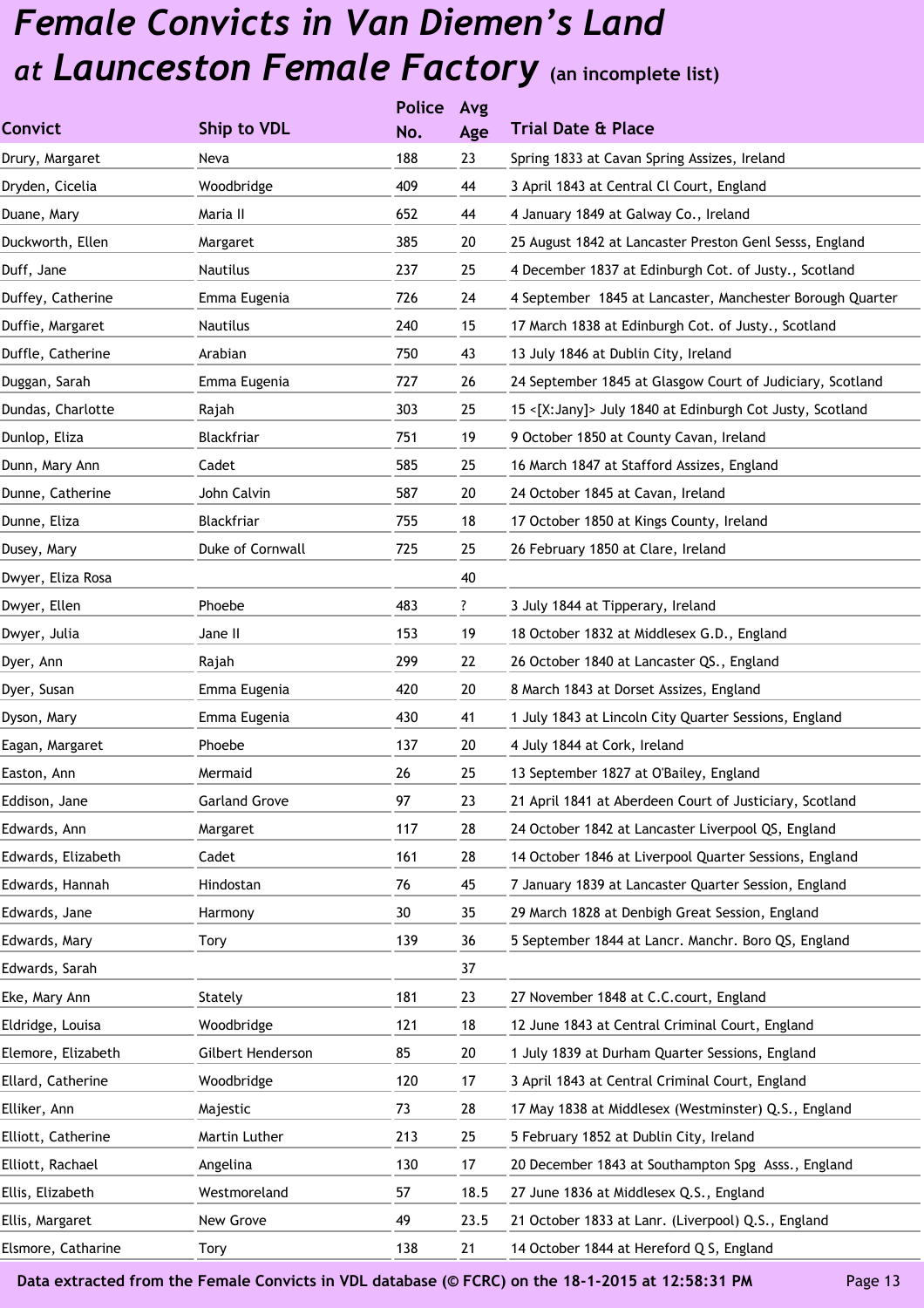# *Female Convicts in Van Diemen's Land at Launceston Female Factory* (an incomplete list)

| Convict | Ship to VDL | Police No. | Avg Age | Trial Date & Place |
|---|---|---|---|---|
| Drury, Margaret | Neva | 188 | 23 | Spring 1833 at Cavan Spring Assizes, Ireland |
| Dryden, Cicelia | Woodbridge | 409 | 44 | 3 April 1843 at Central Cl Court, England |
| Duane, Mary | Maria II | 652 | 44 | 4 January 1849 at Galway Co., Ireland |
| Duckworth, Ellen | Margaret | 385 | 20 | 25 August 1842 at Lancaster Preston Genl Sesss, England |
| Duff, Jane | Nautilus | 237 | 25 | 4 December 1837 at Edinburgh Cot. of Justy., Scotland |
| Duffey, Catherine | Emma Eugenia | 726 | 24 | 4 September 1845 at Lancaster, Manchester Borough Quarter |
| Duffie, Margaret | Nautilus | 240 | 15 | 17 March 1838 at Edinburgh Cot. of Justy., Scotland |
| Duffle, Catherine | Arabian | 750 | 43 | 13 July 1846 at Dublin City, Ireland |
| Duggan, Sarah | Emma Eugenia | 727 | 26 | 24 September 1845 at Glasgow Court of Judiciary, Scotland |
| Dundas, Charlotte | Rajah | 303 | 25 | 15 <[X:Jany]> July 1840 at Edinburgh Cot Justy, Scotland |
| Dunlop, Eliza | Blackfriar | 751 | 19 | 9 October 1850 at County Cavan, Ireland |
| Dunn, Mary Ann | Cadet | 585 | 25 | 16 March 1847 at Stafford Assizes, England |
| Dunne, Catherine | John Calvin | 587 | 20 | 24 October 1845 at Cavan, Ireland |
| Dunne, Eliza | Blackfriar | 755 | 18 | 17 October 1850 at Kings County, Ireland |
| Dusey, Mary | Duke of Cornwall | 725 | 25 | 26 February 1850 at Clare, Ireland |
| Dwyer, Eliza Rosa | | | 40 | |
| Dwyer, Ellen | Phoebe | 483 | ? | 3 July 1844 at Tipperary, Ireland |
| Dwyer, Julia | Jane II | 153 | 19 | 18 October 1832 at Middlesex G.D., England |
| Dyer, Ann | Rajah | 299 | 22 | 26 October 1840 at Lancaster QS., England |
| Dyer, Susan | Emma Eugenia | 420 | 20 | 8 March 1843 at Dorset Assizes, England |
| Dyson, Mary | Emma Eugenia | 430 | 41 | 1 July 1843 at Lincoln City Quarter Sessions, England |
| Eagan, Margaret | Phoebe | 137 | 20 | 4 July 1844 at Cork, Ireland |
| Easton, Ann | Mermaid | 26 | 25 | 13 September 1827 at O'Bailey, England |
| Eddison, Jane | Garland Grove | 97 | 23 | 21 April 1841 at Aberdeen Court of Justiciary, Scotland |
| Edwards, Ann | Margaret | 117 | 28 | 24 October 1842 at Lancaster Liverpool QS, England |
| Edwards, Elizabeth | Cadet | 161 | 28 | 14 October 1846 at Liverpool Quarter Sessions, England |
| Edwards, Hannah | Hindostan | 76 | 45 | 7 January 1839 at Lancaster Quarter Session, England |
| Edwards, Jane | Harmony | 30 | 35 | 29 March 1828 at Denbigh Great Session, England |
| Edwards, Mary | Tory | 139 | 36 | 5 September 1844 at Lancr. Manchr. Boro QS, England |
| Edwards, Sarah | | | 37 | |
| Eke, Mary Ann | Stately | 181 | 23 | 27 November 1848 at C.C.court, England |
| Eldridge, Louisa | Woodbridge | 121 | 18 | 12 June 1843 at Central Criminal Court, England |
| Elemore, Elizabeth | Gilbert Henderson | 85 | 20 | 1 July 1839 at Durham Quarter Sessions, England |
| Ellard, Catherine | Woodbridge | 120 | 17 | 3 April 1843 at Central Criminal Court, England |
| Elliker, Ann | Majestic | 73 | 28 | 17 May 1838 at Middlesex (Westminster) Q.S., England |
| Elliott, Catherine | Martin Luther | 213 | 25 | 5 February 1852 at Dublin City, Ireland |
| Elliott, Rachael | Angelina | 130 | 17 | 20 December 1843 at Southampton Spg Asss., England |
| Ellis, Elizabeth | Westmoreland | 57 | 18.5 | 27 June 1836 at Middlesex Q.S., England |
| Ellis, Margaret | New Grove | 49 | 23.5 | 21 October 1833 at Lanr. (Liverpool) Q.S., England |
| Elsmore, Catharine | Tory | 138 | 21 | 14 October 1844 at Hereford Q S, England |

**Data extracted from the Female Convicts in VDL database (© FCRC) on the 18-1-2015 at 12:58:31 PM**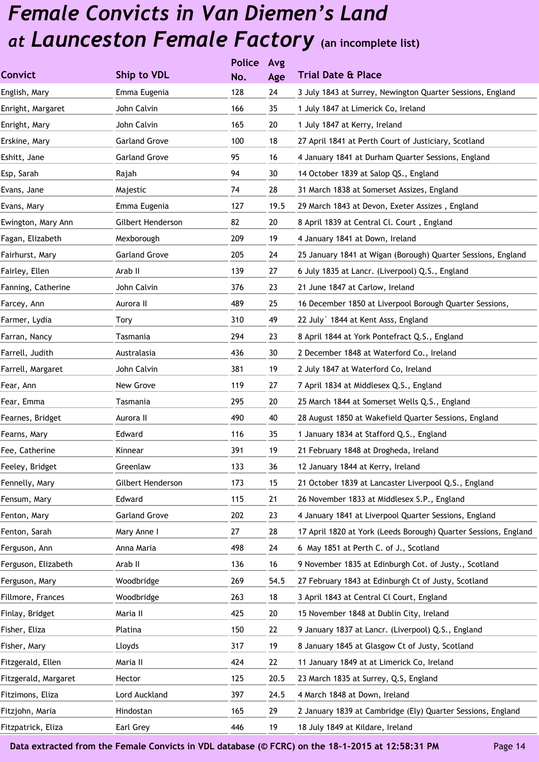# *Female Convicts in Van Diemen's Land at Launceston Female Factory* (an incomplete list)

| Convict | Ship to VDL | Police No. | Avg Age | Trial Date & Place |
|---|---|---|---|---|
| English, Mary | Emma Eugenia | 128 | 24 | 3 July 1843 at Surrey, Newington Quarter Sessions, England |
| Enright, Margaret | John Calvin | 166 | 35 | 1 July 1847 at Limerick Co, Ireland |
| Enright, Mary | John Calvin | 165 | 20 | 1 July 1847 at Kerry, Ireland |
| Erskine, Mary | Garland Grove | 100 | 18 | 27 April 1841 at Perth Court of Justiciary, Scotland |
| Eshitt, Jane | Garland Grove | 95 | 16 | 4 January 1841 at Durham Quarter Sessions, England |
| Esp, Sarah | Rajah | 94 | 30 | 14 October 1839 at Salop QS., England |
| Evans, Jane | Majestic | 74 | 28 | 31 March 1838 at Somerset Assizes, England |
| Evans, Mary | Emma Eugenia | 127 | 19.5 | 29 March 1843 at Devon, Exeter Assizes , England |
| Ewington, Mary Ann | Gilbert Henderson | 82 | 20 | 8 April 1839 at Central Cl. Court , England |
| Fagan, Elizabeth | Mexborough | 209 | 19 | 4 January 1841 at Down, Ireland |
| Fairhurst, Mary | Garland Grove | 205 | 24 | 25 January 1841 at Wigan (Borough) Quarter Sessions, England |
| Fairley, Ellen | Arab II | 139 | 27 | 6 July 1835 at Lancr. (Liverpool) Q.S., England |
| Fanning, Catherine | John Calvin | 376 | 23 | 21 June 1847 at Carlow, Ireland |
| Farcey, Ann | Aurora II | 489 | 25 | 16 December 1850 at Liverpool Borough Quarter Sessions, |
| Farmer, Lydia | Tory | 310 | 49 | 22 July` 1844 at Kent Asss, England |
| Farran, Nancy | Tasmania | 294 | 23 | 8 April 1844 at York Pontefract Q.S., England |
| Farrell, Judith | Australasia | 436 | 30 | 2 December 1848 at Waterford Co., Ireland |
| Farrell, Margaret | John Calvin | 381 | 19 | 2 July 1847 at Waterford Co, Ireland |
| Fear, Ann | New Grove | 119 | 27 | 7 April 1834 at Middlesex Q.S., England |
| Fear, Emma | Tasmania | 295 | 20 | 25 March 1844 at Somerset Wells Q.S., England |
| Fearnes, Bridget | Aurora II | 490 | 40 | 28 August 1850 at Wakefield Quarter Sessions, England |
| Fearns, Mary | Edward | 116 | 35 | 1 January 1834 at Stafford Q.S., England |
| Fee, Catherine | Kinnear | 391 | 19 | 21 February 1848 at Drogheda, Ireland |
| Feeley, Bridget | Greenlaw | 133 | 36 | 12 January 1844 at Kerry, Ireland |
| Fennelly, Mary | Gilbert Henderson | 173 | 15 | 21 October 1839 at Lancaster Liverpool Q.S., England |
| Fensum, Mary | Edward | 115 | 21 | 26 November 1833 at Middlesex S.P., England |
| Fenton, Mary | Garland Grove | 202 | 23 | 4 January 1841 at Liverpool Quarter Sessions, England |
| Fenton, Sarah | Mary Anne I | 27 | 28 | 17 April 1820 at York (Leeds Borough) Quarter Sessions, England |
| Ferguson, Ann | Anna Maria | 498 | 24 | 6 May 1851 at Perth C. of J., Scotland |
| Ferguson, Elizabeth | Arab II | 136 | 16 | 9 November 1835 at Edinburgh Cot. of Justy., Scotland |
| Ferguson, Mary | Woodbridge | 269 | 54.5 | 27 February 1843 at Edinburgh Ct of Justy, Scotland |
| Fillmore, Frances | Woodbridge | 263 | 18 | 3 April 1843 at Central Cl Court, England |
| Finlay, Bridget | Maria II | 425 | 20 | 15 November 1848 at Dublin City, Ireland |
| Fisher, Eliza | Platina | 150 | 22 | 9 January 1837 at Lancr. (Liverpool) Q.S., England |
| Fisher, Mary | Lloyds | 317 | 19 | 8 January 1845 at Glasgow Ct of Justy, Scotland |
| Fitzgerald, Ellen | Maria II | 424 | 22 | 11 January 1849 at at Limerick Co, Ireland |
| Fitzgerald, Margaret | Hector | 125 | 20.5 | 23 March 1835 at Surrey, Q.S, England |
| Fitzimons, Eliza | Lord Auckland | 397 | 24.5 | 4 March 1848 at Down, Ireland |
| Fitzjohn, Maria | Hindostan | 165 | 29 | 2 January 1839 at Cambridge (Ely) Quarter Sessions, England |
| Fitzpatrick, Eliza | Earl Grey | 446 | 19 | 18 July 1849 at Kildare, Ireland |

**Data extracted from the Female Convicts in VDL database (© FCRC) on the 18-1-2015 at 12:58:31 PM**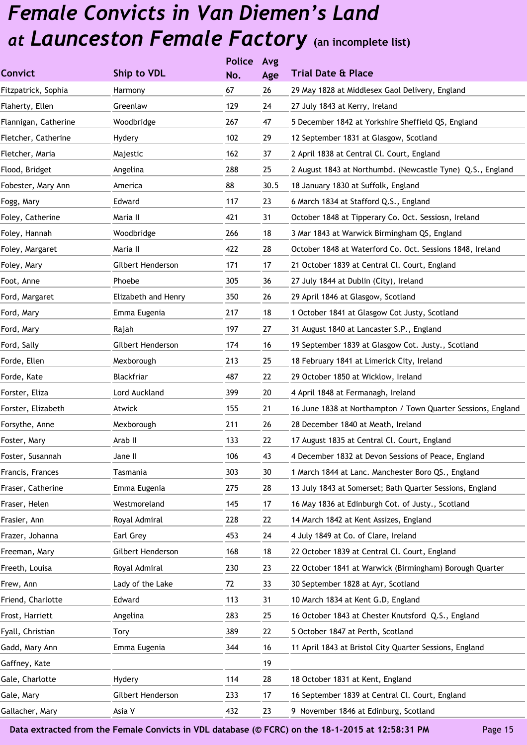# *Female Convicts in Van Diemen's Land at Launceston Female Factory* (an incomplete list)

| Convict | Ship to VDL | Police No. | Avg Age | Trial Date & Place |
|---|---|---|---|---|
| Fitzpatrick, Sophia | Harmony | 67 | 26 | 29 May 1828 at Middlesex Gaol Delivery, England |
| Flaherty, Ellen | Greenlaw | 129 | 24 | 27 July 1843 at Kerry, Ireland |
| Flannigan, Catherine | Woodbridge | 267 | 47 | 5 December 1842 at Yorkshire Sheffield QS, England |
| Fletcher, Catherine | Hydery | 102 | 29 | 12 September 1831 at Glasgow, Scotland |
| Fletcher, Maria | Majestic | 162 | 37 | 2 April 1838 at Central Cl. Court, England |
| Flood, Bridget | Angelina | 288 | 25 | 2 August 1843 at Northumbd. (Newcastle Tyne) Q.S., England |
| Fobester, Mary Ann | America | 88 | 30.5 | 18 January 1830 at Suffolk, England |
| Fogg, Mary | Edward | 117 | 23 | 6 March 1834 at Stafford Q.S., England |
| Foley, Catherine | Maria II | 421 | 31 | October 1848 at Tipperary Co. Oct. Sessiosn, Ireland |
| Foley, Hannah | Woodbridge | 266 | 18 | 3 Mar 1843 at Warwick Birmingham QS, England |
| Foley, Margaret | Maria II | 422 | 28 | October 1848 at Waterford Co. Oct. Sessions 1848, Ireland |
| Foley, Mary | Gilbert Henderson | 171 | 17 | 21 October 1839 at Central Cl. Court, England |
| Foot, Anne | Phoebe | 305 | 36 | 27 July 1844 at Dublin (City), Ireland |
| Ford, Margaret | Elizabeth and Henry | 350 | 26 | 29 April 1846 at Glasgow, Scotland |
| Ford, Mary | Emma Eugenia | 217 | 18 | 1 October 1841 at Glasgow Cot Justy, Scotland |
| Ford, Mary | Rajah | 197 | 27 | 31 August 1840 at Lancaster S.P., England |
| Ford, Sally | Gilbert Henderson | 174 | 16 | 19 September 1839 at Glasgow Cot. Justy., Scotland |
| Forde, Ellen | Mexborough | 213 | 25 | 18 February 1841 at Limerick City, Ireland |
| Forde, Kate | Blackfriar | 487 | 22 | 29 October 1850 at Wicklow, Ireland |
| Forster, Eliza | Lord Auckland | 399 | 20 | 4 April 1848 at Fermanagh, Ireland |
| Forster, Elizabeth | Atwick | 155 | 21 | 16 June 1838 at Northampton / Town Quarter Sessions, England |
| Forsythe, Anne | Mexborough | 211 | 26 | 28 December 1840 at Meath, Ireland |
| Foster, Mary | Arab II | 133 | 22 | 17 August 1835 at Central Cl. Court, England |
| Foster, Susannah | Jane II | 106 | 43 | 4 December 1832 at Devon Sessions of Peace, England |
| Francis, Frances | Tasmania | 303 | 30 | 1 March 1844 at Lanc. Manchester Boro QS., England |
| Fraser, Catherine | Emma Eugenia | 275 | 28 | 13 July 1843 at Somerset; Bath Quarter Sessions, England |
| Fraser, Helen | Westmoreland | 145 | 17 | 16 May 1836 at Edinburgh Cot. of Justy., Scotland |
| Frasier, Ann | Royal Admiral | 228 | 22 | 14 March 1842 at Kent Assizes, England |
| Frazer, Johanna | Earl Grey | 453 | 24 | 4 July 1849 at Co. of Clare, Ireland |
| Freeman, Mary | Gilbert Henderson | 168 | 18 | 22 October 1839 at Central Cl. Court, England |
| Freeth, Louisa | Royal Admiral | 230 | 23 | 22 October 1841 at Warwick (Birmingham) Borough Quarter |
| Frew, Ann | Lady of the Lake | 72 | 33 | 30 September 1828 at Ayr, Scotland |
| Friend, Charlotte | Edward | 113 | 31 | 10 March 1834 at Kent G.D, England |
| Frost, Harriett | Angelina | 283 | 25 | 16 October 1843 at Chester Knutsford Q.S., England |
| Fyall, Christian | Tory | 389 | 22 | 5 October 1847 at Perth, Scotland |
| Gadd, Mary Ann | Emma Eugenia | 344 | 16 | 11 April 1843 at Bristol City Quarter Sessions, England |
| Gaffney, Kate | | | 19 | |
| Gale, Charlotte | Hydery | 114 | 28 | 18 October 1831 at Kent, England |
| Gale, Mary | Gilbert Henderson | 233 | 17 | 16 September 1839 at Central Cl. Court, England |
| Gallacher, Mary | Asia V | 432 | 23 | 9 November 1846 at Edinburg, Scotland |

Data extracted from the Female Convicts in VDL database (© FCRC) on the 18-1-2015 at 12:58:31 PM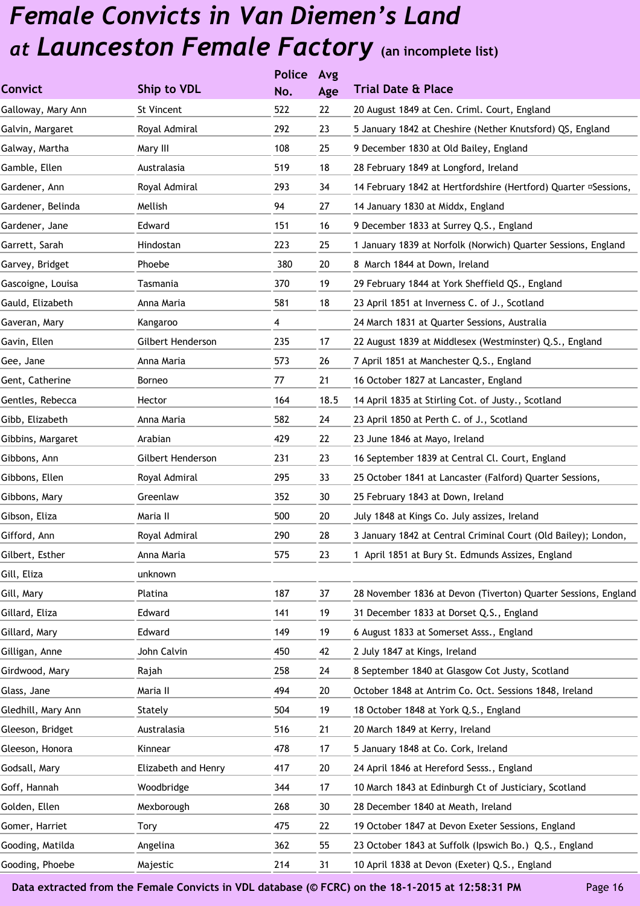# *Female Convicts in Van Diemen's Land at Launceston Female Factory* (an incomplete list)

| Convict | Ship to VDL | Police No. | Avg Age | Trial Date & Place |
|---|---|---|---|---|
| Galloway, Mary Ann | St Vincent | 522 | 22 | 20 August 1849 at Cen. Criml. Court, England |
| Galvin, Margaret | Royal Admiral | 292 | 23 | 5 January 1842 at Cheshire (Nether Knutsford) QS, England |
| Galway, Martha | Mary III | 108 | 25 | 9 December 1830 at Old Bailey, England |
| Gamble, Ellen | Australasia | 519 | 18 | 28 February 1849 at Longford, Ireland |
| Gardener, Ann | Royal Admiral | 293 | 34 | 14 February 1842 at Hertfordshire (Hertford) Quarter Sessions, |
| Gardener, Belinda | Mellish | 94 | 27 | 14 January 1830 at Middx, England |
| Gardener, Jane | Edward | 151 | 16 | 9 December 1833 at Surrey Q.S., England |
| Garrett, Sarah | Hindostan | 223 | 25 | 1 January 1839 at Norfolk (Norwich) Quarter Sessions, England |
| Garvey, Bridget | Phoebe | 380 | 20 | 8 March 1844 at Down, Ireland |
| Gascoigne, Louisa | Tasmania | 370 | 19 | 29 February 1844 at York Sheffield QS., England |
| Gauld, Elizabeth | Anna Maria | 581 | 18 | 23 April 1851 at Inverness C. of J., Scotland |
| Gaveran, Mary | Kangaroo | 4 | | 24 March 1831 at Quarter Sessions, Australia |
| Gavin, Ellen | Gilbert Henderson | 235 | 17 | 22 August 1839 at Middlesex (Westminster) Q.S., England |
| Gee, Jane | Anna Maria | 573 | 26 | 7 April 1851 at Manchester Q.S., England |
| Gent, Catherine | Borneo | 77 | 21 | 16 October 1827 at Lancaster, England |
| Gentles, Rebecca | Hector | 164 | 18.5 | 14 April 1835 at Stirling Cot. of Justy., Scotland |
| Gibb, Elizabeth | Anna Maria | 582 | 24 | 23 April 1850 at Perth C. of J., Scotland |
| Gibbins, Margaret | Arabian | 429 | 22 | 23 June 1846 at Mayo, Ireland |
| Gibbons, Ann | Gilbert Henderson | 231 | 23 | 16 September 1839 at Central Cl. Court, England |
| Gibbons, Ellen | Royal Admiral | 295 | 33 | 25 October 1841 at Lancaster (Falford) Quarter Sessions, |
| Gibbons, Mary | Greenlaw | 352 | 30 | 25 February 1843 at Down, Ireland |
| Gibson, Eliza | Maria II | 500 | 20 | July 1848 at Kings Co. July assizes, Ireland |
| Gifford, Ann | Royal Admiral | 290 | 28 | 3 January 1842 at Central Criminal Court (Old Bailey); London, |
| Gilbert, Esther | Anna Maria | 575 | 23 | 1 April 1851 at Bury St. Edmunds Assizes, England |
| Gill, Eliza | unknown | | | |
| Gill, Mary | Platina | 187 | 37 | 28 November 1836 at Devon (Tiverton) Quarter Sessions, England |
| Gillard, Eliza | Edward | 141 | 19 | 31 December 1833 at Dorset Q.S., England |
| Gillard, Mary | Edward | 149 | 19 | 6 August 1833 at Somerset Asss., England |
| Gilligan, Anne | John Calvin | 450 | 42 | 2 July 1847 at Kings, Ireland |
| Girdwood, Mary | Rajah | 258 | 24 | 8 September 1840 at Glasgow Cot Justy, Scotland |
| Glass, Jane | Maria II | 494 | 20 | October 1848 at Antrim Co. Oct. Sessions 1848, Ireland |
| Gledhill, Mary Ann | Stately | 504 | 19 | 18 October 1848 at York Q.S., England |
| Gleeson, Bridget | Australasia | 516 | 21 | 20 March 1849 at Kerry, Ireland |
| Gleeson, Honora | Kinnear | 478 | 17 | 5 January 1848 at Co. Cork, Ireland |
| Godsall, Mary | Elizabeth and Henry | 417 | 20 | 24 April 1846 at Hereford Sesss., England |
| Goff, Hannah | Woodbridge | 344 | 17 | 10 March 1843 at Edinburgh Ct of Justiciary, Scotland |
| Golden, Ellen | Mexborough | 268 | 30 | 28 December 1840 at Meath, Ireland |
| Gomer, Harriet | Tory | 475 | 22 | 19 October 1847 at Devon Exeter Sessions, England |
| Gooding, Matilda | Angelina | 362 | 55 | 23 October 1843 at Suffolk (Ipswich Bo.) Q.S., England |
| Gooding, Phoebe | Majestic | 214 | 31 | 10 April 1838 at Devon (Exeter) Q.S., England |

Data extracted from the Female Convicts in VDL database (© FCRC) on the 18-1-2015 at 12:58:31 PM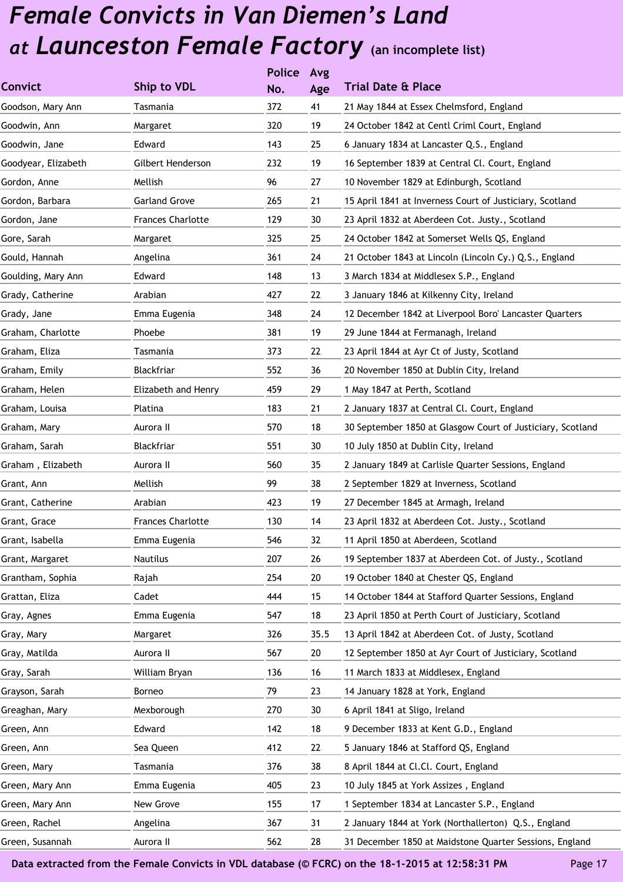# *Female Convicts in Van Diemen's Land at Launceston Female Factory* (an incomplete list)

| Convict | Ship to VDL | Police No. | Avg Age | Trial Date & Place |
|---|---|---|---|---|
| Goodson, Mary Ann | Tasmania | 372 | 41 | 21 May 1844 at Essex Chelmsford, England |
| Goodwin, Ann | Margaret | 320 | 19 | 24 October 1842 at Centl Criml Court, England |
| Goodwin, Jane | Edward | 143 | 25 | 6 January 1834 at Lancaster Q.S., England |
| Goodyear, Elizabeth | Gilbert Henderson | 232 | 19 | 16 September 1839 at Central Cl. Court, England |
| Gordon, Anne | Mellish | 96 | 27 | 10 November 1829 at Edinburgh, Scotland |
| Gordon, Barbara | Garland Grove | 265 | 21 | 15 April 1841 at Inverness Court of Justiciary, Scotland |
| Gordon, Jane | Frances Charlotte | 129 | 30 | 23 April 1832 at Aberdeen Cot. Justy., Scotland |
| Gore, Sarah | Margaret | 325 | 25 | 24 October 1842 at Somerset Wells QS, England |
| Gould, Hannah | Angelina | 361 | 24 | 21 October 1843 at Lincoln (Lincoln Cy.) Q.S., England |
| Goulding, Mary Ann | Edward | 148 | 13 | 3 March 1834 at Middlesex S.P., England |
| Grady, Catherine | Arabian | 427 | 22 | 3 January 1846 at Kilkenny City, Ireland |
| Grady, Jane | Emma Eugenia | 348 | 24 | 12 December 1842 at Liverpool Boro' Lancaster Quarters |
| Graham, Charlotte | Phoebe | 381 | 19 | 29 June 1844 at Fermanagh, Ireland |
| Graham, Eliza | Tasmania | 373 | 22 | 23 April 1844 at Ayr Ct of Justy, Scotland |
| Graham, Emily | Blackfriar | 552 | 36 | 20 November 1850 at Dublin City, Ireland |
| Graham, Helen | Elizabeth and Henry | 459 | 29 | 1 May 1847 at Perth, Scotland |
| Graham, Louisa | Platina | 183 | 21 | 2 January 1837 at Central Cl. Court, England |
| Graham, Mary | Aurora II | 570 | 18 | 30 September 1850 at Glasgow Court of Justiciary, Scotland |
| Graham, Sarah | Blackfriar | 551 | 30 | 10 July 1850 at Dublin City, Ireland |
| Graham , Elizabeth | Aurora II | 560 | 35 | 2 January 1849 at Carlisle Quarter Sessions, England |
| Grant, Ann | Mellish | 99 | 38 | 2 September 1829 at Inverness, Scotland |
| Grant, Catherine | Arabian | 423 | 19 | 27 December 1845 at Armagh, Ireland |
| Grant, Grace | Frances Charlotte | 130 | 14 | 23 April 1832 at Aberdeen Cot. Justy., Scotland |
| Grant, Isabella | Emma Eugenia | 546 | 32 | 11 April 1850 at Aberdeen, Scotland |
| Grant, Margaret | Nautilus | 207 | 26 | 19 September 1837 at Aberdeen Cot. of Justy., Scotland |
| Grantham, Sophia | Rajah | 254 | 20 | 19 October 1840 at Chester QS, England |
| Grattan, Eliza | Cadet | 444 | 15 | 14 October 1844 at Stafford Quarter Sessions, England |
| Gray, Agnes | Emma Eugenia | 547 | 18 | 23 April 1850 at Perth Court of Justiciary, Scotland |
| Gray, Mary | Margaret | 326 | 35.5 | 13 April 1842 at Aberdeen Cot. of Justy, Scotland |
| Gray, Matilda | Aurora II | 567 | 20 | 12 September 1850 at Ayr Court of Justiciary, Scotland |
| Gray, Sarah | William Bryan | 136 | 16 | 11 March 1833 at Middlesex, England |
| Grayson, Sarah | Borneo | 79 | 23 | 14 January 1828 at York, England |
| Greaghan, Mary | Mexborough | 270 | 30 | 6 April 1841 at Sligo, Ireland |
| Green, Ann | Edward | 142 | 18 | 9 December 1833 at Kent G.D., England |
| Green, Ann | Sea Queen | 412 | 22 | 5 January 1846 at Stafford QS, England |
| Green, Mary | Tasmania | 376 | 38 | 8 April 1844 at Cl.Cl. Court, England |
| Green, Mary Ann | Emma Eugenia | 405 | 23 | 10 July 1845 at York Assizes , England |
| Green, Mary Ann | New Grove | 155 | 17 | 1 September 1834 at Lancaster S.P., England |
| Green, Rachel | Angelina | 367 | 31 | 2 January 1844 at York (Northallerton) Q.S., England |
| Green, Susannah | Aurora II | 562 | 28 | 31 December 1850 at Maidstone Quarter Sessions, England |

**Data extracted from the Female Convicts in VDL database (© FCRC) on the 18-1-2015 at 12:58:31 PM**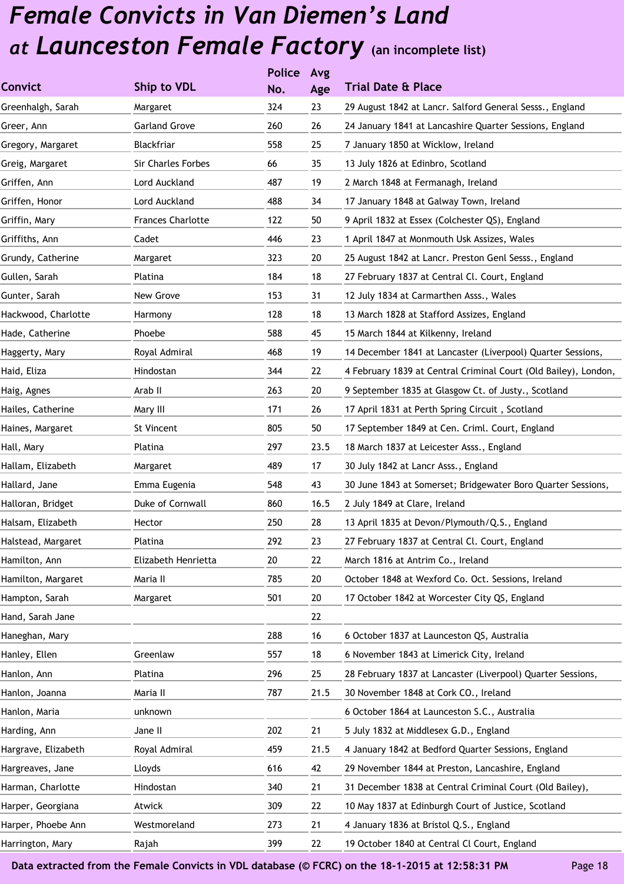# Female Convicts in Van Diemen's Land at Launceston Female Factory (an incomplete list)

| Convict | Ship to VDL | Police No. | Avg Age | Trial Date & Place |
|---|---|---|---|---|
| Greenhalgh, Sarah | Margaret | 324 | 23 | 29 August 1842 at Lancr. Salford General Sesss., England |
| Greer, Ann | Garland Grove | 260 | 26 | 24 January 1841 at Lancashire Quarter Sessions, England |
| Gregory, Margaret | Blackfriar | 558 | 25 | 7 January 1850 at Wicklow, Ireland |
| Greig, Margaret | Sir Charles Forbes | 66 | 35 | 13 July 1826 at Edinbro, Scotland |
| Griffen, Ann | Lord Auckland | 487 | 19 | 2 March 1848 at Fermanagh, Ireland |
| Griffen, Honor | Lord Auckland | 488 | 34 | 17 January 1848 at Galway Town, Ireland |
| Griffin, Mary | Frances Charlotte | 122 | 50 | 9 April 1832 at Essex (Colchester QS), England |
| Griffiths, Ann | Cadet | 446 | 23 | 1 April 1847 at Monmouth Usk Assizes, Wales |
| Grundy, Catherine | Margaret | 323 | 20 | 25 August 1842 at Lancr. Preston Genl Sesss., England |
| Gullen, Sarah | Platina | 184 | 18 | 27 February 1837 at Central Cl. Court, England |
| Gunter, Sarah | New Grove | 153 | 31 | 12 July 1834 at Carmarthen Asss., Wales |
| Hackwood, Charlotte | Harmony | 128 | 18 | 13 March 1828 at Stafford Assizes, England |
| Hade, Catherine | Phoebe | 588 | 45 | 15 March 1844 at Kilkenny, Ireland |
| Haggerty, Mary | Royal Admiral | 468 | 19 | 14 December 1841 at Lancaster (Liverpool) Quarter Sessions, |
| Haid, Eliza | Hindostan | 344 | 22 | 4 February 1839 at Central Criminal Court (Old Bailey), London, |
| Haig, Agnes | Arab II | 263 | 20 | 9 September 1835 at Glasgow Ct. of Justy., Scotland |
| Hailes, Catherine | Mary III | 171 | 26 | 17 April 1831 at Perth Spring Circuit , Scotland |
| Haines, Margaret | St Vincent | 805 | 50 | 17 September 1849 at Cen. Criml. Court, England |
| Hall, Mary | Platina | 297 | 23.5 | 18 March 1837 at Leicester Asss., England |
| Hallam, Elizabeth | Margaret | 489 | 17 | 30 July 1842 at Lancr Asss., England |
| Hallard, Jane | Emma Eugenia | 548 | 43 | 30 June 1843 at Somerset; Bridgewater Boro Quarter Sessions, |
| Halloran, Bridget | Duke of Cornwall | 860 | 16.5 | 2 July 1849 at Clare, Ireland |
| Halsam, Elizabeth | Hector | 250 | 28 | 13 April 1835 at Devon/Plymouth/Q.S., England |
| Halstead, Margaret | Platina | 292 | 23 | 27 February 1837 at Central Cl. Court, England |
| Hamilton, Ann | Elizabeth Henrietta | 20 | 22 | March 1816 at Antrim Co., Ireland |
| Hamilton, Margaret | Maria II | 785 | 20 | October 1848 at Wexford Co. Oct. Sessions, Ireland |
| Hampton, Sarah | Margaret | 501 | 20 | 17 October 1842 at Worcester City QS, England |
| Hand, Sarah Jane | | | 22 | |
| Haneghan, Mary | | 288 | 16 | 6 October 1837 at Launceston QS, Australia |
| Hanley, Ellen | Greenlaw | 557 | 18 | 6 November 1843 at Limerick City, Ireland |
| Hanlon, Ann | Platina | 296 | 25 | 28 February 1837 at Lancaster (Liverpool) Quarter Sessions, |
| Hanlon, Joanna | Maria II | 787 | 21.5 | 30 November 1848 at Cork CO., Ireland |
| Hanlon, Maria | unknown | | | 6 October 1864 at Launceston S.C., Australia |
| Harding, Ann | Jane II | 202 | 21 | 5 July 1832 at Middlesex G.D., England |
| Hargrave, Elizabeth | Royal Admiral | 459 | 21.5 | 4 January 1842 at Bedford Quarter Sessions, England |
| Hargreaves, Jane | Lloyds | 616 | 42 | 29 November 1844 at Preston, Lancashire, England |
| Harman, Charlotte | Hindostan | 340 | 21 | 31 December 1838 at Central Criminal Court (Old Bailey), |
| Harper, Georgiana | Atwick | 309 | 22 | 10 May 1837 at Edinburgh Court of Justice, Scotland |
| Harper, Phoebe Ann | Westmoreland | 273 | 21 | 4 January 1836 at Bristol Q.S., England |
| Harrington, Mary | Rajah | 399 | 22 | 19 October 1840 at Central Cl Court, England |

Data extracted from the Female Convicts in VDL database (© FCRC) on the 18-1-2015 at 12:58:31 PM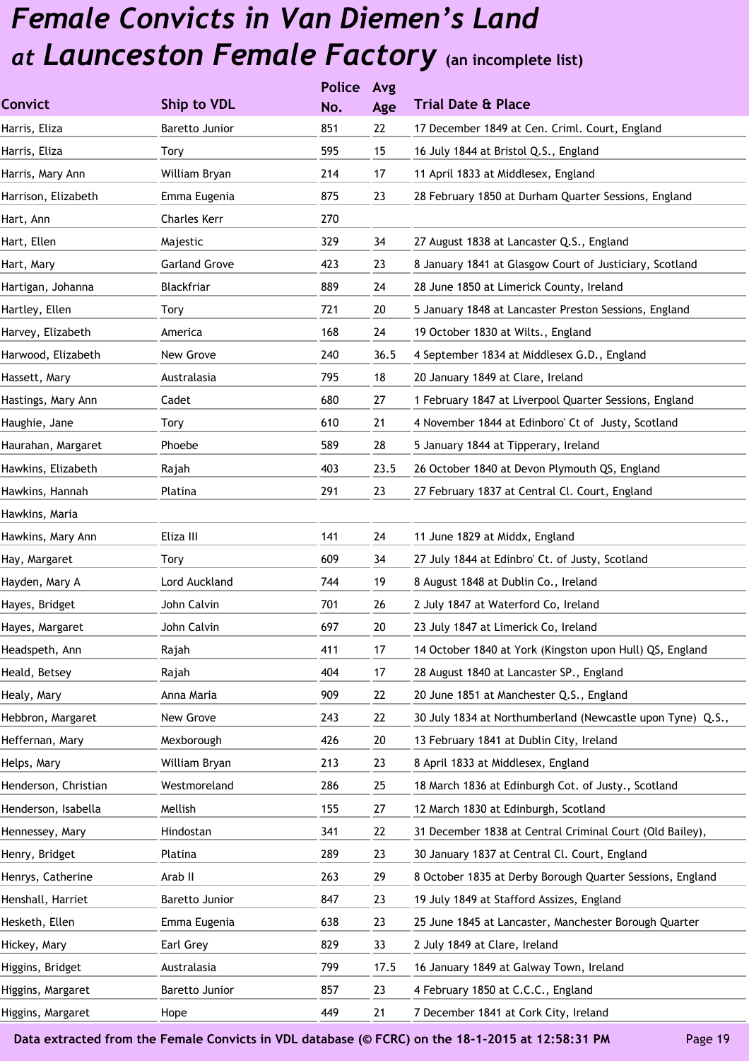# *Female Convicts in Van Diemen's Land at Launceston Female Factory* (an incomplete list)

| Convict | Ship to VDL | Police No. | Avg Age | Trial Date & Place |
|---|---|---|---|---|
| Harris, Eliza | Baretto Junior | 851 | 22 | 17 December 1849 at Cen. Criml. Court, England |
| Harris, Eliza | Tory | 595 | 15 | 16 July 1844 at Bristol Q.S., England |
| Harris, Mary Ann | William Bryan | 214 | 17 | 11 April 1833 at Middlesex, England |
| Harrison, Elizabeth | Emma Eugenia | 875 | 23 | 28 February 1850 at Durham Quarter Sessions, England |
| Hart, Ann | Charles Kerr | 270 | | |
| Hart, Ellen | Majestic | 329 | 34 | 27 August 1838 at Lancaster Q.S., England |
| Hart, Mary | Garland Grove | 423 | 23 | 8 January 1841 at Glasgow Court of Justiciary, Scotland |
| Hartigan, Johanna | Blackfriar | 889 | 24 | 28 June 1850 at Limerick County, Ireland |
| Hartley, Ellen | Tory | 721 | 20 | 5 January 1848 at Lancaster Preston Sessions, England |
| Harvey, Elizabeth | America | 168 | 24 | 19 October 1830 at Wilts., England |
| Harwood, Elizabeth | New Grove | 240 | 36.5 | 4 September 1834 at Middlesex G.D., England |
| Hassett, Mary | Australasia | 795 | 18 | 20 January 1849 at Clare, Ireland |
| Hastings, Mary Ann | Cadet | 680 | 27 | 1 February 1847 at Liverpool Quarter Sessions, England |
| Haughie, Jane | Tory | 610 | 21 | 4 November 1844 at Edinboro' Ct of Justy, Scotland |
| Haurahan, Margaret | Phoebe | 589 | 28 | 5 January 1844 at Tipperary, Ireland |
| Hawkins, Elizabeth | Rajah | 403 | 23.5 | 26 October 1840 at Devon Plymouth QS, England |
| Hawkins, Hannah | Platina | 291 | 23 | 27 February 1837 at Central Cl. Court, England |
| Hawkins, Maria | | | | |
| Hawkins, Mary Ann | Eliza III | 141 | 24 | 11 June 1829 at Middx, England |
| Hay, Margaret | Tory | 609 | 34 | 27 July 1844 at Edinbro' Ct. of Justy, Scotland |
| Hayden, Mary A | Lord Auckland | 744 | 19 | 8 August 1848 at Dublin Co., Ireland |
| Hayes, Bridget | John Calvin | 701 | 26 | 2 July 1847 at Waterford Co, Ireland |
| Hayes, Margaret | John Calvin | 697 | 20 | 23 July 1847 at Limerick Co, Ireland |
| Headspeth, Ann | Rajah | 411 | 17 | 14 October 1840 at York (Kingston upon Hull) QS, England |
| Heald, Betsey | Rajah | 404 | 17 | 28 August 1840 at Lancaster SP., England |
| Healy, Mary | Anna Maria | 909 | 22 | 20 June 1851 at Manchester Q.S., England |
| Hebbron, Margaret | New Grove | 243 | 22 | 30 July 1834 at Northumberland (Newcastle upon Tyne) Q.S., |
| Heffernan, Mary | Mexborough | 426 | 20 | 13 February 1841 at Dublin City, Ireland |
| Helps, Mary | William Bryan | 213 | 23 | 8 April 1833 at Middlesex, England |
| Henderson, Christian | Westmoreland | 286 | 25 | 18 March 1836 at Edinburgh Cot. of Justy., Scotland |
| Henderson, Isabella | Mellish | 155 | 27 | 12 March 1830 at Edinburgh, Scotland |
| Hennessey, Mary | Hindostan | 341 | 22 | 31 December 1838 at Central Criminal Court (Old Bailey), |
| Henry, Bridget | Platina | 289 | 23 | 30 January 1837 at Central Cl. Court, England |
| Henrys, Catherine | Arab II | 263 | 29 | 8 October 1835 at Derby Borough Quarter Sessions, England |
| Henshall, Harriet | Baretto Junior | 847 | 23 | 19 July 1849 at Stafford Assizes, England |
| Hesketh, Ellen | Emma Eugenia | 638 | 23 | 25 June 1845 at Lancaster, Manchester Borough Quarter |
| Hickey, Mary | Earl Grey | 829 | 33 | 2 July 1849 at Clare, Ireland |
| Higgins, Bridget | Australasia | 799 | 17.5 | 16 January 1849 at Galway Town, Ireland |
| Higgins, Margaret | Baretto Junior | 857 | 23 | 4 February 1850 at C.C.C., England |
| Higgins, Margaret | Hope | 449 | 21 | 7 December 1841 at Cork City, Ireland |

**Data extracted from the Female Convicts in VDL database (© FCRC) on the 18-1-2015 at 12:58:31 PM**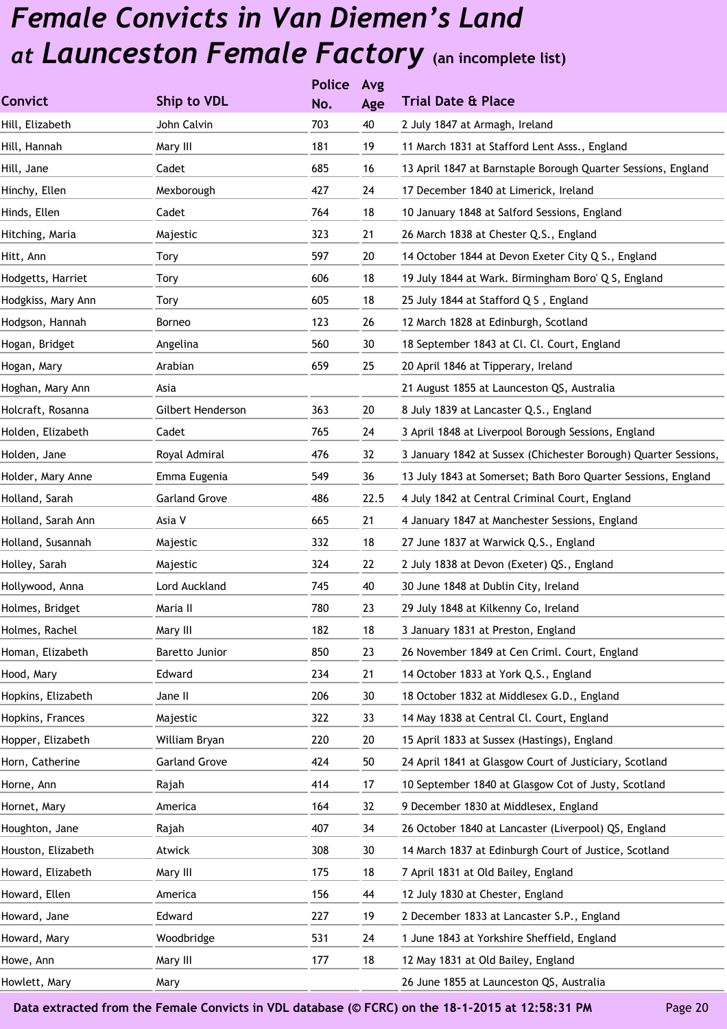# *Female Convicts in Van Diemen's Land at Launceston Female Factory* (an incomplete list)

| Convict | Ship to VDL | Police No. | Avg Age | Trial Date & Place |
|---|---|---|---|---|
| Hill, Elizabeth | John Calvin | 703 | 40 | 2 July 1847 at Armagh, Ireland |
| Hill, Hannah | Mary III | 181 | 19 | 11 March 1831 at Stafford Lent Asss., England |
| Hill, Jane | Cadet | 685 | 16 | 13 April 1847 at Barnstaple Borough Quarter Sessions, England |
| Hinchy, Ellen | Mexborough | 427 | 24 | 17 December 1840 at Limerick, Ireland |
| Hinds, Ellen | Cadet | 764 | 18 | 10 January 1848 at Salford Sessions, England |
| Hitching, Maria | Majestic | 323 | 21 | 26 March 1838 at Chester Q.S., England |
| Hitt, Ann | Tory | 597 | 20 | 14 October 1844 at Devon Exeter City Q S., England |
| Hodgetts, Harriet | Tory | 606 | 18 | 19 July 1844 at Wark. Birmingham Boro' Q S, England |
| Hodgkiss, Mary Ann | Tory | 605 | 18 | 25 July 1844 at Stafford Q S , England |
| Hodgson, Hannah | Borneo | 123 | 26 | 12 March 1828 at Edinburgh, Scotland |
| Hogan, Bridget | Angelina | 560 | 30 | 18 September 1843 at Cl. Cl. Court, England |
| Hogan, Mary | Arabian | 659 | 25 | 20 April 1846 at Tipperary, Ireland |
| Hoghan, Mary Ann | Asia | | | 21 August 1855 at Launceston QS, Australia |
| Holcraft, Rosanna | Gilbert Henderson | 363 | 20 | 8 July 1839 at Lancaster Q.S., England |
| Holden, Elizabeth | Cadet | 765 | 24 | 3 April 1848 at Liverpool Borough Sessions, England |
| Holden, Jane | Royal Admiral | 476 | 32 | 3 January 1842 at Sussex (Chichester Borough) Quarter Sessions, |
| Holder, Mary Anne | Emma Eugenia | 549 | 36 | 13 July 1843 at Somerset; Bath Boro Quarter Sessions, England |
| Holland, Sarah | Garland Grove | 486 | 22.5 | 4 July 1842 at Central Criminal Court, England |
| Holland, Sarah Ann | Asia V | 665 | 21 | 4 January 1847 at Manchester Sessions, England |
| Holland, Susannah | Majestic | 332 | 18 | 27 June 1837 at Warwick Q.S., England |
| Holley, Sarah | Majestic | 324 | 22 | 2 July 1838 at Devon (Exeter) QS., England |
| Hollywood, Anna | Lord Auckland | 745 | 40 | 30 June 1848 at Dublin City, Ireland |
| Holmes, Bridget | Maria II | 780 | 23 | 29 July 1848 at Kilkenny Co, Ireland |
| Holmes, Rachel | Mary III | 182 | 18 | 3 January 1831 at Preston, England |
| Homan, Elizabeth | Baretto Junior | 850 | 23 | 26 November 1849 at Cen Criml. Court, England |
| Hood, Mary | Edward | 234 | 21 | 14 October 1833 at York Q.S., England |
| Hopkins, Elizabeth | Jane II | 206 | 30 | 18 October 1832 at Middlesex G.D., England |
| Hopkins, Frances | Majestic | 322 | 33 | 14 May 1838 at Central Cl. Court, England |
| Hopper, Elizabeth | William Bryan | 220 | 20 | 15 April 1833 at Sussex (Hastings), England |
| Horn, Catherine | Garland Grove | 424 | 50 | 24 April 1841 at Glasgow Court of Justiciary, Scotland |
| Horne, Ann | Rajah | 414 | 17 | 10 September 1840 at Glasgow Cot of Justy, Scotland |
| Hornet, Mary | America | 164 | 32 | 9 December 1830 at Middlesex, England |
| Houghton, Jane | Rajah | 407 | 34 | 26 October 1840 at Lancaster (Liverpool) QS, England |
| Houston, Elizabeth | Atwick | 308 | 30 | 14 March 1837 at Edinburgh Court of Justice, Scotland |
| Howard, Elizabeth | Mary III | 175 | 18 | 7 April 1831 at Old Bailey, England |
| Howard, Ellen | America | 156 | 44 | 12 July 1830 at Chester, England |
| Howard, Jane | Edward | 227 | 19 | 2 December 1833 at Lancaster S.P., England |
| Howard, Mary | Woodbridge | 531 | 24 | 1 June 1843 at Yorkshire Sheffield, England |
| Howe, Ann | Mary III | 177 | 18 | 12 May 1831 at Old Bailey, England |
| Howlett, Mary | Mary | | | 26 June 1855 at Launceston QS, Australia |

Data extracted from the Female Convicts in VDL database (© FCRC) on the 18-1-2015 at 12:58:31 PM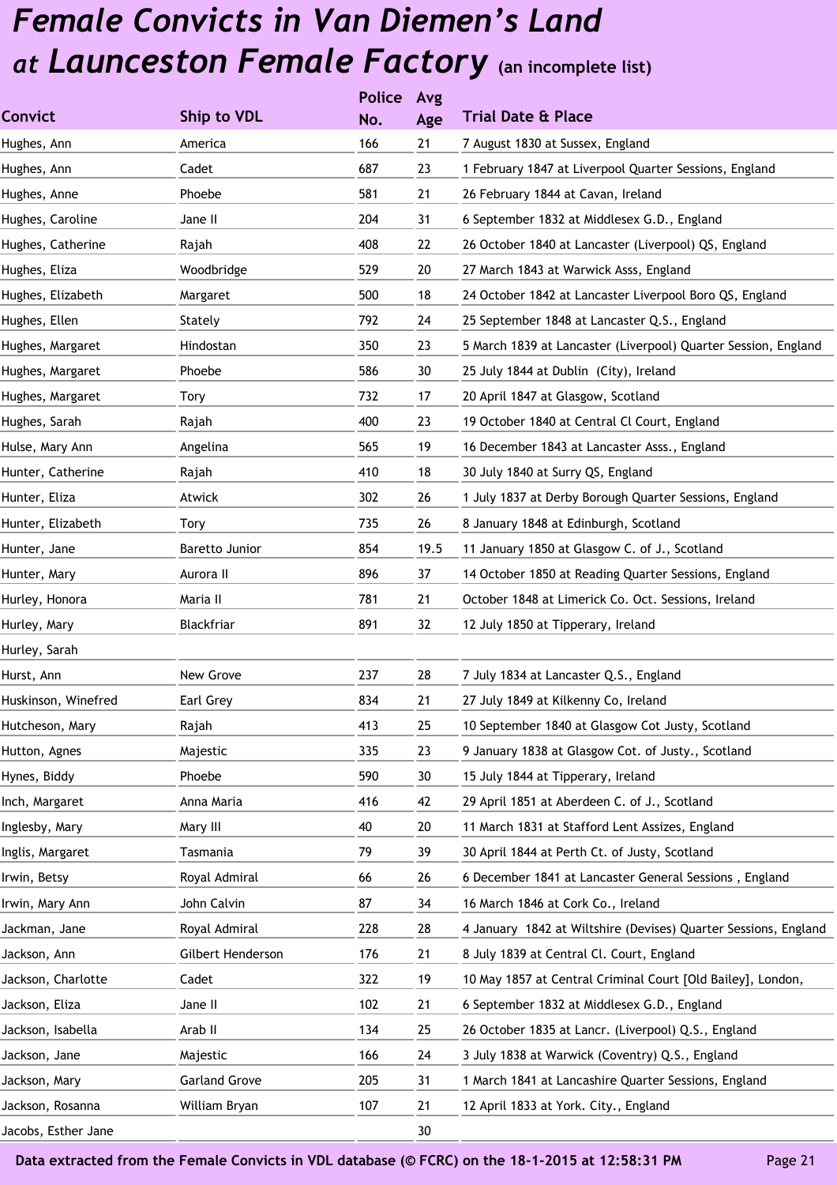# *Female Convicts in Van Diemen's Land at Launceston Female Factory* (an incomplete list)

| Convict | Ship to VDL | Police No. | Avg Age | Trial Date & Place |
|---|---|---|---|---|
| Hughes, Ann | America | 166 | 21 | 7 August 1830 at Sussex, England |
| Hughes, Ann | Cadet | 687 | 23 | 1 February 1847 at Liverpool Quarter Sessions, England |
| Hughes, Anne | Phoebe | 581 | 21 | 26 February 1844 at Cavan, Ireland |
| Hughes, Caroline | Jane II | 204 | 31 | 6 September 1832 at Middlesex G.D., England |
| Hughes, Catherine | Rajah | 408 | 22 | 26 October 1840 at Lancaster (Liverpool) QS, England |
| Hughes, Eliza | Woodbridge | 529 | 20 | 27 March 1843 at Warwick Asss, England |
| Hughes, Elizabeth | Margaret | 500 | 18 | 24 October 1842 at Lancaster Liverpool Boro QS, England |
| Hughes, Ellen | Stately | 792 | 24 | 25 September 1848 at Lancaster Q.S., England |
| Hughes, Margaret | Hindostan | 350 | 23 | 5 March 1839 at Lancaster (Liverpool) Quarter Session, England |
| Hughes, Margaret | Phoebe | 586 | 30 | 25 July 1844 at Dublin (City), Ireland |
| Hughes, Margaret | Tory | 732 | 17 | 20 April 1847 at Glasgow, Scotland |
| Hughes, Sarah | Rajah | 400 | 23 | 19 October 1840 at Central Cl Court, England |
| Hulse, Mary Ann | Angelina | 565 | 19 | 16 December 1843 at Lancaster Asss., England |
| Hunter, Catherine | Rajah | 410 | 18 | 30 July 1840 at Surry QS, England |
| Hunter, Eliza | Atwick | 302 | 26 | 1 July 1837 at Derby Borough Quarter Sessions, England |
| Hunter, Elizabeth | Tory | 735 | 26 | 8 January 1848 at Edinburgh, Scotland |
| Hunter, Jane | Baretto Junior | 854 | 19.5 | 11 January 1850 at Glasgow C. of J., Scotland |
| Hunter, Mary | Aurora II | 896 | 37 | 14 October 1850 at Reading Quarter Sessions, England |
| Hurley, Honora | Maria II | 781 | 21 | October 1848 at Limerick Co. Oct. Sessions, Ireland |
| Hurley, Mary | Blackfriar | 891 | 32 | 12 July 1850 at Tipperary, Ireland |
| Hurley, Sarah | | | | |
| Hurst, Ann | New Grove | 237 | 28 | 7 July 1834 at Lancaster Q.S., England |
| Huskinson, Winefred | Earl Grey | 834 | 21 | 27 July 1849 at Kilkenny Co, Ireland |
| Hutcheson, Mary | Rajah | 413 | 25 | 10 September 1840 at Glasgow Cot Justy, Scotland |
| Hutton, Agnes | Majestic | 335 | 23 | 9 January 1838 at Glasgow Cot. of Justy., Scotland |
| Hynes, Biddy | Phoebe | 590 | 30 | 15 July 1844 at Tipperary, Ireland |
| Inch, Margaret | Anna Maria | 416 | 42 | 29 April 1851 at Aberdeen C. of J., Scotland |
| Inglesby, Mary | Mary III | 40 | 20 | 11 March 1831 at Stafford Lent Assizes, England |
| Inglis, Margaret | Tasmania | 79 | 39 | 30 April 1844 at Perth Ct. of Justy, Scotland |
| Irwin, Betsy | Royal Admiral | 66 | 26 | 6 December 1841 at Lancaster General Sessions , England |
| Irwin, Mary Ann | John Calvin | 87 | 34 | 16 March 1846 at Cork Co., Ireland |
| Jackman, Jane | Royal Admiral | 228 | 28 | 4 January 1842 at Wiltshire (Devises) Quarter Sessions, England |
| Jackson, Ann | Gilbert Henderson | 176 | 21 | 8 July 1839 at Central Cl. Court, England |
| Jackson, Charlotte | Cadet | 322 | 19 | 10 May 1857 at Central Criminal Court [Old Bailey], London, |
| Jackson, Eliza | Jane II | 102 | 21 | 6 September 1832 at Middlesex G.D., England |
| Jackson, Isabella | Arab II | 134 | 25 | 26 October 1835 at Lancr. (Liverpool) Q.S., England |
| Jackson, Jane | Majestic | 166 | 24 | 3 July 1838 at Warwick (Coventry) Q.S., England |
| Jackson, Mary | Garland Grove | 205 | 31 | 1 March 1841 at Lancashire Quarter Sessions, England |
| Jackson, Rosanna | William Bryan | 107 | 21 | 12 April 1833 at York. City., England |
| Jacobs, Esther Jane | | | 30 | |

**Data extracted from the Female Convicts in VDL database (© FCRC) on the 18-1-2015 at 12:58:31 PM**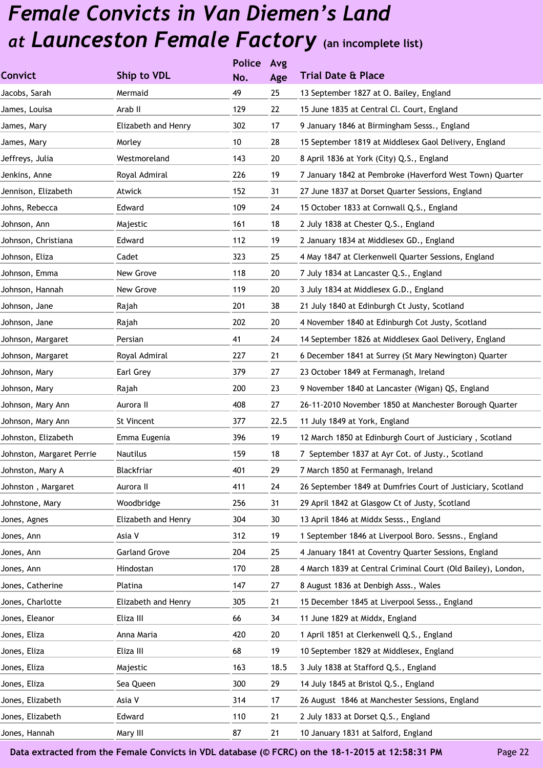# *Female Convicts in Van Diemen's Land at Launceston Female Factory* (an incomplete list)

| Convict | Ship to VDL | Police No. | Avg Age | Trial Date & Place |
|---|---|---|---|---|
| Jacobs, Sarah | Mermaid | 49 | 25 | 13 September 1827 at O. Bailey, England |
| James, Louisa | Arab II | 129 | 22 | 15 June 1835 at Central Cl. Court, England |
| James, Mary | Elizabeth and Henry | 302 | 17 | 9 January 1846 at Birmingham Sesss., England |
| James, Mary | Morley | 10 | 28 | 15 September 1819 at Middlesex Gaol Delivery, England |
| Jeffreys, Julia | Westmoreland | 143 | 20 | 8 April 1836 at York (City) Q.S., England |
| Jenkins, Anne | Royal Admiral | 226 | 19 | 7 January 1842 at Pembroke (Haverford West Town) Quarter |
| Jennison, Elizabeth | Atwick | 152 | 31 | 27 June 1837 at Dorset Quarter Sessions, England |
| Johns, Rebecca | Edward | 109 | 24 | 15 October 1833 at Cornwall Q.S., England |
| Johnson, Ann | Majestic | 161 | 18 | 2 July 1838 at Chester Q.S., England |
| Johnson, Christiana | Edward | 112 | 19 | 2 January 1834 at Middlesex GD., England |
| Johnson, Eliza | Cadet | 323 | 25 | 4 May 1847 at Clerkenwell Quarter Sessions, England |
| Johnson, Emma | New Grove | 118 | 20 | 7 July 1834 at Lancaster Q.S., England |
| Johnson, Hannah | New Grove | 119 | 20 | 3 July 1834 at Middlesex G.D., England |
| Johnson, Jane | Rajah | 201 | 38 | 21 July 1840 at Edinburgh Ct Justy, Scotland |
| Johnson, Jane | Rajah | 202 | 20 | 4 November 1840 at Edinburgh Cot Justy, Scotland |
| Johnson, Margaret | Persian | 41 | 24 | 14 September 1826 at Middlesex Gaol Delivery, England |
| Johnson, Margaret | Royal Admiral | 227 | 21 | 6 December 1841 at Surrey (St Mary Newington) Quarter |
| Johnson, Mary | Earl Grey | 379 | 27 | 23 October 1849 at Fermanagh, Ireland |
| Johnson, Mary | Rajah | 200 | 23 | 9 November 1840 at Lancaster (Wigan) QS, England |
| Johnson, Mary Ann | Aurora II | 408 | 27 | 26-11-2010 November 1850 at Manchester Borough Quarter |
| Johnson, Mary Ann | St Vincent | 377 | 22.5 | 11 July 1849 at York, England |
| Johnston, Elizabeth | Emma Eugenia | 396 | 19 | 12 March 1850 at Edinburgh Court of Justiciary , Scotland |
| Johnston, Margaret Perrie | Nautilus | 159 | 18 | 7 September 1837 at Ayr Cot. of Justy., Scotland |
| Johnston, Mary A | Blackfriar | 401 | 29 | 7 March 1850 at Fermanagh, Ireland |
| Johnston , Margaret | Aurora II | 411 | 24 | 26 September 1849 at Dumfries Court of Justiciary, Scotland |
| Johnstone, Mary | Woodbridge | 256 | 31 | 29 April 1842 at Glasgow Ct of Justy, Scotland |
| Jones, Agnes | Elizabeth and Henry | 304 | 30 | 13 April 1846 at Middx Sesss., England |
| Jones, Ann | Asia V | 312 | 19 | 1 September 1846 at Liverpool Boro. Sessns., England |
| Jones, Ann | Garland Grove | 204 | 25 | 4 January 1841 at Coventry Quarter Sessions, England |
| Jones, Ann | Hindostan | 170 | 28 | 4 March 1839 at Central Criminal Court (Old Bailey), London, |
| Jones, Catherine | Platina | 147 | 27 | 8 August 1836 at Denbigh Asss., Wales |
| Jones, Charlotte | Elizabeth and Henry | 305 | 21 | 15 December 1845 at Liverpool Sesss., England |
| Jones, Eleanor | Eliza III | 66 | 34 | 11 June 1829 at Middx, England |
| Jones, Eliza | Anna Maria | 420 | 20 | 1 April 1851 at Clerkenwell Q.S., England |
| Jones, Eliza | Eliza III | 68 | 19 | 10 September 1829 at Middlesex, England |
| Jones, Eliza | Majestic | 163 | 18.5 | 3 July 1838 at Stafford Q.S., England |
| Jones, Eliza | Sea Queen | 300 | 29 | 14 July 1845 at Bristol Q.S., England |
| Jones, Elizabeth | Asia V | 314 | 17 | 26 August 1846 at Manchester Sessions, England |
| Jones, Elizabeth | Edward | 110 | 21 | 2 July 1833 at Dorset Q.S., England |
| Jones, Hannah | Mary III | 87 | 21 | 10 January 1831 at Salford, England |

Data extracted from the Female Convicts in VDL database (© FCRC) on the 18-1-2015 at 12:58:31 PM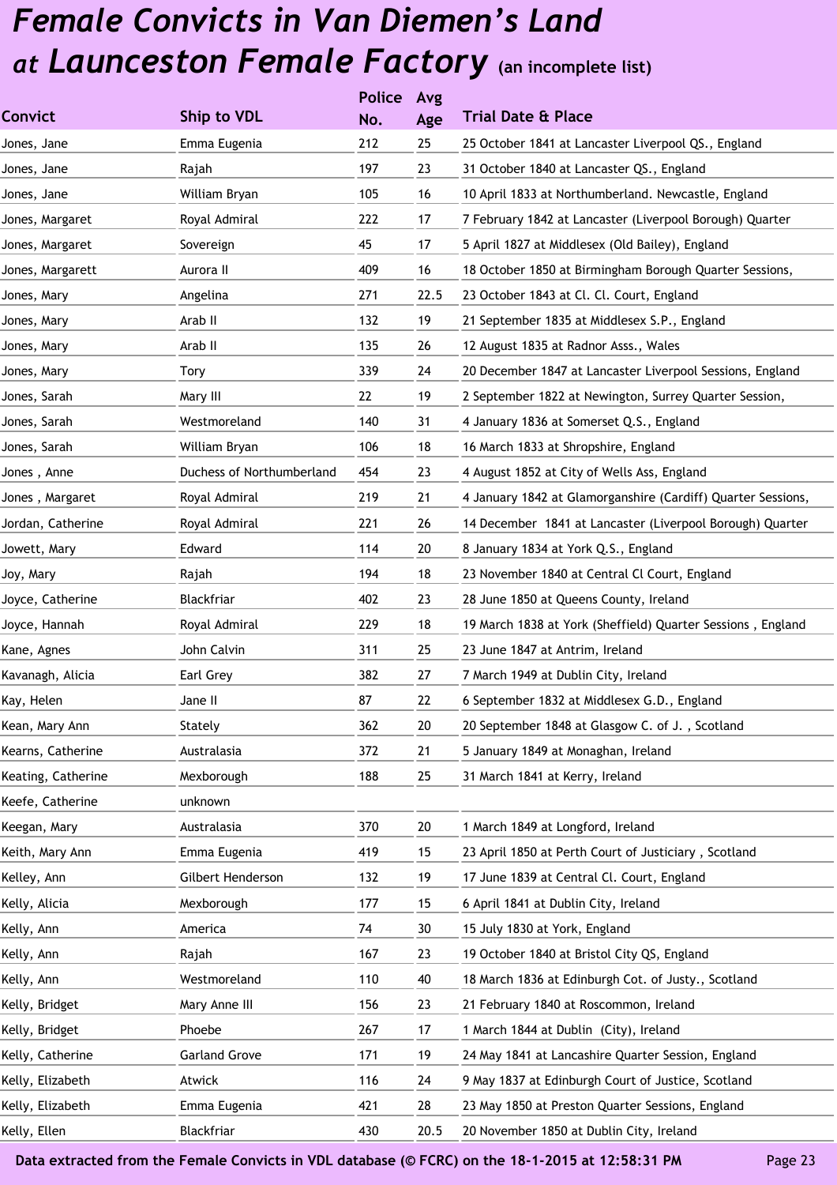# *Female Convicts in Van Diemen's Land at Launceston Female Factory* (an incomplete list)

| Convict | Ship to VDL | Police No. | Avg Age | Trial Date & Place |
|---|---|---|---|---|
| Jones, Jane | Emma Eugenia | 212 | 25 | 25 October 1841 at Lancaster Liverpool QS., England |
| Jones, Jane | Rajah | 197 | 23 | 31 October 1840 at Lancaster QS., England |
| Jones, Jane | William Bryan | 105 | 16 | 10 April 1833 at Northumberland. Newcastle, England |
| Jones, Margaret | Royal Admiral | 222 | 17 | 7 February 1842 at Lancaster (Liverpool Borough) Quarter |
| Jones, Margaret | Sovereign | 45 | 17 | 5 April 1827 at Middlesex (Old Bailey), England |
| Jones, Margarett | Aurora II | 409 | 16 | 18 October 1850 at Birmingham Borough Quarter Sessions, |
| Jones, Mary | Angelina | 271 | 22.5 | 23 October 1843 at Cl. Cl. Court, England |
| Jones, Mary | Arab II | 132 | 19 | 21 September 1835 at Middlesex S.P., England |
| Jones, Mary | Arab II | 135 | 26 | 12 August 1835 at Radnor Asss., Wales |
| Jones, Mary | Tory | 339 | 24 | 20 December 1847 at Lancaster Liverpool Sessions, England |
| Jones, Sarah | Mary III | 22 | 19 | 2 September 1822 at Newington, Surrey Quarter Session, |
| Jones, Sarah | Westmoreland | 140 | 31 | 4 January 1836 at Somerset Q.S., England |
| Jones, Sarah | William Bryan | 106 | 18 | 16 March 1833 at Shropshire, England |
| Jones , Anne | Duchess of Northumberland | 454 | 23 | 4 August 1852 at City of Wells Ass, England |
| Jones , Margaret | Royal Admiral | 219 | 21 | 4 January 1842 at Glamorganshire (Cardiff) Quarter Sessions, |
| Jordan, Catherine | Royal Admiral | 221 | 26 | 14 December 1841 at Lancaster (Liverpool Borough) Quarter |
| Jowett, Mary | Edward | 114 | 20 | 8 January 1834 at York Q.S., England |
| Joy, Mary | Rajah | 194 | 18 | 23 November 1840 at Central Cl Court, England |
| Joyce, Catherine | Blackfriar | 402 | 23 | 28 June 1850 at Queens County, Ireland |
| Joyce, Hannah | Royal Admiral | 229 | 18 | 19 March 1838 at York (Sheffield) Quarter Sessions , England |
| Kane, Agnes | John Calvin | 311 | 25 | 23 June 1847 at Antrim, Ireland |
| Kavanagh, Alicia | Earl Grey | 382 | 27 | 7 March 1949 at Dublin City, Ireland |
| Kay, Helen | Jane II | 87 | 22 | 6 September 1832 at Middlesex G.D., England |
| Kean, Mary Ann | Stately | 362 | 20 | 20 September 1848 at Glasgow C. of J. , Scotland |
| Kearns, Catherine | Australasia | 372 | 21 | 5 January 1849 at Monaghan, Ireland |
| Keating, Catherine | Mexborough | 188 | 25 | 31 March 1841 at Kerry, Ireland |
| Keefe, Catherine | unknown | | | |
| Keegan, Mary | Australasia | 370 | 20 | 1 March 1849 at Longford, Ireland |
| Keith, Mary Ann | Emma Eugenia | 419 | 15 | 23 April 1850 at Perth Court of Justiciary , Scotland |
| Kelley, Ann | Gilbert Henderson | 132 | 19 | 17 June 1839 at Central Cl. Court, England |
| Kelly, Alicia | Mexborough | 177 | 15 | 6 April 1841 at Dublin City, Ireland |
| Kelly, Ann | America | 74 | 30 | 15 July 1830 at York, England |
| Kelly, Ann | Rajah | 167 | 23 | 19 October 1840 at Bristol City QS, England |
| Kelly, Ann | Westmoreland | 110 | 40 | 18 March 1836 at Edinburgh Cot. of Justy., Scotland |
| Kelly, Bridget | Mary Anne III | 156 | 23 | 21 February 1840 at Roscommon, Ireland |
| Kelly, Bridget | Phoebe | 267 | 17 | 1 March 1844 at Dublin (City), Ireland |
| Kelly, Catherine | Garland Grove | 171 | 19 | 24 May 1841 at Lancashire Quarter Session, England |
| Kelly, Elizabeth | Atwick | 116 | 24 | 9 May 1837 at Edinburgh Court of Justice, Scotland |
| Kelly, Elizabeth | Emma Eugenia | 421 | 28 | 23 May 1850 at Preston Quarter Sessions, England |
| Kelly, Ellen | Blackfriar | 430 | 20.5 | 20 November 1850 at Dublin City, Ireland |

Data extracted from the Female Convicts in VDL database (© FCRC) on the 18-1-2015 at 12:58:31 PM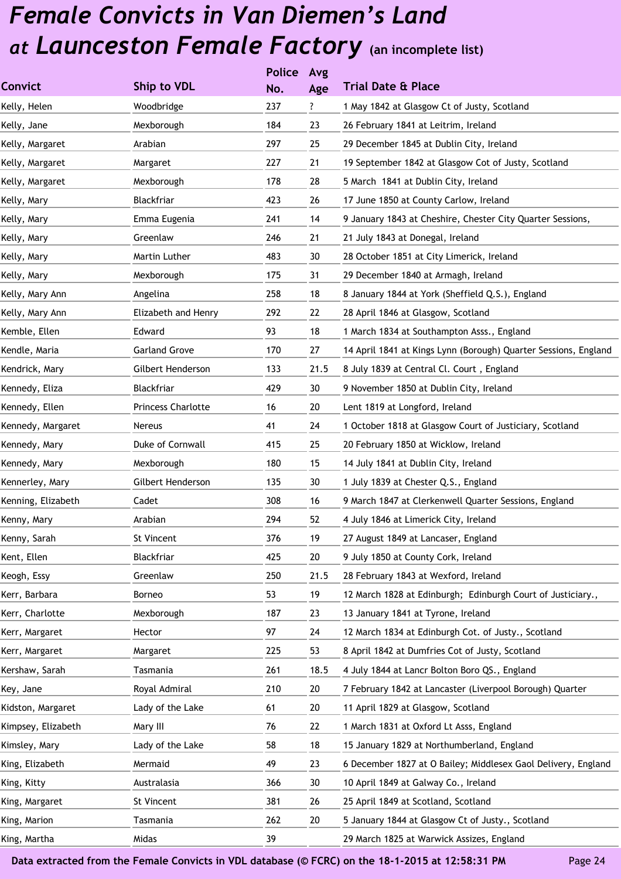# *Female Convicts in Van Diemen's Land at Launceston Female Factory* (an incomplete list)

| Convict | Ship to VDL | Police No. | Avg Age | Trial Date & Place |
|---|---|---|---|---|
| Kelly, Helen | Woodbridge | 237 | ? | 1 May 1842 at Glasgow Ct of Justy, Scotland |
| Kelly, Jane | Mexborough | 184 | 23 | 26 February 1841 at Leitrim, Ireland |
| Kelly, Margaret | Arabian | 297 | 25 | 29 December 1845 at Dublin City, Ireland |
| Kelly, Margaret | Margaret | 227 | 21 | 19 September 1842 at Glasgow Cot of Justy, Scotland |
| Kelly, Margaret | Mexborough | 178 | 28 | 5 March 1841 at Dublin City, Ireland |
| Kelly, Mary | Blackfriar | 423 | 26 | 17 June 1850 at County Carlow, Ireland |
| Kelly, Mary | Emma Eugenia | 241 | 14 | 9 January 1843 at Cheshire, Chester City Quarter Sessions, |
| Kelly, Mary | Greenlaw | 246 | 21 | 21 July 1843 at Donegal, Ireland |
| Kelly, Mary | Martin Luther | 483 | 30 | 28 October 1851 at City Limerick, Ireland |
| Kelly, Mary | Mexborough | 175 | 31 | 29 December 1840 at Armagh, Ireland |
| Kelly, Mary Ann | Angelina | 258 | 18 | 8 January 1844 at York (Sheffield Q.S.), England |
| Kelly, Mary Ann | Elizabeth and Henry | 292 | 22 | 28 April 1846 at Glasgow, Scotland |
| Kemble, Ellen | Edward | 93 | 18 | 1 March 1834 at Southampton Asss., England |
| Kendle, Maria | Garland Grove | 170 | 27 | 14 April 1841 at Kings Lynn (Borough) Quarter Sessions, England |
| Kendrick, Mary | Gilbert Henderson | 133 | 21.5 | 8 July 1839 at Central Cl. Court , England |
| Kennedy, Eliza | Blackfriar | 429 | 30 | 9 November 1850 at Dublin City, Ireland |
| Kennedy, Ellen | Princess Charlotte | 16 | 20 | Lent 1819 at Longford, Ireland |
| Kennedy, Margaret | Nereus | 41 | 24 | 1 October 1818 at Glasgow Court of Justiciary, Scotland |
| Kennedy, Mary | Duke of Cornwall | 415 | 25 | 20 February 1850 at Wicklow, Ireland |
| Kennedy, Mary | Mexborough | 180 | 15 | 14 July 1841 at Dublin City, Ireland |
| Kennerley, Mary | Gilbert Henderson | 135 | 30 | 1 July 1839 at Chester Q.S., England |
| Kenning, Elizabeth | Cadet | 308 | 16 | 9 March 1847 at Clerkenwell Quarter Sessions, England |
| Kenny, Mary | Arabian | 294 | 52 | 4 July 1846 at Limerick City, Ireland |
| Kenny, Sarah | St Vincent | 376 | 19 | 27 August 1849 at Lancaser, England |
| Kent, Ellen | Blackfriar | 425 | 20 | 9 July 1850 at County Cork, Ireland |
| Keogh, Essy | Greenlaw | 250 | 21.5 | 28 February 1843 at Wexford, Ireland |
| Kerr, Barbara | Borneo | 53 | 19 | 12 March 1828 at Edinburgh; Edinburgh Court of Justiciary., |
| Kerr, Charlotte | Mexborough | 187 | 23 | 13 January 1841 at Tyrone, Ireland |
| Kerr, Margaret | Hector | 97 | 24 | 12 March 1834 at Edinburgh Cot. of Justy., Scotland |
| Kerr, Margaret | Margaret | 225 | 53 | 8 April 1842 at Dumfries Cot of Justy, Scotland |
| Kershaw, Sarah | Tasmania | 261 | 18.5 | 4 July 1844 at Lancr Bolton Boro QS., England |
| Key, Jane | Royal Admiral | 210 | 20 | 7 February 1842 at Lancaster (Liverpool Borough) Quarter |
| Kidston, Margaret | Lady of the Lake | 61 | 20 | 11 April 1829 at Glasgow, Scotland |
| Kimpsey, Elizabeth | Mary III | 76 | 22 | 1 March 1831 at Oxford Lt Asss, England |
| Kimsley, Mary | Lady of the Lake | 58 | 18 | 15 January 1829 at Northumberland, England |
| King, Elizabeth | Mermaid | 49 | 23 | 6 December 1827 at O Bailey; Middlesex Gaol Delivery, England |
| King, Kitty | Australasia | 366 | 30 | 10 April 1849 at Galway Co., Ireland |
| King, Margaret | St Vincent | 381 | 26 | 25 April 1849 at Scotland, Scotland |
| King, Marion | Tasmania | 262 | 20 | 5 January 1844 at Glasgow Ct of Justy., Scotland |
| King, Martha | Midas | 39 | | 29 March 1825 at Warwick Assizes, England |

**Data extracted from the Female Convicts in VDL database (© FCRC) on the 18-1-2015 at 12:58:31 PM**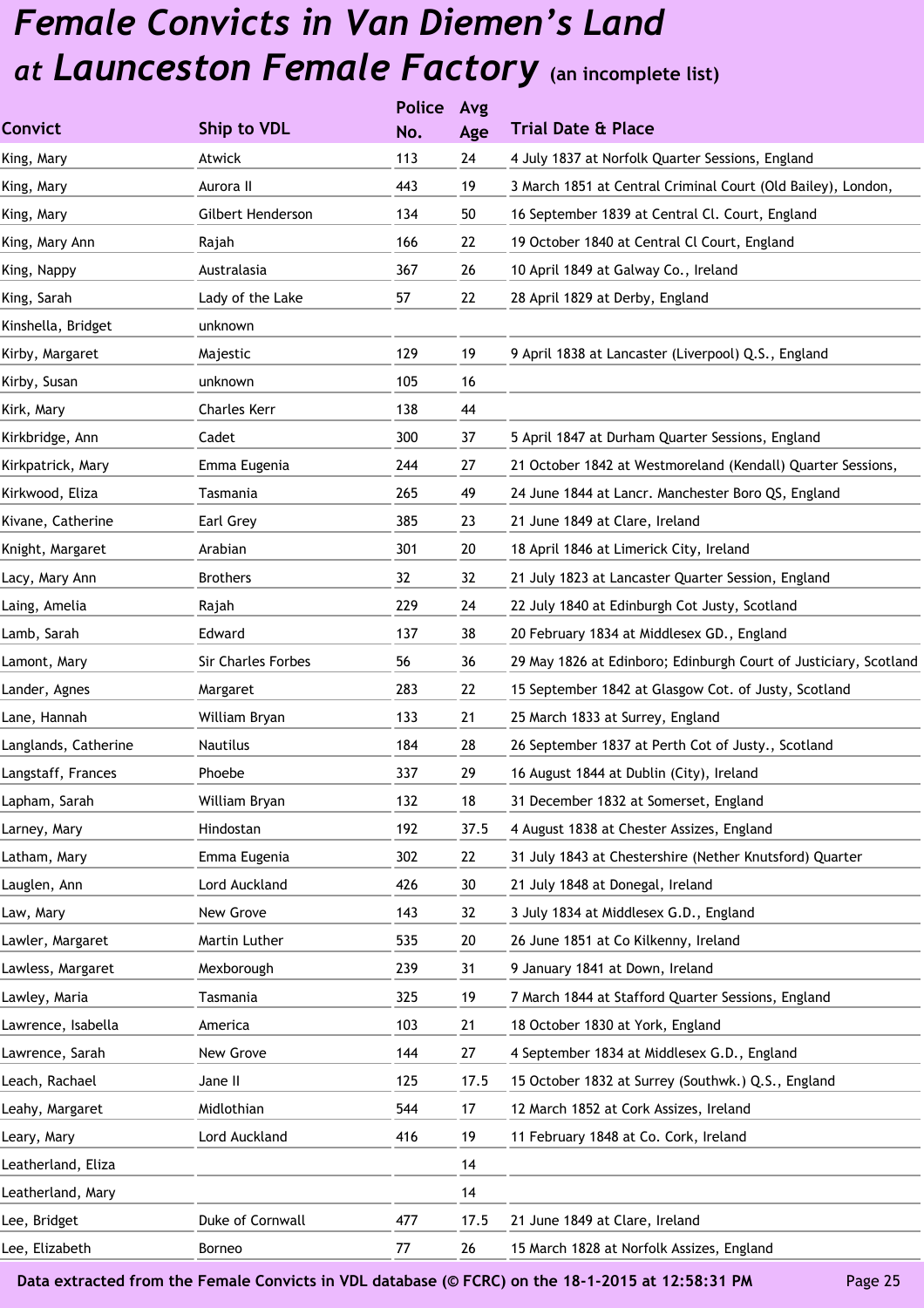# *Female Convicts in Van Diemen's Land at Launceston Female Factory* (an incomplete list)

| Convict | Ship to VDL | Police No. | Avg Age | Trial Date & Place |
|---|---|---|---|---|
| King, Mary | Atwick | 113 | 24 | 4 July 1837 at Norfolk Quarter Sessions, England |
| King, Mary | Aurora II | 443 | 19 | 3 March 1851 at Central Criminal Court (Old Bailey), London, |
| King, Mary | Gilbert Henderson | 134 | 50 | 16 September 1839 at Central Cl. Court, England |
| King, Mary Ann | Rajah | 166 | 22 | 19 October 1840 at Central Cl Court, England |
| King, Nappy | Australasia | 367 | 26 | 10 April 1849 at Galway Co., Ireland |
| King, Sarah | Lady of the Lake | 57 | 22 | 28 April 1829 at Derby, England |
| Kinshella, Bridget | unknown | | | |
| Kirby, Margaret | Majestic | 129 | 19 | 9 April 1838 at Lancaster (Liverpool) Q.S., England |
| Kirby, Susan | unknown | 105 | 16 | |
| Kirk, Mary | Charles Kerr | 138 | 44 | |
| Kirkbridge, Ann | Cadet | 300 | 37 | 5 April 1847 at Durham Quarter Sessions, England |
| Kirkpatrick, Mary | Emma Eugenia | 244 | 27 | 21 October 1842 at Westmoreland (Kendall) Quarter Sessions, |
| Kirkwood, Eliza | Tasmania | 265 | 49 | 24 June 1844 at Lancr. Manchester Boro QS, England |
| Kivane, Catherine | Earl Grey | 385 | 23 | 21 June 1849 at Clare, Ireland |
| Knight, Margaret | Arabian | 301 | 20 | 18 April 1846 at Limerick City, Ireland |
| Lacy, Mary Ann | Brothers | 32 | 32 | 21 July 1823 at Lancaster Quarter Session, England |
| Laing, Amelia | Rajah | 229 | 24 | 22 July 1840 at Edinburgh Cot Justy, Scotland |
| Lamb, Sarah | Edward | 137 | 38 | 20 February 1834 at Middlesex GD., England |
| Lamont, Mary | Sir Charles Forbes | 56 | 36 | 29 May 1826 at Edinboro; Edinburgh Court of Justiciary, Scotland |
| Lander, Agnes | Margaret | 283 | 22 | 15 September 1842 at Glasgow Cot. of Justy, Scotland |
| Lane, Hannah | William Bryan | 133 | 21 | 25 March 1833 at Surrey, England |
| Langlands, Catherine | Nautilus | 184 | 28 | 26 September 1837 at Perth Cot of Justy., Scotland |
| Langstaff, Frances | Phoebe | 337 | 29 | 16 August 1844 at Dublin (City), Ireland |
| Lapham, Sarah | William Bryan | 132 | 18 | 31 December 1832 at Somerset, England |
| Larney, Mary | Hindostan | 192 | 37.5 | 4 August 1838 at Chester Assizes, England |
| Latham, Mary | Emma Eugenia | 302 | 22 | 31 July 1843 at Chestershire (Nether Knutsford) Quarter |
| Lauglen, Ann | Lord Auckland | 426 | 30 | 21 July 1848 at Donegal, Ireland |
| Law, Mary | New Grove | 143 | 32 | 3 July 1834 at Middlesex G.D., England |
| Lawler, Margaret | Martin Luther | 535 | 20 | 26 June 1851 at Co Kilkenny, Ireland |
| Lawless, Margaret | Mexborough | 239 | 31 | 9 January 1841 at Down, Ireland |
| Lawley, Maria | Tasmania | 325 | 19 | 7 March 1844 at Stafford Quarter Sessions, England |
| Lawrence, Isabella | America | 103 | 21 | 18 October 1830 at York, England |
| Lawrence, Sarah | New Grove | 144 | 27 | 4 September 1834 at Middlesex G.D., England |
| Leach, Rachael | Jane II | 125 | 17.5 | 15 October 1832 at Surrey (Southwk.) Q.S., England |
| Leahy, Margaret | Midlothian | 544 | 17 | 12 March 1852 at Cork Assizes, Ireland |
| Leary, Mary | Lord Auckland | 416 | 19 | 11 February 1848 at Co. Cork, Ireland |
| Leatherland, Eliza | | | 14 | |
| Leatherland, Mary | | | 14 | |
| Lee, Bridget | Duke of Cornwall | 477 | 17.5 | 21 June 1849 at Clare, Ireland |
| Lee, Elizabeth | Borneo | 77 | 26 | 15 March 1828 at Norfolk Assizes, England |

Data extracted from the Female Convicts in VDL database (© FCRC) on the 18-1-2015 at 12:58:31 PM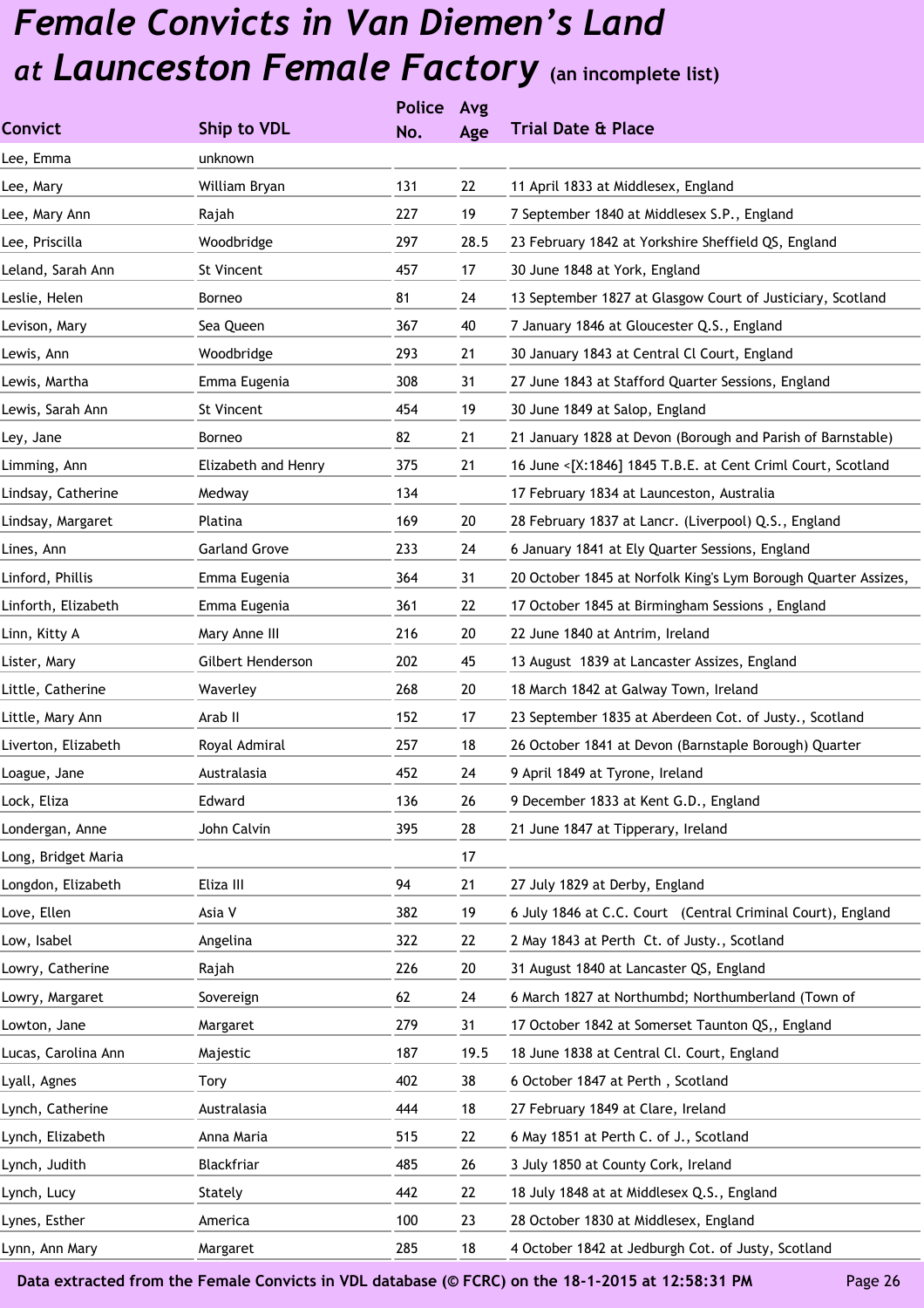# *Female Convicts in Van Diemen's Land at Launceston Female Factory* (an incomplete list)

| Convict | Ship to VDL | Police No. | Avg Age | Trial Date & Place |
|---|---|---|---|---|
| Lee, Emma | unknown | | | |
| Lee, Mary | William Bryan | 131 | 22 | 11 April 1833 at Middlesex, England |
| Lee, Mary Ann | Rajah | 227 | 19 | 7 September 1840 at Middlesex S.P., England |
| Lee, Priscilla | Woodbridge | 297 | 28.5 | 23 February 1842 at Yorkshire Sheffield QS, England |
| Leland, Sarah Ann | St Vincent | 457 | 17 | 30 June 1848 at York, England |
| Leslie, Helen | Borneo | 81 | 24 | 13 September 1827 at Glasgow Court of Justiciary, Scotland |
| Levison, Mary | Sea Queen | 367 | 40 | 7 January 1846 at Gloucester Q.S., England |
| Lewis, Ann | Woodbridge | 293 | 21 | 30 January 1843 at Central Cl Court, England |
| Lewis, Martha | Emma Eugenia | 308 | 31 | 27 June 1843 at Stafford Quarter Sessions, England |
| Lewis, Sarah Ann | St Vincent | 454 | 19 | 30 June 1849 at Salop, England |
| Ley, Jane | Borneo | 82 | 21 | 21 January 1828 at Devon (Borough and Parish of Barnstable) |
| Limming, Ann | Elizabeth and Henry | 375 | 21 | 16 June <[X:1846] 1845 T.B.E. at Cent Criml Court, Scotland |
| Lindsay, Catherine | Medway | 134 | | 17 February 1834 at Launceston, Australia |
| Lindsay, Margaret | Platina | 169 | 20 | 28 February 1837 at Lancr. (Liverpool) Q.S., England |
| Lines, Ann | Garland Grove | 233 | 24 | 6 January 1841 at Ely Quarter Sessions, England |
| Linford, Phillis | Emma Eugenia | 364 | 31 | 20 October 1845 at Norfolk King's Lym Borough Quarter Assizes, |
| Linforth, Elizabeth | Emma Eugenia | 361 | 22 | 17 October 1845 at Birmingham Sessions , England |
| Linn, Kitty A | Mary Anne III | 216 | 20 | 22 June 1840 at Antrim, Ireland |
| Lister, Mary | Gilbert Henderson | 202 | 45 | 13 August 1839 at Lancaster Assizes, England |
| Little, Catherine | Waverley | 268 | 20 | 18 March 1842 at Galway Town, Ireland |
| Little, Mary Ann | Arab II | 152 | 17 | 23 September 1835 at Aberdeen Cot. of Justy., Scotland |
| Liverton, Elizabeth | Royal Admiral | 257 | 18 | 26 October 1841 at Devon (Barnstaple Borough) Quarter |
| Loague, Jane | Australasia | 452 | 24 | 9 April 1849 at Tyrone, Ireland |
| Lock, Eliza | Edward | 136 | 26 | 9 December 1833 at Kent G.D., England |
| Londergan, Anne | John Calvin | 395 | 28 | 21 June 1847 at Tipperary, Ireland |
| Long, Bridget Maria | | | 17 | |
| Longdon, Elizabeth | Eliza III | 94 | 21 | 27 July 1829 at Derby, England |
| Love, Ellen | Asia V | 382 | 19 | 6 July 1846 at C.C. Court (Central Criminal Court), England |
| Low, Isabel | Angelina | 322 | 22 | 2 May 1843 at Perth Ct. of Justy., Scotland |
| Lowry, Catherine | Rajah | 226 | 20 | 31 August 1840 at Lancaster QS, England |
| Lowry, Margaret | Sovereign | 62 | 24 | 6 March 1827 at Northumbd; Northumberland (Town of |
| Lowton, Jane | Margaret | 279 | 31 | 17 October 1842 at Somerset Taunton QS,, England |
| Lucas, Carolina Ann | Majestic | 187 | 19.5 | 18 June 1838 at Central Cl. Court, England |
| Lyall, Agnes | Tory | 402 | 38 | 6 October 1847 at Perth , Scotland |
| Lynch, Catherine | Australasia | 444 | 18 | 27 February 1849 at Clare, Ireland |
| Lynch, Elizabeth | Anna Maria | 515 | 22 | 6 May 1851 at Perth C. of J., Scotland |
| Lynch, Judith | Blackfriar | 485 | 26 | 3 July 1850 at County Cork, Ireland |
| Lynch, Lucy | Stately | 442 | 22 | 18 July 1848 at at Middlesex Q.S., England |
| Lynes, Esther | America | 100 | 23 | 28 October 1830 at Middlesex, England |
| Lynn, Ann Mary | Margaret | 285 | 18 | 4 October 1842 at Jedburgh Cot. of Justy, Scotland |

**Data extracted from the Female Convicts in VDL database (© FCRC) on the 18-1-2015 at 12:58:31 PM**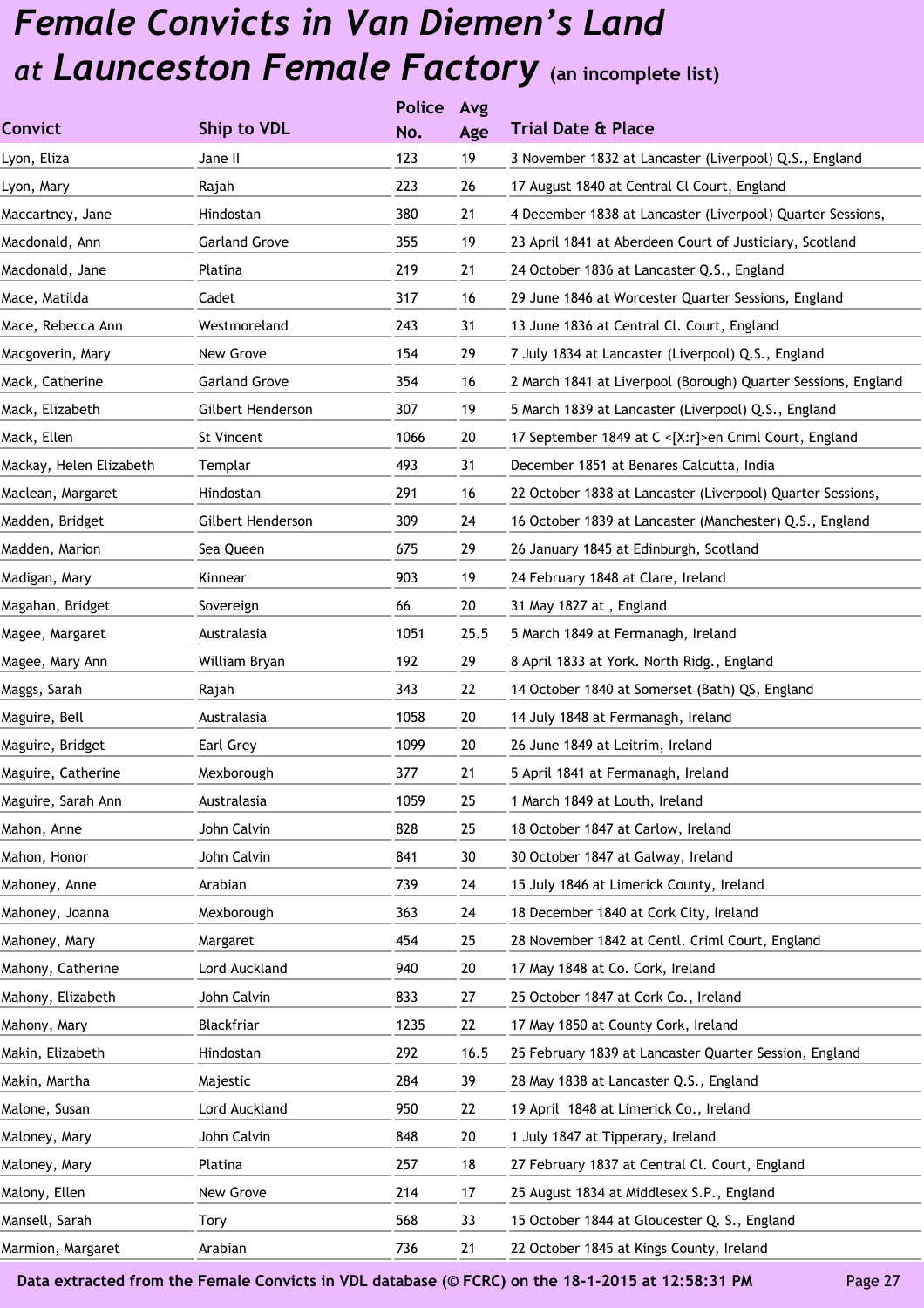# *Female Convicts in Van Diemen's Land at Launceston Female Factory* (an incomplete list)

| Convict | Ship to VDL | Police No. | Avg Age | Trial Date & Place |
|---|---|---|---|---|
| Lyon, Eliza | Jane II | 123 | 19 | 3 November 1832 at Lancaster (Liverpool) Q.S., England |
| Lyon, Mary | Rajah | 223 | 26 | 17 August 1840 at Central Cl Court, England |
| Maccartney, Jane | Hindostan | 380 | 21 | 4 December 1838 at Lancaster (Liverpool) Quarter Sessions, |
| Macdonald, Ann | Garland Grove | 355 | 19 | 23 April 1841 at Aberdeen Court of Justiciary, Scotland |
| Macdonald, Jane | Platina | 219 | 21 | 24 October 1836 at Lancaster Q.S., England |
| Mace, Matilda | Cadet | 317 | 16 | 29 June 1846 at Worcester Quarter Sessions, England |
| Mace, Rebecca Ann | Westmoreland | 243 | 31 | 13 June 1836 at Central Cl. Court, England |
| Macgoverin, Mary | New Grove | 154 | 29 | 7 July 1834 at Lancaster (Liverpool) Q.S., England |
| Mack, Catherine | Garland Grove | 354 | 16 | 2 March 1841 at Liverpool (Borough) Quarter Sessions, England |
| Mack, Elizabeth | Gilbert Henderson | 307 | 19 | 5 March 1839 at Lancaster (Liverpool) Q.S., England |
| Mack, Ellen | St Vincent | 1066 | 20 | 17 September 1849 at C <[X:r]>en Criml Court, England |
| Mackay, Helen Elizabeth | Templar | 493 | 31 | December 1851 at Benares Calcutta, India |
| Maclean, Margaret | Hindostan | 291 | 16 | 22 October 1838 at Lancaster (Liverpool) Quarter Sessions, |
| Madden, Bridget | Gilbert Henderson | 309 | 24 | 16 October 1839 at Lancaster (Manchester) Q.S., England |
| Madden, Marion | Sea Queen | 675 | 29 | 26 January 1845 at Edinburgh, Scotland |
| Madigan, Mary | Kinnear | 903 | 19 | 24 February 1848 at Clare, Ireland |
| Magahan, Bridget | Sovereign | 66 | 20 | 31 May 1827 at , England |
| Magee, Margaret | Australasia | 1051 | 25.5 | 5 March 1849 at Fermanagh, Ireland |
| Magee, Mary Ann | William Bryan | 192 | 29 | 8 April 1833 at York. North Ridg., England |
| Maggs, Sarah | Rajah | 343 | 22 | 14 October 1840 at Somerset (Bath) QS, England |
| Maguire, Bell | Australasia | 1058 | 20 | 14 July 1848 at Fermanagh, Ireland |
| Maguire, Bridget | Earl Grey | 1099 | 20 | 26 June 1849 at Leitrim, Ireland |
| Maguire, Catherine | Mexborough | 377 | 21 | 5 April 1841 at Fermanagh, Ireland |
| Maguire, Sarah Ann | Australasia | 1059 | 25 | 1 March 1849 at Louth, Ireland |
| Mahon, Anne | John Calvin | 828 | 25 | 18 October 1847 at Carlow, Ireland |
| Mahon, Honor | John Calvin | 841 | 30 | 30 October 1847 at Galway, Ireland |
| Mahoney, Anne | Arabian | 739 | 24 | 15 July 1846 at Limerick County, Ireland |
| Mahoney, Joanna | Mexborough | 363 | 24 | 18 December 1840 at Cork City, Ireland |
| Mahoney, Mary | Margaret | 454 | 25 | 28 November 1842 at Centl. Criml Court, England |
| Mahony, Catherine | Lord Auckland | 940 | 20 | 17 May 1848 at Co. Cork, Ireland |
| Mahony, Elizabeth | John Calvin | 833 | 27 | 25 October 1847 at Cork Co., Ireland |
| Mahony, Mary | Blackfriar | 1235 | 22 | 17 May 1850 at County Cork, Ireland |
| Makin, Elizabeth | Hindostan | 292 | 16.5 | 25 February 1839 at Lancaster Quarter Session, England |
| Makin, Martha | Majestic | 284 | 39 | 28 May 1838 at Lancaster Q.S., England |
| Malone, Susan | Lord Auckland | 950 | 22 | 19 April 1848 at Limerick Co., Ireland |
| Maloney, Mary | John Calvin | 848 | 20 | 1 July 1847 at Tipperary, Ireland |
| Maloney, Mary | Platina | 257 | 18 | 27 February 1837 at Central Cl. Court, England |
| Malony, Ellen | New Grove | 214 | 17 | 25 August 1834 at Middlesex S.P., England |
| Mansell, Sarah | Tory | 568 | 33 | 15 October 1844 at Gloucester Q. S., England |
| Marmion, Margaret | Arabian | 736 | 21 | 22 October 1845 at Kings County, Ireland |

**Data extracted from the Female Convicts in VDL database (© FCRC) on the 18-1-2015 at 12:58:31 PM**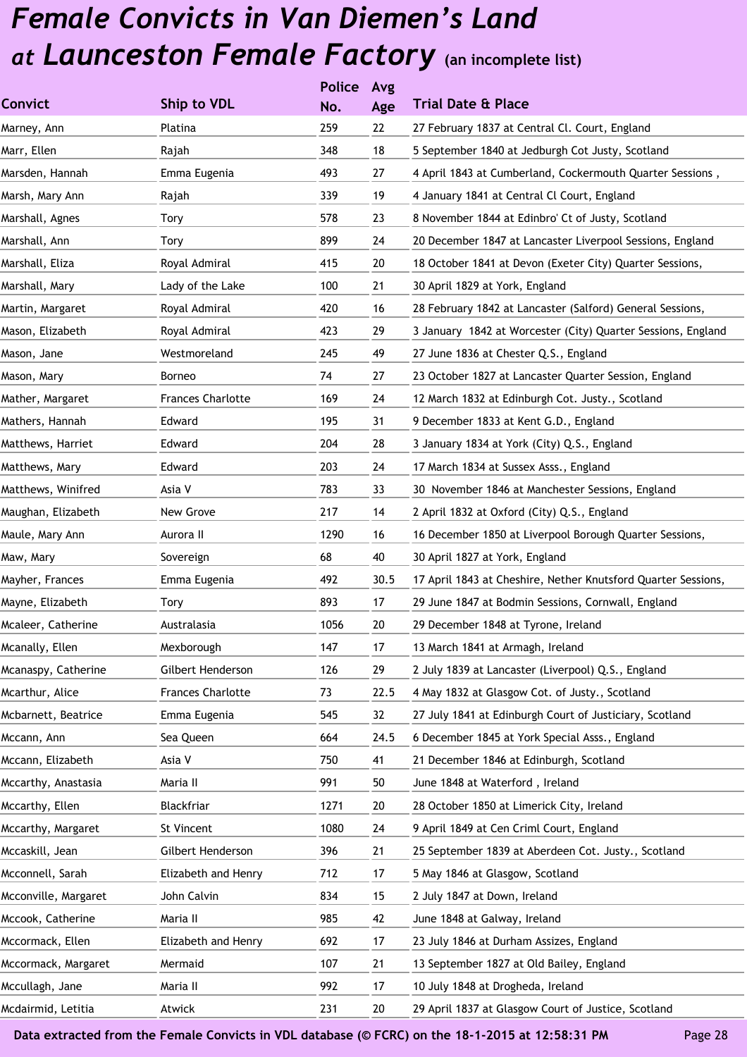# *Female Convicts in Van Diemen's Land at Launceston Female Factory* (an incomplete list)

| Convict | Ship to VDL | Police No. | Avg Age | Trial Date & Place |
|---|---|---|---|---|
| Marney, Ann | Platina | 259 | 22 | 27 February 1837 at Central Cl. Court, England |
| Marr, Ellen | Rajah | 348 | 18 | 5 September 1840 at Jedburgh Cot Justy, Scotland |
| Marsden, Hannah | Emma Eugenia | 493 | 27 | 4 April 1843 at Cumberland, Cockermouth Quarter Sessions , |
| Marsh, Mary Ann | Rajah | 339 | 19 | 4 January 1841 at Central Cl Court, England |
| Marshall, Agnes | Tory | 578 | 23 | 8 November 1844 at Edinbro' Ct of Justy, Scotland |
| Marshall, Ann | Tory | 899 | 24 | 20 December 1847 at Lancaster Liverpool Sessions, England |
| Marshall, Eliza | Royal Admiral | 415 | 20 | 18 October 1841 at Devon (Exeter City) Quarter Sessions, |
| Marshall, Mary | Lady of the Lake | 100 | 21 | 30 April 1829 at York, England |
| Martin, Margaret | Royal Admiral | 420 | 16 | 28 February 1842 at Lancaster (Salford) General Sessions, |
| Mason, Elizabeth | Royal Admiral | 423 | 29 | 3 January 1842 at Worcester (City) Quarter Sessions, England |
| Mason, Jane | Westmoreland | 245 | 49 | 27 June 1836 at Chester Q.S., England |
| Mason, Mary | Borneo | 74 | 27 | 23 October 1827 at Lancaster Quarter Session, England |
| Mather, Margaret | Frances Charlotte | 169 | 24 | 12 March 1832 at Edinburgh Cot. Justy., Scotland |
| Mathers, Hannah | Edward | 195 | 31 | 9 December 1833 at Kent G.D., England |
| Matthews, Harriet | Edward | 204 | 28 | 3 January 1834 at York (City) Q.S., England |
| Matthews, Mary | Edward | 203 | 24 | 17 March 1834 at Sussex Asss., England |
| Matthews, Winifred | Asia V | 783 | 33 | 30 November 1846 at Manchester Sessions, England |
| Maughan, Elizabeth | New Grove | 217 | 14 | 2 April 1832 at Oxford (City) Q.S., England |
| Maule, Mary Ann | Aurora II | 1290 | 16 | 16 December 1850 at Liverpool Borough Quarter Sessions, |
| Maw, Mary | Sovereign | 68 | 40 | 30 April 1827 at York, England |
| Mayher, Frances | Emma Eugenia | 492 | 30.5 | 17 April 1843 at Cheshire, Nether Knutsford Quarter Sessions, |
| Mayne, Elizabeth | Tory | 893 | 17 | 29 June 1847 at Bodmin Sessions, Cornwall, England |
| Mcaleer, Catherine | Australasia | 1056 | 20 | 29 December 1848 at Tyrone, Ireland |
| Mcanally, Ellen | Mexborough | 147 | 17 | 13 March 1841 at Armagh, Ireland |
| Mcanaspy, Catherine | Gilbert Henderson | 126 | 29 | 2 July 1839 at Lancaster (Liverpool) Q.S., England |
| Mcarthur, Alice | Frances Charlotte | 73 | 22.5 | 4 May 1832 at Glasgow Cot. of Justy., Scotland |
| Mcbarnett, Beatrice | Emma Eugenia | 545 | 32 | 27 July 1841 at Edinburgh Court of Justiciary, Scotland |
| Mccann, Ann | Sea Queen | 664 | 24.5 | 6 December 1845 at York Special Asss., England |
| Mccann, Elizabeth | Asia V | 750 | 41 | 21 December 1846 at Edinburgh, Scotland |
| Mccarthy, Anastasia | Maria II | 991 | 50 | June 1848 at Waterford , Ireland |
| Mccarthy, Ellen | Blackfriar | 1271 | 20 | 28 October 1850 at Limerick City, Ireland |
| Mccarthy, Margaret | St Vincent | 1080 | 24 | 9 April 1849 at Cen Criml Court, England |
| Mccaskill, Jean | Gilbert Henderson | 396 | 21 | 25 September 1839 at Aberdeen Cot. Justy., Scotland |
| Mcconnell, Sarah | Elizabeth and Henry | 712 | 17 | 5 May 1846 at Glasgow, Scotland |
| Mcconville, Margaret | John Calvin | 834 | 15 | 2 July 1847 at Down, Ireland |
| Mccook, Catherine | Maria II | 985 | 42 | June 1848 at Galway, Ireland |
| Mccormack, Ellen | Elizabeth and Henry | 692 | 17 | 23 July 1846 at Durham Assizes, England |
| Mccormack, Margaret | Mermaid | 107 | 21 | 13 September 1827 at Old Bailey, England |
| Mccullagh, Jane | Maria II | 992 | 17 | 10 July 1848 at Drogheda, Ireland |
| Mcdairmid, Letitia | Atwick | 231 | 20 | 29 April 1837 at Glasgow Court of Justice, Scotland |

Data extracted from the Female Convicts in VDL database (© FCRC) on the 18-1-2015 at 12:58:31 PM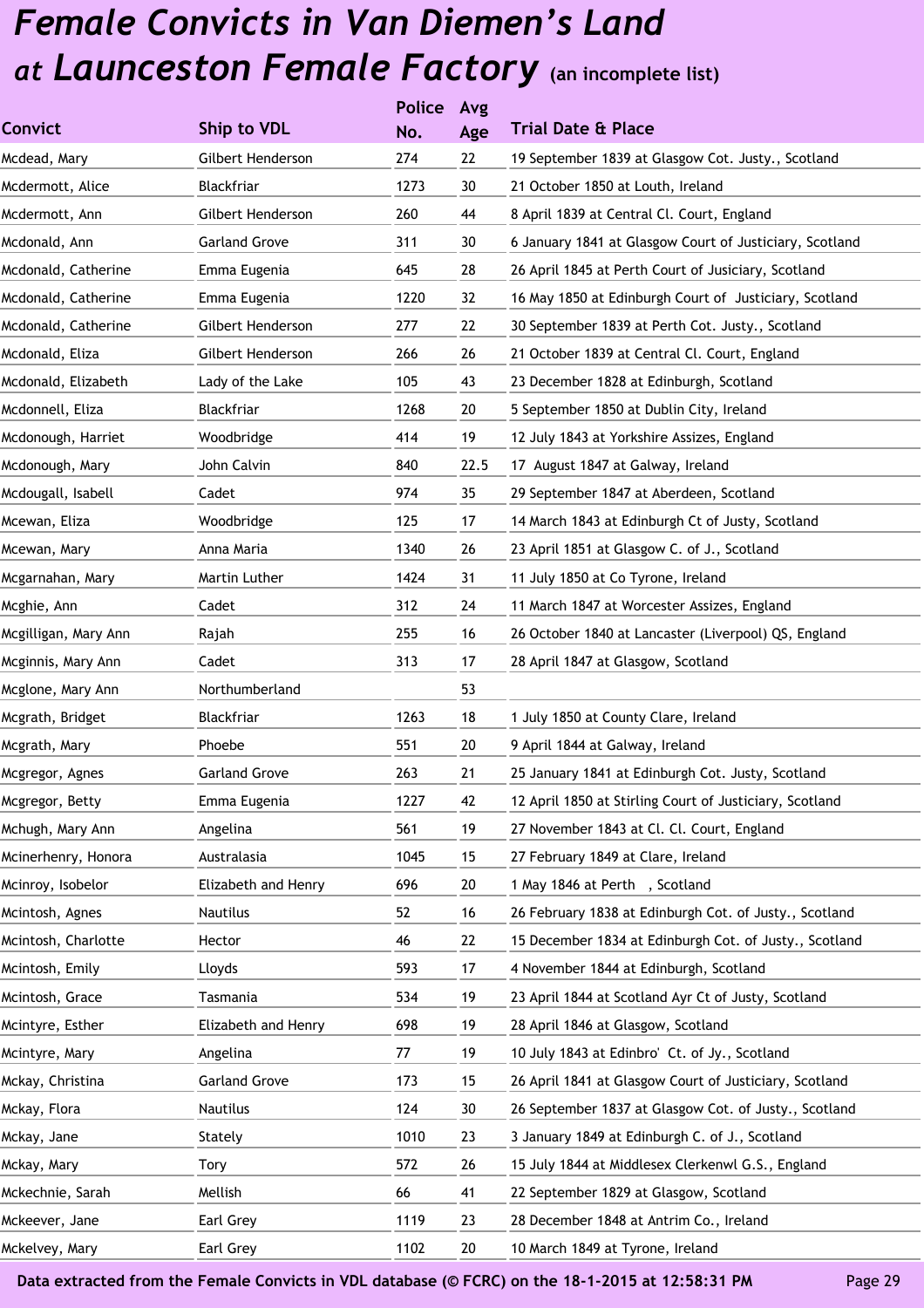# *Female Convicts in Van Diemen's Land at Launceston Female Factory* (an incomplete list)

| Convict | Ship to VDL | Police No. | Avg Age | Trial Date & Place |
|---|---|---|---|---|
| Mcdead, Mary | Gilbert Henderson | 274 | 22 | 19 September 1839 at Glasgow Cot. Justy., Scotland |
| Mcdermott, Alice | Blackfriar | 1273 | 30 | 21 October 1850 at Louth, Ireland |
| Mcdermott, Ann | Gilbert Henderson | 260 | 44 | 8 April 1839 at Central Cl. Court, England |
| Mcdonald, Ann | Garland Grove | 311 | 30 | 6 January 1841 at Glasgow Court of Justiciary, Scotland |
| Mcdonald, Catherine | Emma Eugenia | 645 | 28 | 26 April 1845 at Perth Court of Jusiciary, Scotland |
| Mcdonald, Catherine | Emma Eugenia | 1220 | 32 | 16 May 1850 at Edinburgh Court of Justiciary, Scotland |
| Mcdonald, Catherine | Gilbert Henderson | 277 | 22 | 30 September 1839 at Perth Cot. Justy., Scotland |
| Mcdonald, Eliza | Gilbert Henderson | 266 | 26 | 21 October 1839 at Central Cl. Court, England |
| Mcdonald, Elizabeth | Lady of the Lake | 105 | 43 | 23 December 1828 at Edinburgh, Scotland |
| Mcdonnell, Eliza | Blackfriar | 1268 | 20 | 5 September 1850 at Dublin City, Ireland |
| Mcdonough, Harriet | Woodbridge | 414 | 19 | 12 July 1843 at Yorkshire Assizes, England |
| Mcdonough, Mary | John Calvin | 840 | 22.5 | 17 August 1847 at Galway, Ireland |
| Mcdougall, Isabell | Cadet | 974 | 35 | 29 September 1847 at Aberdeen, Scotland |
| Mcewan, Eliza | Woodbridge | 125 | 17 | 14 March 1843 at Edinburgh Ct of Justy, Scotland |
| Mcewan, Mary | Anna Maria | 1340 | 26 | 23 April 1851 at Glasgow C. of J., Scotland |
| Mcgarnahan, Mary | Martin Luther | 1424 | 31 | 11 July 1850 at Co Tyrone, Ireland |
| Mcghie, Ann | Cadet | 312 | 24 | 11 March 1847 at Worcester Assizes, England |
| Mcgilligan, Mary Ann | Rajah | 255 | 16 | 26 October 1840 at Lancaster (Liverpool) QS, England |
| Mcginnis, Mary Ann | Cadet | 313 | 17 | 28 April 1847 at Glasgow, Scotland |
| Mcglone, Mary Ann | Northumberland | | 53 | |
| Mcgrath, Bridget | Blackfriar | 1263 | 18 | 1 July 1850 at County Clare, Ireland |
| Mcgrath, Mary | Phoebe | 551 | 20 | 9 April 1844 at Galway, Ireland |
| Mcgregor, Agnes | Garland Grove | 263 | 21 | 25 January 1841 at Edinburgh Cot. Justy, Scotland |
| Mcgregor, Betty | Emma Eugenia | 1227 | 42 | 12 April 1850 at Stirling Court of Justiciary, Scotland |
| Mchugh, Mary Ann | Angelina | 561 | 19 | 27 November 1843 at Cl. Cl. Court, England |
| Mcinerhenry, Honora | Australasia | 1045 | 15 | 27 February 1849 at Clare, Ireland |
| Mcinroy, Isobelor | Elizabeth and Henry | 696 | 20 | 1 May 1846 at Perth , Scotland |
| Mcintosh, Agnes | Nautilus | 52 | 16 | 26 February 1838 at Edinburgh Cot. of Justy., Scotland |
| Mcintosh, Charlotte | Hector | 46 | 22 | 15 December 1834 at Edinburgh Cot. of Justy., Scotland |
| Mcintosh, Emily | Lloyds | 593 | 17 | 4 November 1844 at Edinburgh, Scotland |
| Mcintosh, Grace | Tasmania | 534 | 19 | 23 April 1844 at Scotland Ayr Ct of Justy, Scotland |
| Mcintyre, Esther | Elizabeth and Henry | 698 | 19 | 28 April 1846 at Glasgow, Scotland |
| Mcintyre, Mary | Angelina | 77 | 19 | 10 July 1843 at Edinbro' Ct. of Jy., Scotland |
| Mckay, Christina | Garland Grove | 173 | 15 | 26 April 1841 at Glasgow Court of Justiciary, Scotland |
| Mckay, Flora | Nautilus | 124 | 30 | 26 September 1837 at Glasgow Cot. of Justy., Scotland |
| Mckay, Jane | Stately | 1010 | 23 | 3 January 1849 at Edinburgh C. of J., Scotland |
| Mckay, Mary | Tory | 572 | 26 | 15 July 1844 at Middlesex Clerkenwl G.S., England |
| Mckechnie, Sarah | Mellish | 66 | 41 | 22 September 1829 at Glasgow, Scotland |
| Mckeever, Jane | Earl Grey | 1119 | 23 | 28 December 1848 at Antrim Co., Ireland |
| Mckelvey, Mary | Earl Grey | 1102 | 20 | 10 March 1849 at Tyrone, Ireland |

Data extracted from the Female Convicts in VDL database (© FCRC) on the 18-1-2015 at 12:58:31 PM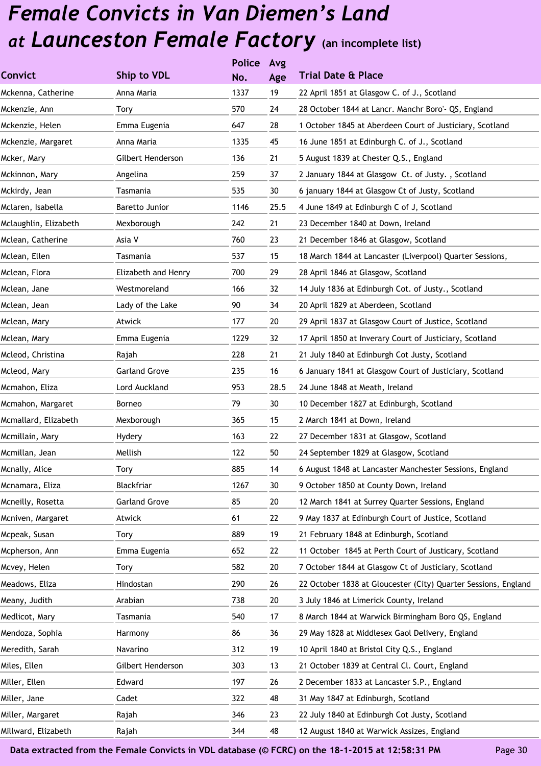# *Female Convicts in Van Diemen's Land at Launceston Female Factory* (an incomplete list)

| Convict | Ship to VDL | Police No. | Avg Age | Trial Date & Place |
|---|---|---|---|---|
| Mckenna, Catherine | Anna Maria | 1337 | 19 | 22 April 1851 at Glasgow C. of J., Scotland |
| Mckenzie, Ann | Tory | 570 | 24 | 28 October 1844 at Lancr. Manchr Boro'- QS, England |
| Mckenzie, Helen | Emma Eugenia | 647 | 28 | 1 October 1845 at Aberdeen Court of Justiciary, Scotland |
| Mckenzie, Margaret | Anna Maria | 1335 | 45 | 16 June 1851 at Edinburgh C. of J., Scotland |
| Mcker, Mary | Gilbert Henderson | 136 | 21 | 5 August 1839 at Chester Q.S., England |
| Mckinnon, Mary | Angelina | 259 | 37 | 2 January 1844 at Glasgow Ct. of Justy. , Scotland |
| Mckirdy, Jean | Tasmania | 535 | 30 | 6 january 1844 at Glasgow Ct of Justy, Scotland |
| Mclaren, Isabella | Baretto Junior | 1146 | 25.5 | 4 June 1849 at Edinburgh C of J, Scotland |
| Mclaughlin, Elizabeth | Mexborough | 242 | 21 | 23 December 1840 at Down, Ireland |
| Mclean, Catherine | Asia V | 760 | 23 | 21 December 1846 at Glasgow, Scotland |
| Mclean, Ellen | Tasmania | 537 | 15 | 18 March 1844 at Lancaster (Liverpool) Quarter Sessions, |
| Mclean, Flora | Elizabeth and Henry | 700 | 29 | 28 April 1846 at Glasgow, Scotland |
| Mclean, Jane | Westmoreland | 166 | 32 | 14 July 1836 at Edinburgh Cot. of Justy., Scotland |
| Mclean, Jean | Lady of the Lake | 90 | 34 | 20 April 1829 at Aberdeen, Scotland |
| Mclean, Mary | Atwick | 177 | 20 | 29 April 1837 at Glasgow Court of Justice, Scotland |
| Mclean, Mary | Emma Eugenia | 1229 | 32 | 17 April 1850 at Inverary Court of Justiciary, Scotland |
| Mcleod, Christina | Rajah | 228 | 21 | 21 July 1840 at Edinburgh Cot Justy, Scotland |
| Mcleod, Mary | Garland Grove | 235 | 16 | 6 January 1841 at Glasgow Court of Justiciary, Scotland |
| Mcmahon, Eliza | Lord Auckland | 953 | 28.5 | 24 June 1848 at Meath, Ireland |
| Mcmahon, Margaret | Borneo | 79 | 30 | 10 December 1827 at Edinburgh, Scotland |
| Mcmallard, Elizabeth | Mexborough | 365 | 15 | 2 March 1841 at Down, Ireland |
| Mcmillain, Mary | Hydery | 163 | 22 | 27 December 1831 at Glasgow, Scotland |
| Mcmillan, Jean | Mellish | 122 | 50 | 24 September 1829 at Glasgow, Scotland |
| Mcnally, Alice | Tory | 885 | 14 | 6 August 1848 at Lancaster Manchester Sessions, England |
| Mcnamara, Eliza | Blackfriar | 1267 | 30 | 9 October 1850 at County Down, Ireland |
| Mcneilly, Rosetta | Garland Grove | 85 | 20 | 12 March 1841 at Surrey Quarter Sessions, England |
| Mcniven, Margaret | Atwick | 61 | 22 | 9 May 1837 at Edinburgh Court of Justice, Scotland |
| Mcpeak, Susan | Tory | 889 | 19 | 21 February 1848 at Edinburgh, Scotland |
| Mcpherson, Ann | Emma Eugenia | 652 | 22 | 11 October 1845 at Perth Court of Justicary, Scotland |
| Mcvey, Helen | Tory | 582 | 20 | 7 October 1844 at Glasgow Ct of Justiciary, Scotland |
| Meadows, Eliza | Hindostan | 290 | 26 | 22 October 1838 at Gloucester (City) Quarter Sessions, England |
| Meany, Judith | Arabian | 738 | 20 | 3 July 1846 at Limerick County, Ireland |
| Medlicot, Mary | Tasmania | 540 | 17 | 8 March 1844 at Warwick Birmingham Boro QS, England |
| Mendoza, Sophia | Harmony | 86 | 36 | 29 May 1828 at Middlesex Gaol Delivery, England |
| Meredith, Sarah | Navarino | 312 | 19 | 10 April 1840 at Bristol City Q.S., England |
| Miles, Ellen | Gilbert Henderson | 303 | 13 | 21 October 1839 at Central Cl. Court, England |
| Miller, Ellen | Edward | 197 | 26 | 2 December 1833 at Lancaster S.P., England |
| Miller, Jane | Cadet | 322 | 48 | 31 May 1847 at Edinburgh, Scotland |
| Miller, Margaret | Rajah | 346 | 23 | 22 July 1840 at Edinburgh Cot Justy, Scotland |
| Millward, Elizabeth | Rajah | 344 | 48 | 12 August 1840 at Warwick Assizes, England |

Data extracted from the Female Convicts in VDL database (© FCRC) on the 18-1-2015 at 12:58:31 PM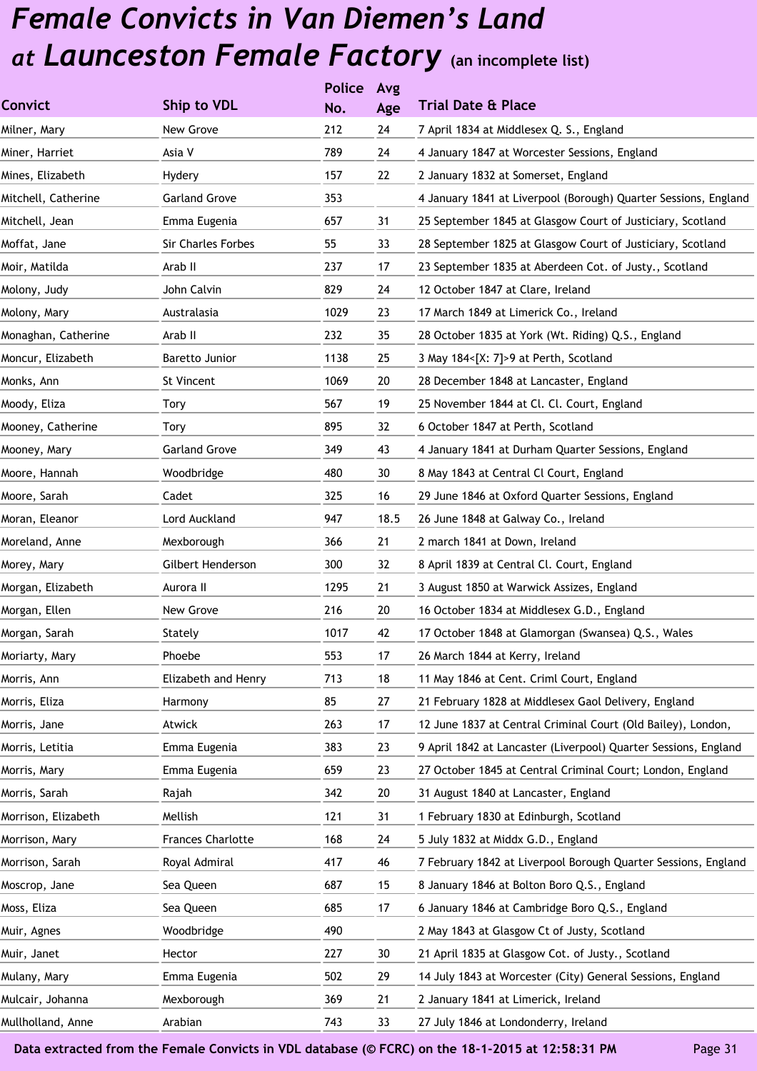# *Female Convicts in Van Diemen's Land at Launceston Female Factory* (an incomplete list)

| Convict | Ship to VDL | Police No. | Avg Age | Trial Date & Place |
|---|---|---|---|---|
| Milner, Mary | New Grove | 212 | 24 | 7 April 1834 at Middlesex Q. S., England |
| Miner, Harriet | Asia V | 789 | 24 | 4 January 1847 at Worcester Sessions, England |
| Mines, Elizabeth | Hydery | 157 | 22 | 2 January 1832 at Somerset, England |
| Mitchell, Catherine | Garland Grove | 353 | | 4 January 1841 at Liverpool (Borough) Quarter Sessions, England |
| Mitchell, Jean | Emma Eugenia | 657 | 31 | 25 September 1845 at Glasgow Court of Justiciary, Scotland |
| Moffat, Jane | Sir Charles Forbes | 55 | 33 | 28 September 1825 at Glasgow Court of Justiciary, Scotland |
| Moir, Matilda | Arab II | 237 | 17 | 23 September 1835 at Aberdeen Cot. of Justy., Scotland |
| Molony, Judy | John Calvin | 829 | 24 | 12 October 1847 at Clare, Ireland |
| Molony, Mary | Australasia | 1029 | 23 | 17 March 1849 at Limerick Co., Ireland |
| Monaghan, Catherine | Arab II | 232 | 35 | 28 October 1835 at York (Wt. Riding) Q.S., England |
| Moncur, Elizabeth | Baretto Junior | 1138 | 25 | 3 May 184<[X: 7]>9 at Perth, Scotland |
| Monks, Ann | St Vincent | 1069 | 20 | 28 December 1848 at Lancaster, England |
| Moody, Eliza | Tory | 567 | 19 | 25 November 1844 at Cl. Cl. Court, England |
| Mooney, Catherine | Tory | 895 | 32 | 6 October 1847 at Perth, Scotland |
| Mooney, Mary | Garland Grove | 349 | 43 | 4 January 1841 at Durham Quarter Sessions, England |
| Moore, Hannah | Woodbridge | 480 | 30 | 8 May 1843 at Central Cl Court, England |
| Moore, Sarah | Cadet | 325 | 16 | 29 June 1846 at Oxford Quarter Sessions, England |
| Moran, Eleanor | Lord Auckland | 947 | 18.5 | 26 June 1848 at Galway Co., Ireland |
| Moreland, Anne | Mexborough | 366 | 21 | 2 march 1841 at Down, Ireland |
| Morey, Mary | Gilbert Henderson | 300 | 32 | 8 April 1839 at Central Cl. Court, England |
| Morgan, Elizabeth | Aurora II | 1295 | 21 | 3 August 1850 at Warwick Assizes, England |
| Morgan, Ellen | New Grove | 216 | 20 | 16 October 1834 at Middlesex G.D., England |
| Morgan, Sarah | Stately | 1017 | 42 | 17 October 1848 at Glamorgan (Swansea) Q.S., Wales |
| Moriarty, Mary | Phoebe | 553 | 17 | 26 March 1844 at Kerry, Ireland |
| Morris, Ann | Elizabeth and Henry | 713 | 18 | 11 May 1846 at Cent. Criml Court, England |
| Morris, Eliza | Harmony | 85 | 27 | 21 February 1828 at Middlesex Gaol Delivery, England |
| Morris, Jane | Atwick | 263 | 17 | 12 June 1837 at Central Criminal Court (Old Bailey), London, |
| Morris, Letitia | Emma Eugenia | 383 | 23 | 9 April 1842 at Lancaster (Liverpool) Quarter Sessions, England |
| Morris, Mary | Emma Eugenia | 659 | 23 | 27 October 1845 at Central Criminal Court; London, England |
| Morris, Sarah | Rajah | 342 | 20 | 31 August 1840 at Lancaster, England |
| Morrison, Elizabeth | Mellish | 121 | 31 | 1 February 1830 at Edinburgh, Scotland |
| Morrison, Mary | Frances Charlotte | 168 | 24 | 5 July 1832 at Middx G.D., England |
| Morrison, Sarah | Royal Admiral | 417 | 46 | 7 February 1842 at Liverpool Borough Quarter Sessions, England |
| Moscrop, Jane | Sea Queen | 687 | 15 | 8 January 1846 at Bolton Boro Q.S., England |
| Moss, Eliza | Sea Queen | 685 | 17 | 6 January 1846 at Cambridge Boro Q.S., England |
| Muir, Agnes | Woodbridge | 490 | | 2 May 1843 at Glasgow Ct of Justy, Scotland |
| Muir, Janet | Hector | 227 | 30 | 21 April 1835 at Glasgow Cot. of Justy., Scotland |
| Mulany, Mary | Emma Eugenia | 502 | 29 | 14 July 1843 at Worcester (City) General Sessions, England |
| Mulcair, Johanna | Mexborough | 369 | 21 | 2 January 1841 at Limerick, Ireland |
| Mullholland, Anne | Arabian | 743 | 33 | 27 July 1846 at Londonderry, Ireland |

**Data extracted from the Female Convicts in VDL database (© FCRC) on the 18-1-2015 at 12:58:31 PM**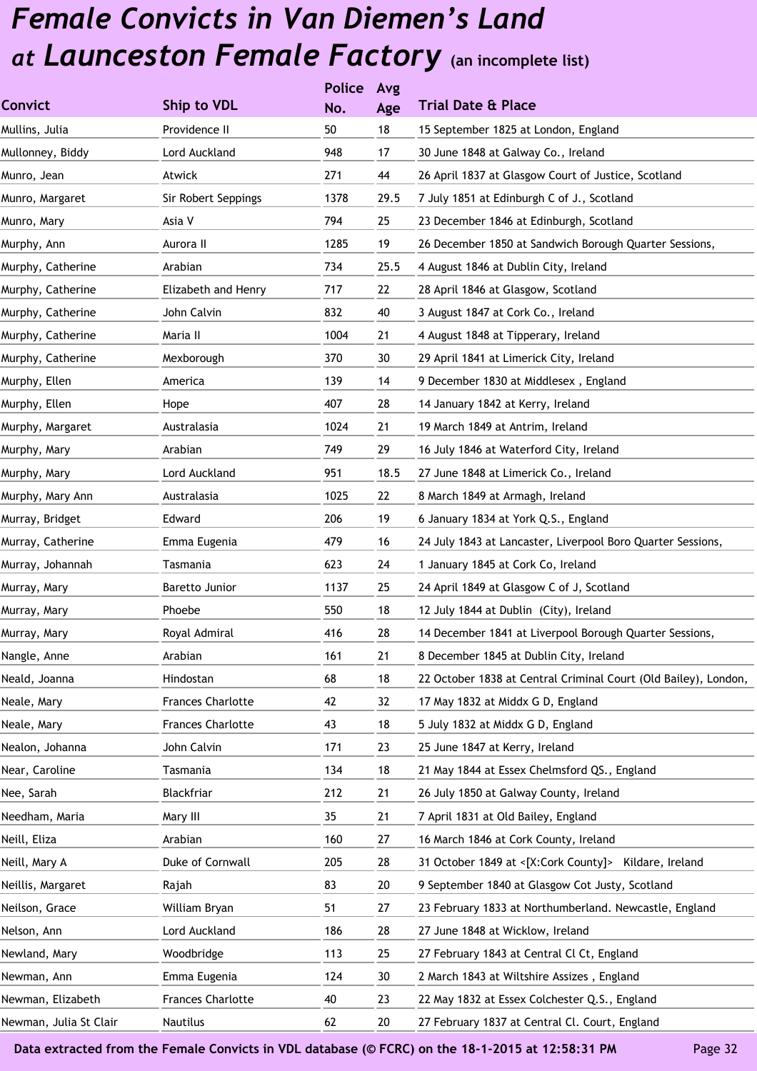# Female Convicts in Van Diemen's Land at Launceston Female Factory (an incomplete list)

| Convict | Ship to VDL | Police No. | Avg Age | Trial Date & Place |
|---|---|---|---|---|
| Mullins, Julia | Providence II | 50 | 18 | 15 September 1825 at London, England |
| Mullonney, Biddy | Lord Auckland | 948 | 17 | 30 June 1848 at Galway Co., Ireland |
| Munro, Jean | Atwick | 271 | 44 | 26 April 1837 at Glasgow Court of Justice, Scotland |
| Munro, Margaret | Sir Robert Seppings | 1378 | 29.5 | 7 July 1851 at Edinburgh C of J., Scotland |
| Munro, Mary | Asia V | 794 | 25 | 23 December 1846 at Edinburgh, Scotland |
| Murphy, Ann | Aurora II | 1285 | 19 | 26 December 1850 at Sandwich Borough Quarter Sessions, |
| Murphy, Catherine | Arabian | 734 | 25.5 | 4 August 1846 at Dublin City, Ireland |
| Murphy, Catherine | Elizabeth and Henry | 717 | 22 | 28 April 1846 at Glasgow, Scotland |
| Murphy, Catherine | John Calvin | 832 | 40 | 3 August 1847 at Cork Co., Ireland |
| Murphy, Catherine | Maria II | 1004 | 21 | 4 August 1848 at Tipperary, Ireland |
| Murphy, Catherine | Mexborough | 370 | 30 | 29 April 1841 at Limerick City, Ireland |
| Murphy, Ellen | America | 139 | 14 | 9 December 1830 at Middlesex , England |
| Murphy, Ellen | Hope | 407 | 28 | 14 January 1842 at Kerry, Ireland |
| Murphy, Margaret | Australasia | 1024 | 21 | 19 March 1849 at Antrim, Ireland |
| Murphy, Mary | Arabian | 749 | 29 | 16 July 1846 at Waterford City, Ireland |
| Murphy, Mary | Lord Auckland | 951 | 18.5 | 27 June 1848 at Limerick Co., Ireland |
| Murphy, Mary Ann | Australasia | 1025 | 22 | 8 March 1849 at Armagh, Ireland |
| Murray, Bridget | Edward | 206 | 19 | 6 January 1834 at York Q.S., England |
| Murray, Catherine | Emma Eugenia | 479 | 16 | 24 July 1843 at Lancaster, Liverpool Boro Quarter Sessions, |
| Murray, Johannah | Tasmania | 623 | 24 | 1 January 1845 at Cork Co, Ireland |
| Murray, Mary | Baretto Junior | 1137 | 25 | 24 April 1849 at Glasgow C of J, Scotland |
| Murray, Mary | Phoebe | 550 | 18 | 12 July 1844 at Dublin (City), Ireland |
| Murray, Mary | Royal Admiral | 416 | 28 | 14 December 1841 at Liverpool Borough Quarter Sessions, |
| Nangle, Anne | Arabian | 161 | 21 | 8 December 1845 at Dublin City, Ireland |
| Neald, Joanna | Hindostan | 68 | 18 | 22 October 1838 at Central Criminal Court (Old Bailey), London, |
| Neale, Mary | Frances Charlotte | 42 | 32 | 17 May 1832 at Middx G D, England |
| Neale, Mary | Frances Charlotte | 43 | 18 | 5 July 1832 at Middx G D, England |
| Nealon, Johanna | John Calvin | 171 | 23 | 25 June 1847 at Kerry, Ireland |
| Near, Caroline | Tasmania | 134 | 18 | 21 May 1844 at Essex Chelmsford QS., England |
| Nee, Sarah | Blackfriar | 212 | 21 | 26 July 1850 at Galway County, Ireland |
| Needham, Maria | Mary III | 35 | 21 | 7 April 1831 at Old Bailey, England |
| Neill, Eliza | Arabian | 160 | 27 | 16 March 1846 at Cork County, Ireland |
| Neill, Mary A | Duke of Cornwall | 205 | 28 | 31 October 1849 at <[X:Cork County]> Kildare, Ireland |
| Neillis, Margaret | Rajah | 83 | 20 | 9 September 1840 at Glasgow Cot Justy, Scotland |
| Neilson, Grace | William Bryan | 51 | 27 | 23 February 1833 at Northumberland. Newcastle, England |
| Nelson, Ann | Lord Auckland | 186 | 28 | 27 June 1848 at Wicklow, Ireland |
| Newland, Mary | Woodbridge | 113 | 25 | 27 February 1843 at Central Cl Ct, England |
| Newman, Ann | Emma Eugenia | 124 | 30 | 2 March 1843 at Wiltshire Assizes , England |
| Newman, Elizabeth | Frances Charlotte | 40 | 23 | 22 May 1832 at Essex Colchester Q.S., England |
| Newman, Julia St Clair | Nautilus | 62 | 20 | 27 February 1837 at Central Cl. Court, England |

Data extracted from the Female Convicts in VDL database (© FCRC) on the 18-1-2015 at 12:58:31 PM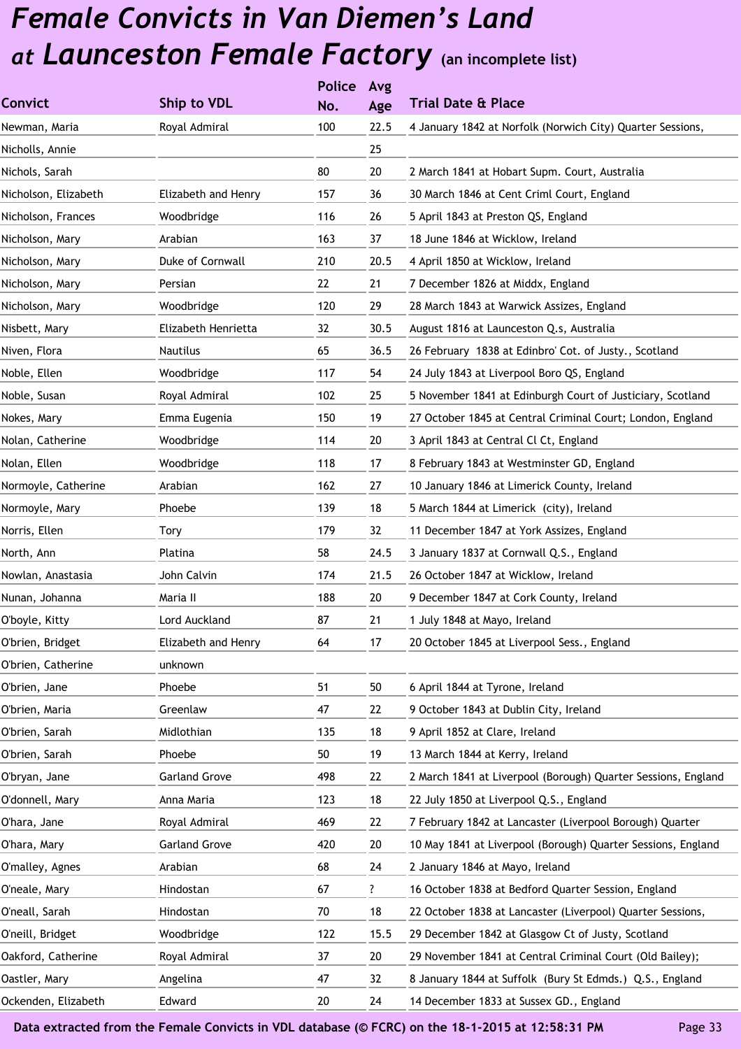# Female Convicts in Van Diemen's Land at Launceston Female Factory (an incomplete list)

| Convict | Ship to VDL | Police No. | Avg Age | Trial Date & Place |
|---|---|---|---|---|
| Newman, Maria | Royal Admiral | 100 | 22.5 | 4 January 1842 at Norfolk (Norwich City) Quarter Sessions, |
| Nicholls, Annie | | | 25 | |
| Nichols, Sarah | | 80 | 20 | 2 March 1841 at Hobart Supm. Court, Australia |
| Nicholson, Elizabeth | Elizabeth and Henry | 157 | 36 | 30 March 1846 at Cent Criml Court, England |
| Nicholson, Frances | Woodbridge | 116 | 26 | 5 April 1843 at Preston QS, England |
| Nicholson, Mary | Arabian | 163 | 37 | 18 June 1846 at Wicklow, Ireland |
| Nicholson, Mary | Duke of Cornwall | 210 | 20.5 | 4 April 1850 at Wicklow, Ireland |
| Nicholson, Mary | Persian | 22 | 21 | 7 December 1826 at Middx, England |
| Nicholson, Mary | Woodbridge | 120 | 29 | 28 March 1843 at Warwick Assizes, England |
| Nisbett, Mary | Elizabeth Henrietta | 32 | 30.5 | August 1816 at Launceston Q.s, Australia |
| Niven, Flora | Nautilus | 65 | 36.5 | 26 February 1838 at Edinbro' Cot. of Justy., Scotland |
| Noble, Ellen | Woodbridge | 117 | 54 | 24 July 1843 at Liverpool Boro QS, England |
| Noble, Susan | Royal Admiral | 102 | 25 | 5 November 1841 at Edinburgh Court of Justiciary, Scotland |
| Nokes, Mary | Emma Eugenia | 150 | 19 | 27 October 1845 at Central Criminal Court; London, England |
| Nolan, Catherine | Woodbridge | 114 | 20 | 3 April 1843 at Central Cl Ct, England |
| Nolan, Ellen | Woodbridge | 118 | 17 | 8 February 1843 at Westminster GD, England |
| Normoyle, Catherine | Arabian | 162 | 27 | 10 January 1846 at Limerick County, Ireland |
| Normoyle, Mary | Phoebe | 139 | 18 | 5 March 1844 at Limerick (city), Ireland |
| Norris, Ellen | Tory | 179 | 32 | 11 December 1847 at York Assizes, England |
| North, Ann | Platina | 58 | 24.5 | 3 January 1837 at Cornwall Q.S., England |
| Nowlan, Anastasia | John Calvin | 174 | 21.5 | 26 October 1847 at Wicklow, Ireland |
| Nunan, Johanna | Maria II | 188 | 20 | 9 December 1847 at Cork County, Ireland |
| O'boyle, Kitty | Lord Auckland | 87 | 21 | 1 July 1848 at Mayo, Ireland |
| O'brien, Bridget | Elizabeth and Henry | 64 | 17 | 20 October 1845 at Liverpool Sess., England |
| O'brien, Catherine | unknown | | | |
| O'brien, Jane | Phoebe | 51 | 50 | 6 April 1844 at Tyrone, Ireland |
| O'brien, Maria | Greenlaw | 47 | 22 | 9 October 1843 at Dublin City, Ireland |
| O'brien, Sarah | Midlothian | 135 | 18 | 9 April 1852 at Clare, Ireland |
| O'brien, Sarah | Phoebe | 50 | 19 | 13 March 1844 at Kerry, Ireland |
| O'bryan, Jane | Garland Grove | 498 | 22 | 2 March 1841 at Liverpool (Borough) Quarter Sessions, England |
| O'donnell, Mary | Anna Maria | 123 | 18 | 22 July 1850 at Liverpool Q.S., England |
| O'hara, Jane | Royal Admiral | 469 | 22 | 7 February 1842 at Lancaster (Liverpool Borough) Quarter |
| O'hara, Mary | Garland Grove | 420 | 20 | 10 May 1841 at Liverpool (Borough) Quarter Sessions, England |
| O'malley, Agnes | Arabian | 68 | 24 | 2 January 1846 at Mayo, Ireland |
| O'neale, Mary | Hindostan | 67 | ? | 16 October 1838 at Bedford Quarter Session, England |
| O'neall, Sarah | Hindostan | 70 | 18 | 22 October 1838 at Lancaster (Liverpool) Quarter Sessions, |
| O'neill, Bridget | Woodbridge | 122 | 15.5 | 29 December 1842 at Glasgow Ct of Justy, Scotland |
| Oakford, Catherine | Royal Admiral | 37 | 20 | 29 November 1841 at Central Criminal Court (Old Bailey); |
| Oastler, Mary | Angelina | 47 | 32 | 8 January 1844 at Suffolk (Bury St Edmds.) Q.S., England |
| Ockenden, Elizabeth | Edward | 20 | 24 | 14 December 1833 at Sussex GD., England |

Data extracted from the Female Convicts in VDL database (© FCRC) on the 18-1-2015 at 12:58:31 PM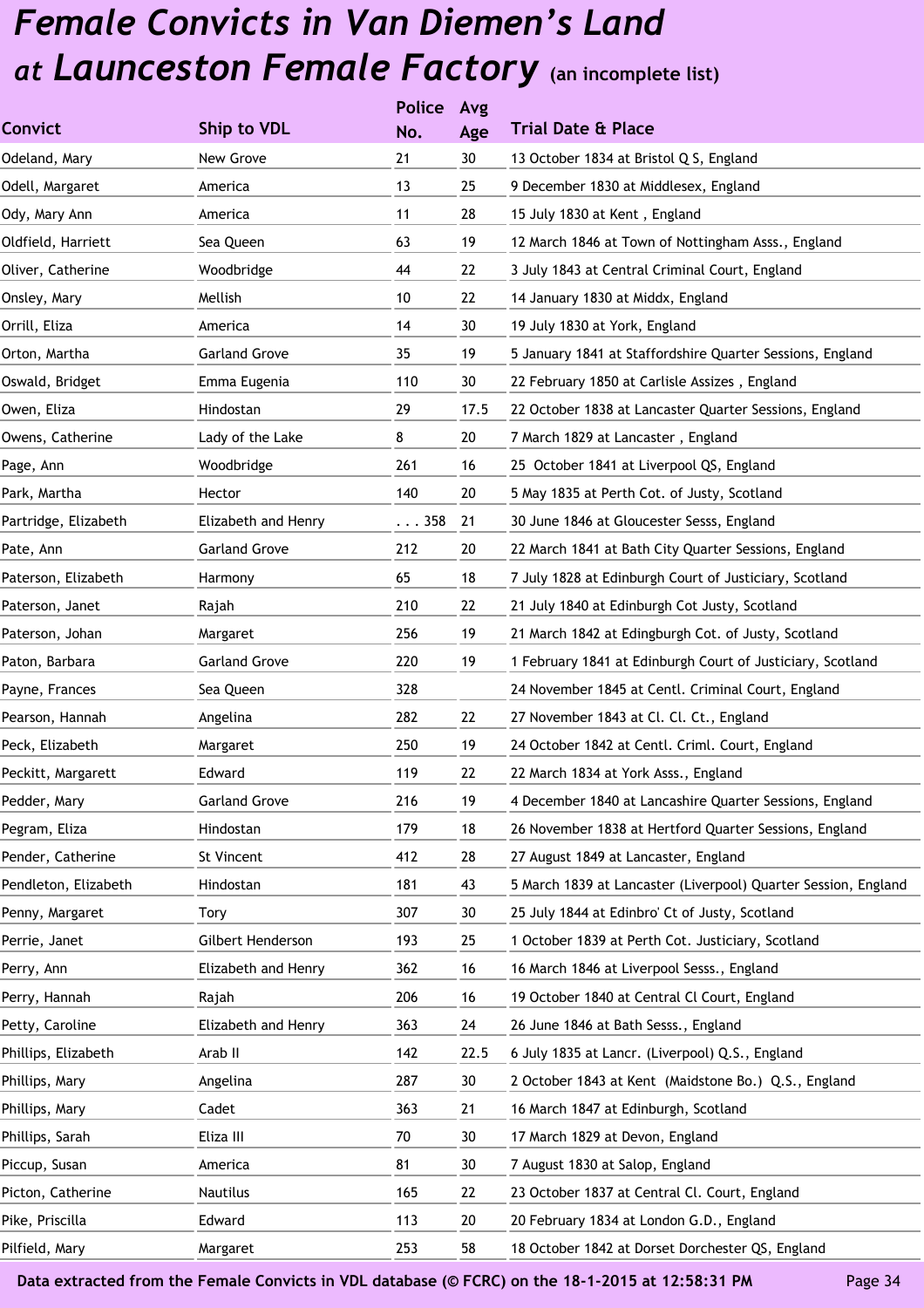# *Female Convicts in Van Diemen's Land at Launceston Female Factory* (an incomplete list)

| Convict | Ship to VDL | Police No. | Avg Age | Trial Date & Place |
|---|---|---|---|---|
| Odeland, Mary | New Grove | 21 | 30 | 13 October 1834 at Bristol Q S, England |
| Odell, Margaret | America | 13 | 25 | 9 December 1830 at Middlesex, England |
| Ody, Mary Ann | America | 11 | 28 | 15 July 1830 at Kent , England |
| Oldfield, Harriett | Sea Queen | 63 | 19 | 12 March 1846 at Town of Nottingham Asss., England |
| Oliver, Catherine | Woodbridge | 44 | 22 | 3 July 1843 at Central Criminal Court, England |
| Onsley, Mary | Mellish | 10 | 22 | 14 January 1830 at Middx, England |
| Orrill, Eliza | America | 14 | 30 | 19 July 1830 at York, England |
| Orton, Martha | Garland Grove | 35 | 19 | 5 January 1841 at Staffordshire Quarter Sessions, England |
| Oswald, Bridget | Emma Eugenia | 110 | 30 | 22 February 1850 at Carlisle Assizes , England |
| Owen, Eliza | Hindostan | 29 | 17.5 | 22 October 1838 at Lancaster Quarter Sessions, England |
| Owens, Catherine | Lady of the Lake | 8 | 20 | 7 March 1829 at Lancaster , England |
| Page, Ann | Woodbridge | 261 | 16 | 25 October 1841 at Liverpool QS, England |
| Park, Martha | Hector | 140 | 20 | 5 May 1835 at Perth Cot. of Justy, Scotland |
| Partridge, Elizabeth | Elizabeth and Henry | . . . 358 | 21 | 30 June 1846 at Gloucester Sesss, England |
| Pate, Ann | Garland Grove | 212 | 20 | 22 March 1841 at Bath City Quarter Sessions, England |
| Paterson, Elizabeth | Harmony | 65 | 18 | 7 July 1828 at Edinburgh Court of Justiciary, Scotland |
| Paterson, Janet | Rajah | 210 | 22 | 21 July 1840 at Edinburgh Cot Justy, Scotland |
| Paterson, Johan | Margaret | 256 | 19 | 21 March 1842 at Edingburgh Cot. of Justy, Scotland |
| Paton, Barbara | Garland Grove | 220 | 19 | 1 February 1841 at Edinburgh Court of Justiciary, Scotland |
| Payne, Frances | Sea Queen | 328 | | 24 November 1845 at Centl. Criminal Court, England |
| Pearson, Hannah | Angelina | 282 | 22 | 27 November 1843 at Cl. Cl. Ct., England |
| Peck, Elizabeth | Margaret | 250 | 19 | 24 October 1842 at Centl. Criml. Court, England |
| Peckitt, Margarett | Edward | 119 | 22 | 22 March 1834 at York Asss., England |
| Pedder, Mary | Garland Grove | 216 | 19 | 4 December 1840 at Lancashire Quarter Sessions, England |
| Pegram, Eliza | Hindostan | 179 | 18 | 26 November 1838 at Hertford Quarter Sessions, England |
| Pender, Catherine | St Vincent | 412 | 28 | 27 August 1849 at Lancaster, England |
| Pendleton, Elizabeth | Hindostan | 181 | 43 | 5 March 1839 at Lancaster (Liverpool) Quarter Session, England |
| Penny, Margaret | Tory | 307 | 30 | 25 July 1844 at Edinbro' Ct of Justy, Scotland |
| Perrie, Janet | Gilbert Henderson | 193 | 25 | 1 October 1839 at Perth Cot. Justiciary, Scotland |
| Perry, Ann | Elizabeth and Henry | 362 | 16 | 16 March 1846 at Liverpool Sesss., England |
| Perry, Hannah | Rajah | 206 | 16 | 19 October 1840 at Central Cl Court, England |
| Petty, Caroline | Elizabeth and Henry | 363 | 24 | 26 June 1846 at Bath Sesss., England |
| Phillips, Elizabeth | Arab II | 142 | 22.5 | 6 July 1835 at Lancr. (Liverpool) Q.S., England |
| Phillips, Mary | Angelina | 287 | 30 | 2 October 1843 at Kent (Maidstone Bo.) Q.S., England |
| Phillips, Mary | Cadet | 363 | 21 | 16 March 1847 at Edinburgh, Scotland |
| Phillips, Sarah | Eliza III | 70 | 30 | 17 March 1829 at Devon, England |
| Piccup, Susan | America | 81 | 30 | 7 August 1830 at Salop, England |
| Picton, Catherine | Nautilus | 165 | 22 | 23 October 1837 at Central Cl. Court, England |
| Pike, Priscilla | Edward | 113 | 20 | 20 February 1834 at London G.D., England |
| Pilfield, Mary | Margaret | 253 | 58 | 18 October 1842 at Dorset Dorchester QS, England |

**Data extracted from the Female Convicts in VDL database (© FCRC) on the 18-1-2015 at 12:58:31 PM**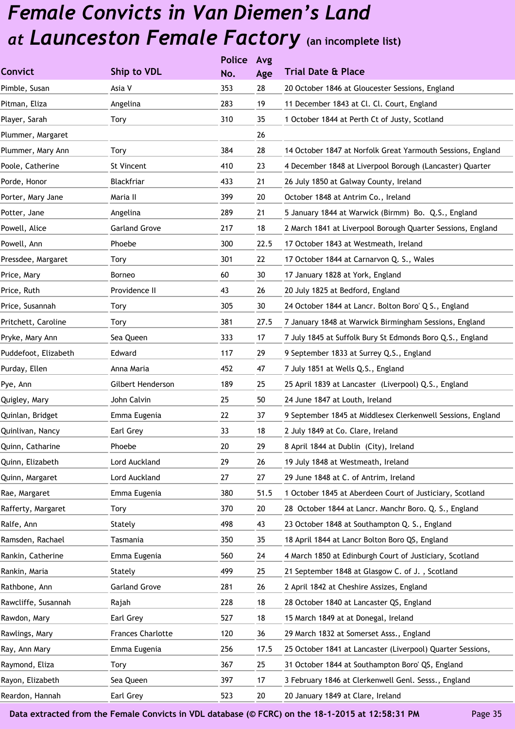# *Female Convicts in Van Diemen's Land at Launceston Female Factory* (an incomplete list)

| Convict | Ship to VDL | Police No. | Avg Age | Trial Date & Place |
|---|---|---|---|---|
| Pimble, Susan | Asia V | 353 | 28 | 20 October 1846 at Gloucester Sessions, England |
| Pitman, Eliza | Angelina | 283 | 19 | 11 December 1843 at Cl. Cl. Court, England |
| Player, Sarah | Tory | 310 | 35 | 1 October 1844 at Perth Ct of Justy, Scotland |
| Plummer, Margaret | | | 26 | |
| Plummer, Mary Ann | Tory | 384 | 28 | 14 October 1847 at Norfolk Great Yarmouth Sessions, England |
| Poole, Catherine | St Vincent | 410 | 23 | 4 December 1848 at Liverpool Borough (Lancaster) Quarter |
| Porde, Honor | Blackfriar | 433 | 21 | 26 July 1850 at Galway County, Ireland |
| Porter, Mary Jane | Maria II | 399 | 20 | October 1848 at Antrim Co., Ireland |
| Potter, Jane | Angelina | 289 | 21 | 5 January 1844 at Warwick (Birmm) Bo. Q.S., England |
| Powell, Alice | Garland Grove | 217 | 18 | 2 March 1841 at Liverpool Borough Quarter Sessions, England |
| Powell, Ann | Phoebe | 300 | 22.5 | 17 October 1843 at Westmeath, Ireland |
| Pressdee, Margaret | Tory | 301 | 22 | 17 October 1844 at Carnarvon Q. S., Wales |
| Price, Mary | Borneo | 60 | 30 | 17 January 1828 at York, England |
| Price, Ruth | Providence II | 43 | 26 | 20 July 1825 at Bedford, England |
| Price, Susannah | Tory | 305 | 30 | 24 October 1844 at Lancr. Bolton Boro' Q S., England |
| Pritchett, Caroline | Tory | 381 | 27.5 | 7 January 1848 at Warwick Birmingham Sessions, England |
| Pryke, Mary Ann | Sea Queen | 333 | 17 | 7 July 1845 at Suffolk Bury St Edmonds Boro Q.S., England |
| Puddefoot, Elizabeth | Edward | 117 | 29 | 9 September 1833 at Surrey Q.S., England |
| Purday, Ellen | Anna Maria | 452 | 47 | 7 July 1851 at Wells Q.S., England |
| Pye, Ann | Gilbert Henderson | 189 | 25 | 25 April 1839 at Lancaster (Liverpool) Q.S., England |
| Quigley, Mary | John Calvin | 25 | 50 | 24 June 1847 at Louth, Ireland |
| Quinlan, Bridget | Emma Eugenia | 22 | 37 | 9 September 1845 at Middlesex Clerkenwell Sessions, England |
| Quinlivan, Nancy | Earl Grey | 33 | 18 | 2 July 1849 at Co. Clare, Ireland |
| Quinn, Catharine | Phoebe | 20 | 29 | 8 April 1844 at Dublin (City), Ireland |
| Quinn, Elizabeth | Lord Auckland | 29 | 26 | 19 July 1848 at Westmeath, Ireland |
| Quinn, Margaret | Lord Auckland | 27 | 27 | 29 June 1848 at C. of Antrim, Ireland |
| Rae, Margaret | Emma Eugenia | 380 | 51.5 | 1 October 1845 at Aberdeen Court of Justiciary, Scotland |
| Rafferty, Margaret | Tory | 370 | 20 | 28 October 1844 at Lancr. Manchr Boro. Q. S., England |
| Ralfe, Ann | Stately | 498 | 43 | 23 October 1848 at Southampton Q. S., England |
| Ramsden, Rachael | Tasmania | 350 | 35 | 18 April 1844 at Lancr Bolton Boro QS, England |
| Rankin, Catherine | Emma Eugenia | 560 | 24 | 4 March 1850 at Edinburgh Court of Justiciary, Scotland |
| Rankin, Maria | Stately | 499 | 25 | 21 September 1848 at Glasgow C. of J. , Scotland |
| Rathbone, Ann | Garland Grove | 281 | 26 | 2 April 1842 at Cheshire Assizes, England |
| Rawcliffe, Susannah | Rajah | 228 | 18 | 28 October 1840 at Lancaster QS, England |
| Rawdon, Mary | Earl Grey | 527 | 18 | 15 March 1849 at at Donegal, Ireland |
| Rawlings, Mary | Frances Charlotte | 120 | 36 | 29 March 1832 at Somerset Asss., England |
| Ray, Ann Mary | Emma Eugenia | 256 | 17.5 | 25 October 1841 at Lancaster (Liverpool) Quarter Sessions, |
| Raymond, Eliza | Tory | 367 | 25 | 31 October 1844 at Southampton Boro' QS, England |
| Rayon, Elizabeth | Sea Queen | 397 | 17 | 3 February 1846 at Clerkenwell Genl. Sesss., England |
| Reardon, Hannah | Earl Grey | 523 | 20 | 20 January 1849 at Clare, Ireland |

**Data extracted from the Female Convicts in VDL database (© FCRC) on the 18-1-2015 at 12:58:31 PM**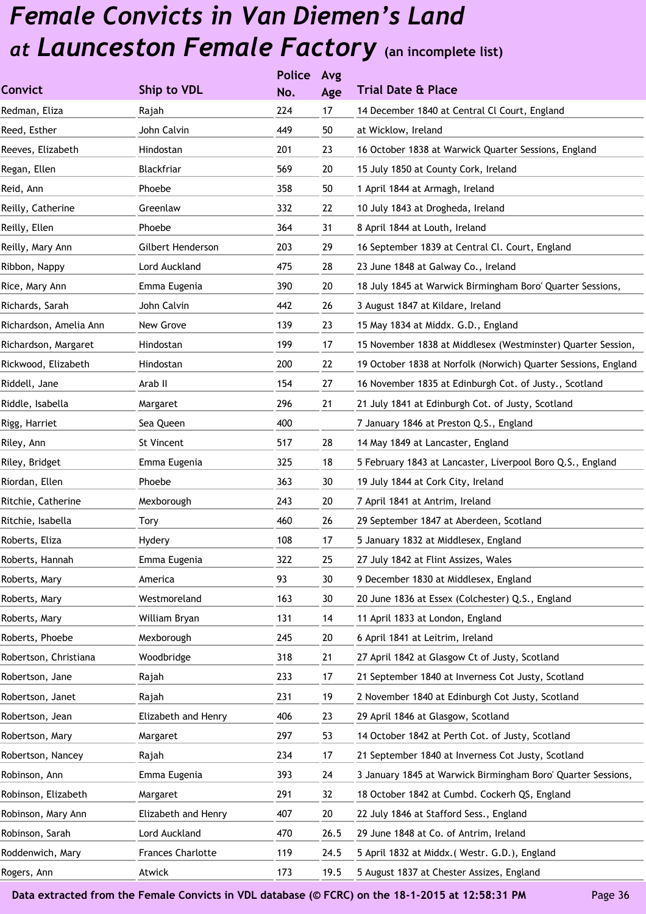# Female Convicts in Van Diemen's Land at Launceston Female Factory (an incomplete list)

| Convict | Ship to VDL | Police No. | Avg Age | Trial Date & Place |
|---|---|---|---|---|
| Redman, Eliza | Rajah | 224 | 17 | 14 December 1840 at Central Cl Court, England |
| Reed, Esther | John Calvin | 449 | 50 | at Wicklow, Ireland |
| Reeves, Elizabeth | Hindostan | 201 | 23 | 16 October 1838 at Warwick Quarter Sessions, England |
| Regan, Ellen | Blackfriar | 569 | 20 | 15 July 1850 at County Cork, Ireland |
| Reid, Ann | Phoebe | 358 | 50 | 1 April 1844 at Armagh, Ireland |
| Reilly, Catherine | Greenlaw | 332 | 22 | 10 July 1843 at Drogheda, Ireland |
| Reilly, Ellen | Phoebe | 364 | 31 | 8 April 1844 at Louth, Ireland |
| Reilly, Mary Ann | Gilbert Henderson | 203 | 29 | 16 September 1839 at Central Cl. Court, England |
| Ribbon, Nappy | Lord Auckland | 475 | 28 | 23 June 1848 at Galway Co., Ireland |
| Rice, Mary Ann | Emma Eugenia | 390 | 20 | 18 July 1845 at Warwick Birmingham Boro' Quarter Sessions, |
| Richards, Sarah | John Calvin | 442 | 26 | 3 August 1847 at Kildare, Ireland |
| Richardson, Amelia Ann | New Grove | 139 | 23 | 15 May 1834 at Middx. G.D., England |
| Richardson, Margaret | Hindostan | 199 | 17 | 15 November 1838 at Middlesex (Westminster) Quarter Session, |
| Rickwood, Elizabeth | Hindostan | 200 | 22 | 19 October 1838 at Norfolk (Norwich) Quarter Sessions, England |
| Riddell, Jane | Arab II | 154 | 27 | 16 November 1835 at Edinburgh Cot. of Justy., Scotland |
| Riddle, Isabella | Margaret | 296 | 21 | 21 July 1841 at Edinburgh Cot. of Justy, Scotland |
| Rigg, Harriet | Sea Queen | 400 | | 7 January 1846 at Preston Q.S., England |
| Riley, Ann | St Vincent | 517 | 28 | 14 May 1849 at Lancaster, England |
| Riley, Bridget | Emma Eugenia | 325 | 18 | 5 February 1843 at Lancaster, Liverpool Boro Q.S., England |
| Riordan, Ellen | Phoebe | 363 | 30 | 19 July 1844 at Cork City, Ireland |
| Ritchie, Catherine | Mexborough | 243 | 20 | 7 April 1841 at Antrim, Ireland |
| Ritchie, Isabella | Tory | 460 | 26 | 29 September 1847 at Aberdeen, Scotland |
| Roberts, Eliza | Hydery | 108 | 17 | 5 January 1832 at Middlesex, England |
| Roberts, Hannah | Emma Eugenia | 322 | 25 | 27 July 1842 at Flint Assizes, Wales |
| Roberts, Mary | America | 93 | 30 | 9 December 1830 at Middlesex, England |
| Roberts, Mary | Westmoreland | 163 | 30 | 20 June 1836 at Essex (Colchester) Q.S., England |
| Roberts, Mary | William Bryan | 131 | 14 | 11 April 1833 at London, England |
| Roberts, Phoebe | Mexborough | 245 | 20 | 6 April 1841 at Leitrim, Ireland |
| Robertson, Christiana | Woodbridge | 318 | 21 | 27 April 1842 at Glasgow Ct of Justy, Scotland |
| Robertson, Jane | Rajah | 233 | 17 | 21 September 1840 at Inverness Cot Justy, Scotland |
| Robertson, Janet | Rajah | 231 | 19 | 2 November 1840 at Edinburgh Cot Justy, Scotland |
| Robertson, Jean | Elizabeth and Henry | 406 | 23 | 29 April 1846 at Glasgow, Scotland |
| Robertson, Mary | Margaret | 297 | 53 | 14 October 1842 at Perth Cot. of Justy, Scotland |
| Robertson, Nancey | Rajah | 234 | 17 | 21 September 1840 at Inverness Cot Justy, Scotland |
| Robinson, Ann | Emma Eugenia | 393 | 24 | 3 January 1845 at Warwick Birmingham Boro' Quarter Sessions, |
| Robinson, Elizabeth | Margaret | 291 | 32 | 18 October 1842 at Cumbd. Cockerh QS, England |
| Robinson, Mary Ann | Elizabeth and Henry | 407 | 20 | 22 July 1846 at Stafford Sess., England |
| Robinson, Sarah | Lord Auckland | 470 | 26.5 | 29 June 1848 at Co. of Antrim, Ireland |
| Roddenwich, Mary | Frances Charlotte | 119 | 24.5 | 5 April 1832 at Middx.( Westr. G.D.), England |
| Rogers, Ann | Atwick | 173 | 19.5 | 5 August 1837 at Chester Assizes, England |

Data extracted from the Female Convicts in VDL database (© FCRC) on the 18-1-2015 at 12:58:31 PM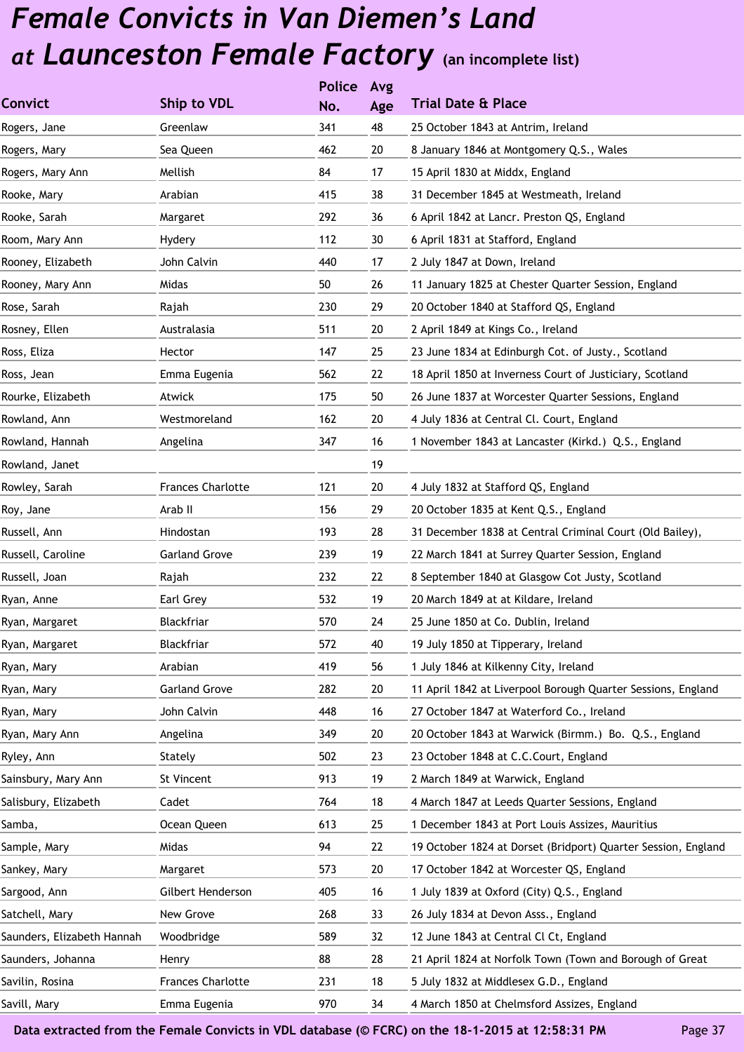# *Female Convicts in Van Diemen's Land at Launceston Female Factory* (an incomplete list)

| Convict | Ship to VDL | Police No. | Avg Age | Trial Date & Place |
|---|---|---|---|---|
| Rogers, Jane | Greenlaw | 341 | 48 | 25 October 1843 at Antrim, Ireland |
| Rogers, Mary | Sea Queen | 462 | 20 | 8 January 1846 at Montgomery Q.S., Wales |
| Rogers, Mary Ann | Mellish | 84 | 17 | 15 April 1830 at Middx, England |
| Rooke, Mary | Arabian | 415 | 38 | 31 December 1845 at Westmeath, Ireland |
| Rooke, Sarah | Margaret | 292 | 36 | 6 April 1842 at Lancr. Preston QS, England |
| Room, Mary Ann | Hydery | 112 | 30 | 6 April 1831 at Stafford, England |
| Rooney, Elizabeth | John Calvin | 440 | 17 | 2 July 1847 at Down, Ireland |
| Rooney, Mary Ann | Midas | 50 | 26 | 11 January 1825 at Chester Quarter Session, England |
| Rose, Sarah | Rajah | 230 | 29 | 20 October 1840 at Stafford QS, England |
| Rosney, Ellen | Australasia | 511 | 20 | 2 April 1849 at Kings Co., Ireland |
| Ross, Eliza | Hector | 147 | 25 | 23 June 1834 at Edinburgh Cot. of Justy., Scotland |
| Ross, Jean | Emma Eugenia | 562 | 22 | 18 April 1850 at Inverness Court of Justiciary, Scotland |
| Rourke, Elizabeth | Atwick | 175 | 50 | 26 June 1837 at Worcester Quarter Sessions, England |
| Rowland, Ann | Westmoreland | 162 | 20 | 4 July 1836 at Central Cl. Court, England |
| Rowland, Hannah | Angelina | 347 | 16 | 1 November 1843 at Lancaster (Kirkd.) Q.S., England |
| Rowland, Janet | | | 19 | |
| Rowley, Sarah | Frances Charlotte | 121 | 20 | 4 July 1832 at Stafford QS, England |
| Roy, Jane | Arab II | 156 | 29 | 20 October 1835 at Kent Q.S., England |
| Russell, Ann | Hindostan | 193 | 28 | 31 December 1838 at Central Criminal Court (Old Bailey), |
| Russell, Caroline | Garland Grove | 239 | 19 | 22 March 1841 at Surrey Quarter Session, England |
| Russell, Joan | Rajah | 232 | 22 | 8 September 1840 at Glasgow Cot Justy, Scotland |
| Ryan, Anne | Earl Grey | 532 | 19 | 20 March 1849 at at Kildare, Ireland |
| Ryan, Margaret | Blackfriar | 570 | 24 | 25 June 1850 at Co. Dublin, Ireland |
| Ryan, Margaret | Blackfriar | 572 | 40 | 19 July 1850 at Tipperary, Ireland |
| Ryan, Mary | Arabian | 419 | 56 | 1 July 1846 at Kilkenny City, Ireland |
| Ryan, Mary | Garland Grove | 282 | 20 | 11 April 1842 at Liverpool Borough Quarter Sessions, England |
| Ryan, Mary | John Calvin | 448 | 16 | 27 October 1847 at Waterford Co., Ireland |
| Ryan, Mary Ann | Angelina | 349 | 20 | 20 October 1843 at Warwick (Birmm.) Bo. Q.S., England |
| Ryley, Ann | Stately | 502 | 23 | 23 October 1848 at C.C.Court, England |
| Sainsbury, Mary Ann | St Vincent | 913 | 19 | 2 March 1849 at Warwick, England |
| Salisbury, Elizabeth | Cadet | 764 | 18 | 4 March 1847 at Leeds Quarter Sessions, England |
| Samba, | Ocean Queen | 613 | 25 | 1 December 1843 at Port Louis Assizes, Mauritius |
| Sample, Mary | Midas | 94 | 22 | 19 October 1824 at Dorset (Bridport) Quarter Session, England |
| Sankey, Mary | Margaret | 573 | 20 | 17 October 1842 at Worcester QS, England |
| Sargood, Ann | Gilbert Henderson | 405 | 16 | 1 July 1839 at Oxford (City) Q.S., England |
| Satchell, Mary | New Grove | 268 | 33 | 26 July 1834 at Devon Asss., England |
| Saunders, Elizabeth Hannah | Woodbridge | 589 | 32 | 12 June 1843 at Central Cl Ct, England |
| Saunders, Johanna | Henry | 88 | 28 | 21 April 1824 at Norfolk Town (Town and Borough of Great |
| Savilin, Rosina | Frances Charlotte | 231 | 18 | 5 July 1832 at Middlesex G.D., England |
| Savill, Mary | Emma Eugenia | 970 | 34 | 4 March 1850 at Chelmsford Assizes, England |

**Data extracted from the Female Convicts in VDL database (© FCRC) on the 18-1-2015 at 12:58:31 PM**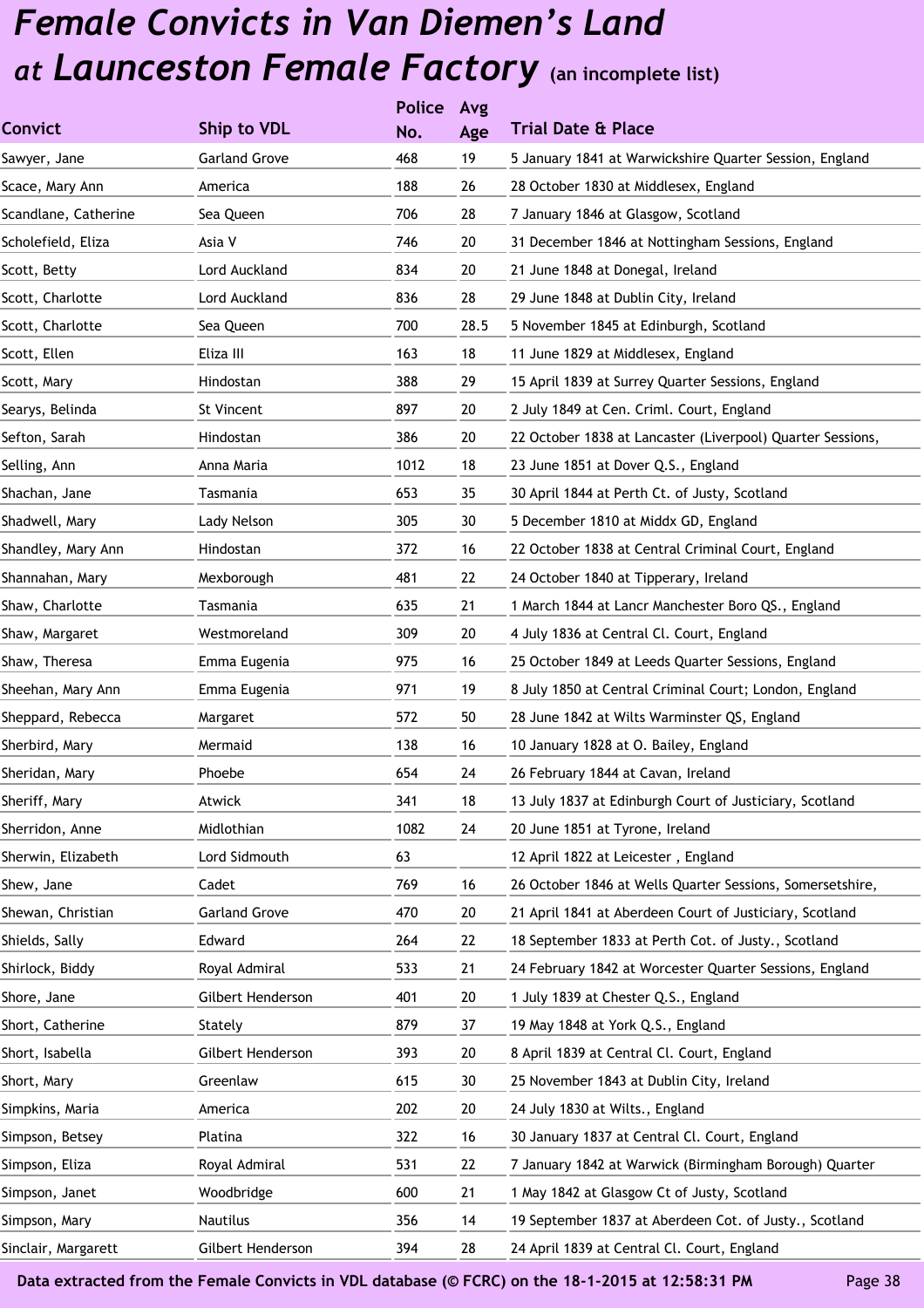# *Female Convicts in Van Diemen's Land at Launceston Female Factory* (an incomplete list)

| Convict | Ship to VDL | Police No. | Avg Age | Trial Date & Place |
|---|---|---|---|---|
| Sawyer, Jane | Garland Grove | 468 | 19 | 5 January 1841 at Warwickshire Quarter Session, England |
| Scace, Mary Ann | America | 188 | 26 | 28 October 1830 at Middlesex, England |
| Scandlane, Catherine | Sea Queen | 706 | 28 | 7 January 1846 at Glasgow, Scotland |
| Scholefield, Eliza | Asia V | 746 | 20 | 31 December 1846 at Nottingham Sessions, England |
| Scott, Betty | Lord Auckland | 834 | 20 | 21 June 1848 at Donegal, Ireland |
| Scott, Charlotte | Lord Auckland | 836 | 28 | 29 June 1848 at Dublin City, Ireland |
| Scott, Charlotte | Sea Queen | 700 | 28.5 | 5 November 1845 at Edinburgh, Scotland |
| Scott, Ellen | Eliza III | 163 | 18 | 11 June 1829 at Middlesex, England |
| Scott, Mary | Hindostan | 388 | 29 | 15 April 1839 at Surrey Quarter Sessions, England |
| Searys, Belinda | St Vincent | 897 | 20 | 2 July 1849 at Cen. Criml. Court, England |
| Sefton, Sarah | Hindostan | 386 | 20 | 22 October 1838 at Lancaster (Liverpool) Quarter Sessions, |
| Selling, Ann | Anna Maria | 1012 | 18 | 23 June 1851 at Dover Q.S., England |
| Shachan, Jane | Tasmania | 653 | 35 | 30 April 1844 at Perth Ct. of Justy, Scotland |
| Shadwell, Mary | Lady Nelson | 305 | 30 | 5 December 1810 at Middx GD, England |
| Shandley, Mary Ann | Hindostan | 372 | 16 | 22 October 1838 at Central Criminal Court, England |
| Shannahan, Mary | Mexborough | 481 | 22 | 24 October 1840 at Tipperary, Ireland |
| Shaw, Charlotte | Tasmania | 635 | 21 | 1 March 1844 at Lancr Manchester Boro QS., England |
| Shaw, Margaret | Westmoreland | 309 | 20 | 4 July 1836 at Central Cl. Court, England |
| Shaw, Theresa | Emma Eugenia | 975 | 16 | 25 October 1849 at Leeds Quarter Sessions, England |
| Sheehan, Mary Ann | Emma Eugenia | 971 | 19 | 8 July 1850 at Central Criminal Court; London, England |
| Sheppard, Rebecca | Margaret | 572 | 50 | 28 June 1842 at Wilts Warminster QS, England |
| Sherbird, Mary | Mermaid | 138 | 16 | 10 January 1828 at O. Bailey, England |
| Sheridan, Mary | Phoebe | 654 | 24 | 26 February 1844 at Cavan, Ireland |
| Sheriff, Mary | Atwick | 341 | 18 | 13 July 1837 at Edinburgh Court of Justiciary, Scotland |
| Sherridon, Anne | Midlothian | 1082 | 24 | 20 June 1851 at Tyrone, Ireland |
| Sherwin, Elizabeth | Lord Sidmouth | 63 | | 12 April 1822 at Leicester , England |
| Shew, Jane | Cadet | 769 | 16 | 26 October 1846 at Wells Quarter Sessions, Somersetshire, |
| Shewan, Christian | Garland Grove | 470 | 20 | 21 April 1841 at Aberdeen Court of Justiciary, Scotland |
| Shields, Sally | Edward | 264 | 22 | 18 September 1833 at Perth Cot. of Justy., Scotland |
| Shirlock, Biddy | Royal Admiral | 533 | 21 | 24 February 1842 at Worcester Quarter Sessions, England |
| Shore, Jane | Gilbert Henderson | 401 | 20 | 1 July 1839 at Chester Q.S., England |
| Short, Catherine | Stately | 879 | 37 | 19 May 1848 at York Q.S., England |
| Short, Isabella | Gilbert Henderson | 393 | 20 | 8 April 1839 at Central Cl. Court, England |
| Short, Mary | Greenlaw | 615 | 30 | 25 November 1843 at Dublin City, Ireland |
| Simpkins, Maria | America | 202 | 20 | 24 July 1830 at Wilts., England |
| Simpson, Betsey | Platina | 322 | 16 | 30 January 1837 at Central Cl. Court, England |
| Simpson, Eliza | Royal Admiral | 531 | 22 | 7 January 1842 at Warwick (Birmingham Borough) Quarter |
| Simpson, Janet | Woodbridge | 600 | 21 | 1 May 1842 at Glasgow Ct of Justy, Scotland |
| Simpson, Mary | Nautilus | 356 | 14 | 19 September 1837 at Aberdeen Cot. of Justy., Scotland |
| Sinclair, Margarett | Gilbert Henderson | 394 | 28 | 24 April 1839 at Central Cl. Court, England |

**Data extracted from the Female Convicts in VDL database (© FCRC) on the 18-1-2015 at 12:58:31 PM**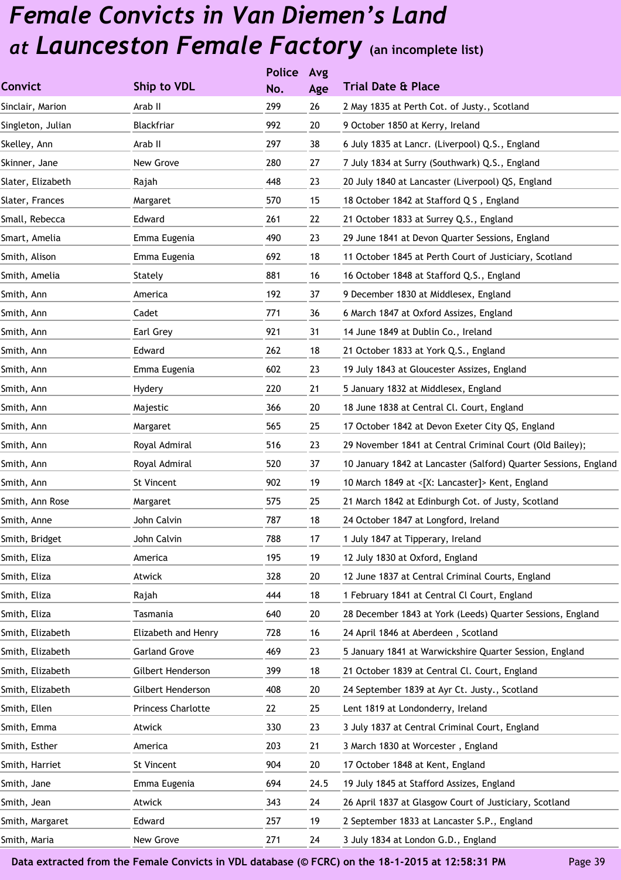# Female Convicts in Van Diemen's Land at Launceston Female Factory (an incomplete list)

| Convict | Ship to VDL | Police No. | Avg Age | Trial Date & Place |
|---|---|---|---|---|
| Sinclair, Marion | Arab II | 299 | 26 | 2 May 1835 at Perth Cot. of Justy., Scotland |
| Singleton, Julian | Blackfriar | 992 | 20 | 9 October 1850 at Kerry, Ireland |
| Skelley, Ann | Arab II | 297 | 38 | 6 July 1835 at Lancr. (Liverpool) Q.S., England |
| Skinner, Jane | New Grove | 280 | 27 | 7 July 1834 at Surry (Southwark) Q.S., England |
| Slater, Elizabeth | Rajah | 448 | 23 | 20 July 1840 at Lancaster (Liverpool) QS, England |
| Slater, Frances | Margaret | 570 | 15 | 18 October 1842 at Stafford Q S , England |
| Small, Rebecca | Edward | 261 | 22 | 21 October 1833 at Surrey Q.S., England |
| Smart, Amelia | Emma Eugenia | 490 | 23 | 29 June 1841 at Devon Quarter Sessions, England |
| Smith, Alison | Emma Eugenia | 692 | 18 | 11 October 1845 at Perth Court of Justiciary, Scotland |
| Smith, Amelia | Stately | 881 | 16 | 16 October 1848 at Stafford Q.S., England |
| Smith, Ann | America | 192 | 37 | 9 December 1830 at Middlesex, England |
| Smith, Ann | Cadet | 771 | 36 | 6 March 1847 at Oxford Assizes, England |
| Smith, Ann | Earl Grey | 921 | 31 | 14 June 1849 at Dublin Co., Ireland |
| Smith, Ann | Edward | 262 | 18 | 21 October 1833 at York Q.S., England |
| Smith, Ann | Emma Eugenia | 602 | 23 | 19 July 1843 at Gloucester Assizes, England |
| Smith, Ann | Hydery | 220 | 21 | 5 January 1832 at Middlesex, England |
| Smith, Ann | Majestic | 366 | 20 | 18 June 1838 at Central Cl. Court, England |
| Smith, Ann | Margaret | 565 | 25 | 17 October 1842 at Devon Exeter City QS, England |
| Smith, Ann | Royal Admiral | 516 | 23 | 29 November 1841 at Central Criminal Court (Old Bailey); |
| Smith, Ann | Royal Admiral | 520 | 37 | 10 January 1842 at Lancaster (Salford) Quarter Sessions, England |
| Smith, Ann | St Vincent | 902 | 19 | 10 March 1849 at <[X: Lancaster]> Kent, England |
| Smith, Ann Rose | Margaret | 575 | 25 | 21 March 1842 at Edinburgh Cot. of Justy, Scotland |
| Smith, Anne | John Calvin | 787 | 18 | 24 October 1847 at Longford, Ireland |
| Smith, Bridget | John Calvin | 788 | 17 | 1 July 1847 at Tipperary, Ireland |
| Smith, Eliza | America | 195 | 19 | 12 July 1830 at Oxford, England |
| Smith, Eliza | Atwick | 328 | 20 | 12 June 1837 at Central Criminal Courts, England |
| Smith, Eliza | Rajah | 444 | 18 | 1 February 1841 at Central Cl Court, England |
| Smith, Eliza | Tasmania | 640 | 20 | 28 December 1843 at York (Leeds) Quarter Sessions, England |
| Smith, Elizabeth | Elizabeth and Henry | 728 | 16 | 24 April 1846 at Aberdeen , Scotland |
| Smith, Elizabeth | Garland Grove | 469 | 23 | 5 January 1841 at Warwickshire Quarter Session, England |
| Smith, Elizabeth | Gilbert Henderson | 399 | 18 | 21 October 1839 at Central Cl. Court, England |
| Smith, Elizabeth | Gilbert Henderson | 408 | 20 | 24 September 1839 at Ayr Ct. Justy., Scotland |
| Smith, Ellen | Princess Charlotte | 22 | 25 | Lent 1819 at Londonderry, Ireland |
| Smith, Emma | Atwick | 330 | 23 | 3 July 1837 at Central Criminal Court, England |
| Smith, Esther | America | 203 | 21 | 3 March 1830 at Worcester , England |
| Smith, Harriet | St Vincent | 904 | 20 | 17 October 1848 at Kent, England |
| Smith, Jane | Emma Eugenia | 694 | 24.5 | 19 July 1845 at Stafford Assizes, England |
| Smith, Jean | Atwick | 343 | 24 | 26 April 1837 at Glasgow Court of Justiciary, Scotland |
| Smith, Margaret | Edward | 257 | 19 | 2 September 1833 at Lancaster S.P., England |
| Smith, Maria | New Grove | 271 | 24 | 3 July 1834 at London G.D., England |

Data extracted from the Female Convicts in VDL database (© FCRC) on the 18-1-2015 at 12:58:31 PM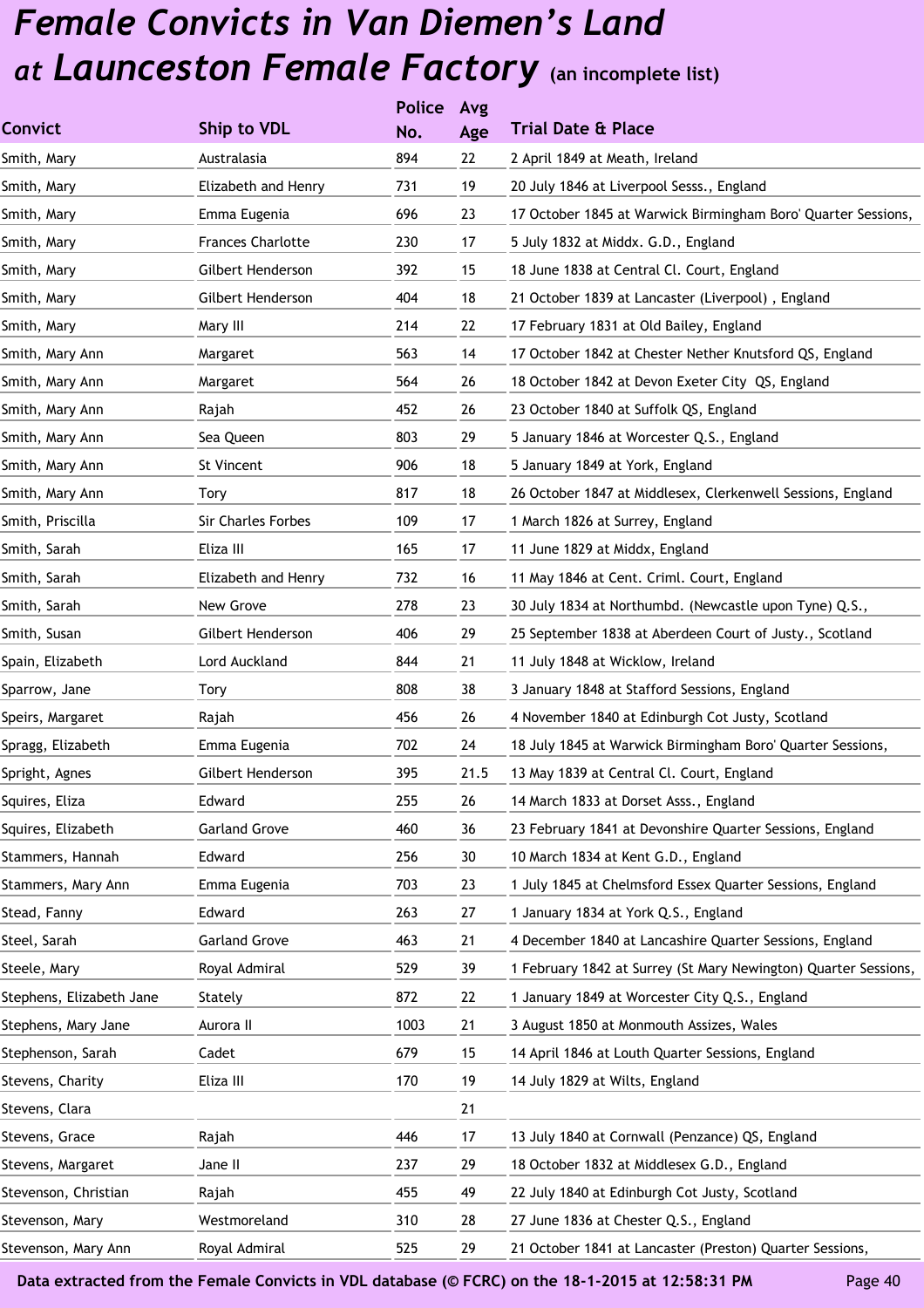# Female Convicts in Van Diemen's Land at Launceston Female Factory (an incomplete list)

| Convict | Ship to VDL | Police No. | Avg Age | Trial Date & Place |
|---|---|---|---|---|
| Smith, Mary | Australasia | 894 | 22 | 2 April 1849 at Meath, Ireland |
| Smith, Mary | Elizabeth and Henry | 731 | 19 | 20 July 1846 at Liverpool Sesss., England |
| Smith, Mary | Emma Eugenia | 696 | 23 | 17 October 1845 at Warwick Birmingham Boro' Quarter Sessions, |
| Smith, Mary | Frances Charlotte | 230 | 17 | 5 July 1832 at Middx. G.D., England |
| Smith, Mary | Gilbert Henderson | 392 | 15 | 18 June 1838 at Central Cl. Court, England |
| Smith, Mary | Gilbert Henderson | 404 | 18 | 21 October 1839 at Lancaster (Liverpool) , England |
| Smith, Mary | Mary III | 214 | 22 | 17 February 1831 at Old Bailey, England |
| Smith, Mary Ann | Margaret | 563 | 14 | 17 October 1842 at Chester Nether Knutsford QS, England |
| Smith, Mary Ann | Margaret | 564 | 26 | 18 October 1842 at Devon Exeter City QS, England |
| Smith, Mary Ann | Rajah | 452 | 26 | 23 October 1840 at Suffolk QS, England |
| Smith, Mary Ann | Sea Queen | 803 | 29 | 5 January 1846 at Worcester Q.S., England |
| Smith, Mary Ann | St Vincent | 906 | 18 | 5 January 1849 at York, England |
| Smith, Mary Ann | Tory | 817 | 18 | 26 October 1847 at Middlesex, Clerkenwell Sessions, England |
| Smith, Priscilla | Sir Charles Forbes | 109 | 17 | 1 March 1826 at Surrey, England |
| Smith, Sarah | Eliza III | 165 | 17 | 11 June 1829 at Middx, England |
| Smith, Sarah | Elizabeth and Henry | 732 | 16 | 11 May 1846 at Cent. Criml. Court, England |
| Smith, Sarah | New Grove | 278 | 23 | 30 July 1834 at Northumbd. (Newcastle upon Tyne) Q.S., |
| Smith, Susan | Gilbert Henderson | 406 | 29 | 25 September 1838 at Aberdeen Court of Justy., Scotland |
| Spain, Elizabeth | Lord Auckland | 844 | 21 | 11 July 1848 at Wicklow, Ireland |
| Sparrow, Jane | Tory | 808 | 38 | 3 January 1848 at Stafford Sessions, England |
| Speirs, Margaret | Rajah | 456 | 26 | 4 November 1840 at Edinburgh Cot Justy, Scotland |
| Spragg, Elizabeth | Emma Eugenia | 702 | 24 | 18 July 1845 at Warwick Birmingham Boro' Quarter Sessions, |
| Spright, Agnes | Gilbert Henderson | 395 | 21.5 | 13 May 1839 at Central Cl. Court, England |
| Squires, Eliza | Edward | 255 | 26 | 14 March 1833 at Dorset Asss., England |
| Squires, Elizabeth | Garland Grove | 460 | 36 | 23 February 1841 at Devonshire Quarter Sessions, England |
| Stammers, Hannah | Edward | 256 | 30 | 10 March 1834 at Kent G.D., England |
| Stammers, Mary Ann | Emma Eugenia | 703 | 23 | 1 July 1845 at Chelmsford Essex Quarter Sessions, England |
| Stead, Fanny | Edward | 263 | 27 | 1 January 1834 at York Q.S., England |
| Steel, Sarah | Garland Grove | 463 | 21 | 4 December 1840 at Lancashire Quarter Sessions, England |
| Steele, Mary | Royal Admiral | 529 | 39 | 1 February 1842 at Surrey (St Mary Newington) Quarter Sessions, |
| Stephens, Elizabeth Jane | Stately | 872 | 22 | 1 January 1849 at Worcester City Q.S., England |
| Stephens, Mary Jane | Aurora II | 1003 | 21 | 3 August 1850 at Monmouth Assizes, Wales |
| Stephenson, Sarah | Cadet | 679 | 15 | 14 April 1846 at Louth Quarter Sessions, England |
| Stevens, Charity | Eliza III | 170 | 19 | 14 July 1829 at Wilts, England |
| Stevens, Clara | | | 21 | |
| Stevens, Grace | Rajah | 446 | 17 | 13 July 1840 at Cornwall (Penzance) QS, England |
| Stevens, Margaret | Jane II | 237 | 29 | 18 October 1832 at Middlesex G.D., England |
| Stevenson, Christian | Rajah | 455 | 49 | 22 July 1840 at Edinburgh Cot Justy, Scotland |
| Stevenson, Mary | Westmoreland | 310 | 28 | 27 June 1836 at Chester Q.S., England |
| Stevenson, Mary Ann | Royal Admiral | 525 | 29 | 21 October 1841 at Lancaster (Preston) Quarter Sessions, |

Data extracted from the Female Convicts in VDL database (© FCRC) on the 18-1-2015 at 12:58:31 PM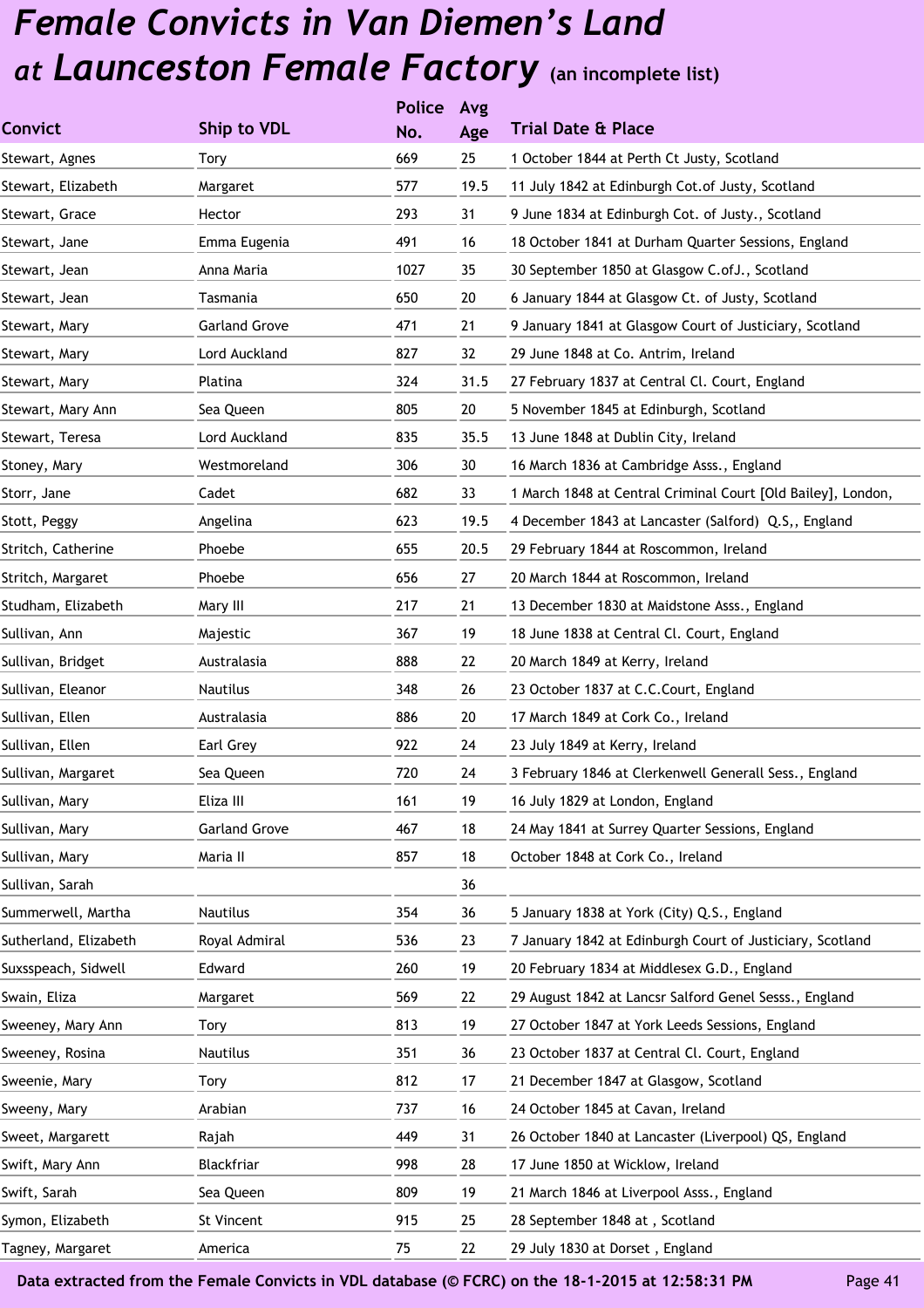# Female Convicts in Van Diemen's Land at Launceston Female Factory (an incomplete list)

| Convict | Ship to VDL | Police No. | Avg Age | Trial Date & Place |
|---|---|---|---|---|
| Stewart, Agnes | Tory | 669 | 25 | 1 October 1844 at Perth Ct Justy, Scotland |
| Stewart, Elizabeth | Margaret | 577 | 19.5 | 11 July 1842 at Edinburgh Cot.of Justy, Scotland |
| Stewart, Grace | Hector | 293 | 31 | 9 June 1834 at Edinburgh Cot. of Justy., Scotland |
| Stewart, Jane | Emma Eugenia | 491 | 16 | 18 October 1841 at Durham Quarter Sessions, England |
| Stewart, Jean | Anna Maria | 1027 | 35 | 30 September 1850 at Glasgow C.ofJ., Scotland |
| Stewart, Jean | Tasmania | 650 | 20 | 6 January 1844 at Glasgow Ct. of Justy, Scotland |
| Stewart, Mary | Garland Grove | 471 | 21 | 9 January 1841 at Glasgow Court of Justiciary, Scotland |
| Stewart, Mary | Lord Auckland | 827 | 32 | 29 June 1848 at Co. Antrim, Ireland |
| Stewart, Mary | Platina | 324 | 31.5 | 27 February 1837 at Central Cl. Court, England |
| Stewart, Mary Ann | Sea Queen | 805 | 20 | 5 November 1845 at Edinburgh, Scotland |
| Stewart, Teresa | Lord Auckland | 835 | 35.5 | 13 June 1848 at Dublin City, Ireland |
| Stoney, Mary | Westmoreland | 306 | 30 | 16 March 1836 at Cambridge Asss., England |
| Storr, Jane | Cadet | 682 | 33 | 1 March 1848 at Central Criminal Court [Old Bailey], London, |
| Stott, Peggy | Angelina | 623 | 19.5 | 4 December 1843 at Lancaster (Salford) Q.S,, England |
| Stritch, Catherine | Phoebe | 655 | 20.5 | 29 February 1844 at Roscommon, Ireland |
| Stritch, Margaret | Phoebe | 656 | 27 | 20 March 1844 at Roscommon, Ireland |
| Studham, Elizabeth | Mary III | 217 | 21 | 13 December 1830 at Maidstone Asss., England |
| Sullivan, Ann | Majestic | 367 | 19 | 18 June 1838 at Central Cl. Court, England |
| Sullivan, Bridget | Australasia | 888 | 22 | 20 March 1849 at Kerry, Ireland |
| Sullivan, Eleanor | Nautilus | 348 | 26 | 23 October 1837 at C.C.Court, England |
| Sullivan, Ellen | Australasia | 886 | 20 | 17 March 1849 at Cork Co., Ireland |
| Sullivan, Ellen | Earl Grey | 922 | 24 | 23 July 1849 at Kerry, Ireland |
| Sullivan, Margaret | Sea Queen | 720 | 24 | 3 February 1846 at Clerkenwell Generall Sess., England |
| Sullivan, Mary | Eliza III | 161 | 19 | 16 July 1829 at London, England |
| Sullivan, Mary | Garland Grove | 467 | 18 | 24 May 1841 at Surrey Quarter Sessions, England |
| Sullivan, Mary | Maria II | 857 | 18 | October 1848 at Cork Co., Ireland |
| Sullivan, Sarah | | | 36 | |
| Summerwell, Martha | Nautilus | 354 | 36 | 5 January 1838 at York (City) Q.S., England |
| Sutherland, Elizabeth | Royal Admiral | 536 | 23 | 7 January 1842 at Edinburgh Court of Justiciary, Scotland |
| Suxsspeach, Sidwell | Edward | 260 | 19 | 20 February 1834 at Middlesex G.D., England |
| Swain, Eliza | Margaret | 569 | 22 | 29 August 1842 at Lancsr Salford Genel Sesss., England |
| Sweeney, Mary Ann | Tory | 813 | 19 | 27 October 1847 at York Leeds Sessions, England |
| Sweeney, Rosina | Nautilus | 351 | 36 | 23 October 1837 at Central Cl. Court, England |
| Sweenie, Mary | Tory | 812 | 17 | 21 December 1847 at Glasgow, Scotland |
| Sweeny, Mary | Arabian | 737 | 16 | 24 October 1845 at Cavan, Ireland |
| Sweet, Margarett | Rajah | 449 | 31 | 26 October 1840 at Lancaster (Liverpool) QS, England |
| Swift, Mary Ann | Blackfriar | 998 | 28 | 17 June 1850 at Wicklow, Ireland |
| Swift, Sarah | Sea Queen | 809 | 19 | 21 March 1846 at Liverpool Asss., England |
| Symon, Elizabeth | St Vincent | 915 | 25 | 28 September 1848 at , Scotland |
| Tagney, Margaret | America | 75 | 22 | 29 July 1830 at Dorset , England |

Data extracted from the Female Convicts in VDL database (© FCRC) on the 18-1-2015 at 12:58:31 PM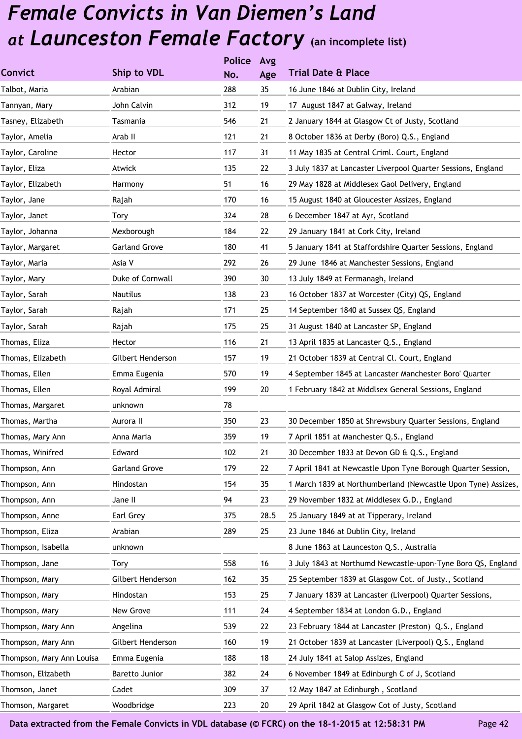# *Female Convicts in Van Diemen's Land at Launceston Female Factory* (an incomplete list)

| Convict | Ship to VDL | Police No. | Avg Age | Trial Date & Place |
|---|---|---|---|---|
| Talbot, Maria | Arabian | 288 | 35 | 16 June 1846 at Dublin City, Ireland |
| Tannyan, Mary | John Calvin | 312 | 19 | 17 August 1847 at Galway, Ireland |
| Tasney, Elizabeth | Tasmania | 546 | 21 | 2 January 1844 at Glasgow Ct of Justy, Scotland |
| Taylor, Amelia | Arab II | 121 | 21 | 8 October 1836 at Derby (Boro) Q.S., England |
| Taylor, Caroline | Hector | 117 | 31 | 11 May 1835 at Central Criml. Court, England |
| Taylor, Eliza | Atwick | 135 | 22 | 3 July 1837 at Lancaster Liverpool Quarter Sessions, England |
| Taylor, Elizabeth | Harmony | 51 | 16 | 29 May 1828 at Middlesex Gaol Delivery, England |
| Taylor, Jane | Rajah | 170 | 16 | 15 August 1840 at Gloucester Assizes, England |
| Taylor, Janet | Tory | 324 | 28 | 6 December 1847 at Ayr, Scotland |
| Taylor, Johanna | Mexborough | 184 | 22 | 29 January 1841 at Cork City, Ireland |
| Taylor, Margaret | Garland Grove | 180 | 41 | 5 January 1841 at Staffordshire Quarter Sessions, England |
| Taylor, Maria | Asia V | 292 | 26 | 29 June 1846 at Manchester Sessions, England |
| Taylor, Mary | Duke of Cornwall | 390 | 30 | 13 July 1849 at Fermanagh, Ireland |
| Taylor, Sarah | Nautilus | 138 | 23 | 16 October 1837 at Worcester (City) QS, England |
| Taylor, Sarah | Rajah | 171 | 25 | 14 September 1840 at Sussex QS, England |
| Taylor, Sarah | Rajah | 175 | 25 | 31 August 1840 at Lancaster SP, England |
| Thomas, Eliza | Hector | 116 | 21 | 13 April 1835 at Lancaster Q.S., England |
| Thomas, Elizabeth | Gilbert Henderson | 157 | 19 | 21 October 1839 at Central Cl. Court, England |
| Thomas, Ellen | Emma Eugenia | 570 | 19 | 4 September 1845 at Lancaster Manchester Boro' Quarter |
| Thomas, Ellen | Royal Admiral | 199 | 20 | 1 February 1842 at Middlsex General Sessions, England |
| Thomas, Margaret | unknown | 78 | | |
| Thomas, Martha | Aurora II | 350 | 23 | 30 December 1850 at Shrewsbury Quarter Sessions, England |
| Thomas, Mary Ann | Anna Maria | 359 | 19 | 7 April 1851 at Manchester Q.S., England |
| Thomas, Winifred | Edward | 102 | 21 | 30 December 1833 at Devon GD & Q.S., England |
| Thompson, Ann | Garland Grove | 179 | 22 | 7 April 1841 at Newcastle Upon Tyne Borough Quarter Session, |
| Thompson, Ann | Hindostan | 154 | 35 | 1 March 1839 at Northumberland (Newcastle Upon Tyne) Assizes, |
| Thompson, Ann | Jane II | 94 | 23 | 29 November 1832 at Middlesex G.D., England |
| Thompson, Anne | Earl Grey | 375 | 28.5 | 25 January 1849 at at Tipperary, Ireland |
| Thompson, Eliza | Arabian | 289 | 25 | 23 June 1846 at Dublin City, Ireland |
| Thompson, Isabella | unknown | | | 8 June 1863 at Launceston Q.S., Australia |
| Thompson, Jane | Tory | 558 | 16 | 3 July 1843 at Northumd Newcastle-upon-Tyne Boro QS, England |
| Thompson, Mary | Gilbert Henderson | 162 | 35 | 25 September 1839 at Glasgow Cot. of Justy., Scotland |
| Thompson, Mary | Hindostan | 153 | 25 | 7 January 1839 at Lancaster (Liverpool) Quarter Sessions, |
| Thompson, Mary | New Grove | 111 | 24 | 4 September 1834 at London G.D., England |
| Thompson, Mary Ann | Angelina | 539 | 22 | 23 February 1844 at Lancaster (Preston) Q.S., England |
| Thompson, Mary Ann | Gilbert Henderson | 160 | 19 | 21 October 1839 at Lancaster (Liverpool) Q.S., England |
| Thompson, Mary Ann Louisa | Emma Eugenia | 188 | 18 | 24 July 1841 at Salop Assizes, England |
| Thomson, Elizabeth | Baretto Junior | 382 | 24 | 6 November 1849 at Edinburgh C of J, Scotland |
| Thomson, Janet | Cadet | 309 | 37 | 12 May 1847 at Edinburgh , Scotland |
| Thomson, Margaret | Woodbridge | 223 | 20 | 29 April 1842 at Glasgow Cot of Justy, Scotland |

**Data extracted from the Female Convicts in VDL database (© FCRC) on the 18-1-2015 at 12:58:31 PM**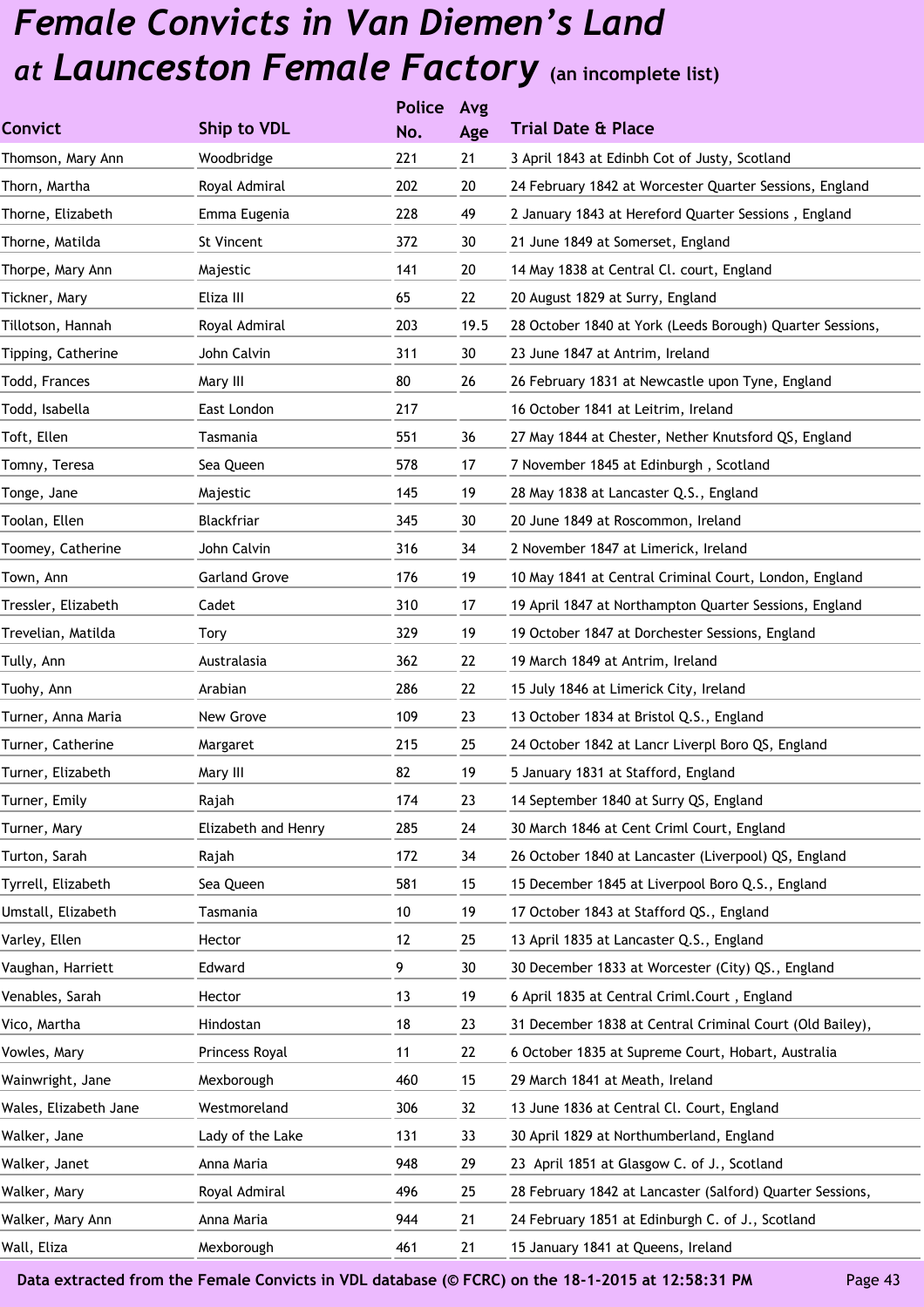# *Female Convicts in Van Diemen's Land at Launceston Female Factory* (an incomplete list)

| Convict | Ship to VDL | Police No. | Avg Age | Trial Date & Place |
|---|---|---|---|---|
| Thomson, Mary Ann | Woodbridge | 221 | 21 | 3 April 1843 at Edinbh Cot of Justy, Scotland |
| Thorn, Martha | Royal Admiral | 202 | 20 | 24 February 1842 at Worcester Quarter Sessions, England |
| Thorne, Elizabeth | Emma Eugenia | 228 | 49 | 2 January 1843 at Hereford Quarter Sessions , England |
| Thorne, Matilda | St Vincent | 372 | 30 | 21 June 1849 at Somerset, England |
| Thorpe, Mary Ann | Majestic | 141 | 20 | 14 May 1838 at Central Cl. court, England |
| Tickner, Mary | Eliza III | 65 | 22 | 20 August 1829 at Surry, England |
| Tillotson, Hannah | Royal Admiral | 203 | 19.5 | 28 October 1840 at York (Leeds Borough) Quarter Sessions, |
| Tipping, Catherine | John Calvin | 311 | 30 | 23 June 1847 at Antrim, Ireland |
| Todd, Frances | Mary III | 80 | 26 | 26 February 1831 at Newcastle upon Tyne, England |
| Todd, Isabella | East London | 217 | | 16 October 1841 at Leitrim, Ireland |
| Toft, Ellen | Tasmania | 551 | 36 | 27 May 1844 at Chester, Nether Knutsford QS, England |
| Tomny, Teresa | Sea Queen | 578 | 17 | 7 November 1845 at Edinburgh , Scotland |
| Tonge, Jane | Majestic | 145 | 19 | 28 May 1838 at Lancaster Q.S., England |
| Toolan, Ellen | Blackfriar | 345 | 30 | 20 June 1849 at Roscommon, Ireland |
| Toomey, Catherine | John Calvin | 316 | 34 | 2 November 1847 at Limerick, Ireland |
| Town, Ann | Garland Grove | 176 | 19 | 10 May 1841 at Central Criminal Court, London, England |
| Tressler, Elizabeth | Cadet | 310 | 17 | 19 April 1847 at Northampton Quarter Sessions, England |
| Trevelian, Matilda | Tory | 329 | 19 | 19 October 1847 at Dorchester Sessions, England |
| Tully, Ann | Australasia | 362 | 22 | 19 March 1849 at Antrim, Ireland |
| Tuohy, Ann | Arabian | 286 | 22 | 15 July 1846 at Limerick City, Ireland |
| Turner, Anna Maria | New Grove | 109 | 23 | 13 October 1834 at Bristol Q.S., England |
| Turner, Catherine | Margaret | 215 | 25 | 24 October 1842 at Lancr Liverpl Boro QS, England |
| Turner, Elizabeth | Mary III | 82 | 19 | 5 January 1831 at Stafford, England |
| Turner, Emily | Rajah | 174 | 23 | 14 September 1840 at Surry QS, England |
| Turner, Mary | Elizabeth and Henry | 285 | 24 | 30 March 1846 at Cent Criml Court, England |
| Turton, Sarah | Rajah | 172 | 34 | 26 October 1840 at Lancaster (Liverpool) QS, England |
| Tyrrell, Elizabeth | Sea Queen | 581 | 15 | 15 December 1845 at Liverpool Boro Q.S., England |
| Umstall, Elizabeth | Tasmania | 10 | 19 | 17 October 1843 at Stafford QS., England |
| Varley, Ellen | Hector | 12 | 25 | 13 April 1835 at Lancaster Q.S., England |
| Vaughan, Harriett | Edward | 9 | 30 | 30 December 1833 at Worcester (City) QS., England |
| Venables, Sarah | Hector | 13 | 19 | 6 April 1835 at Central Criml.Court , England |
| Vico, Martha | Hindostan | 18 | 23 | 31 December 1838 at Central Criminal Court (Old Bailey), |
| Vowles, Mary | Princess Royal | 11 | 22 | 6 October 1835 at Supreme Court, Hobart, Australia |
| Wainwright, Jane | Mexborough | 460 | 15 | 29 March 1841 at Meath, Ireland |
| Wales, Elizabeth Jane | Westmoreland | 306 | 32 | 13 June 1836 at Central Cl. Court, England |
| Walker, Jane | Lady of the Lake | 131 | 33 | 30 April 1829 at Northumberland, England |
| Walker, Janet | Anna Maria | 948 | 29 | 23 April 1851 at Glasgow C. of J., Scotland |
| Walker, Mary | Royal Admiral | 496 | 25 | 28 February 1842 at Lancaster (Salford) Quarter Sessions, |
| Walker, Mary Ann | Anna Maria | 944 | 21 | 24 February 1851 at Edinburgh C. of J., Scotland |
| Wall, Eliza | Mexborough | 461 | 21 | 15 January 1841 at Queens, Ireland |

**Data extracted from the Female Convicts in VDL database (© FCRC) on the 18-1-2015 at 12:58:31 PM**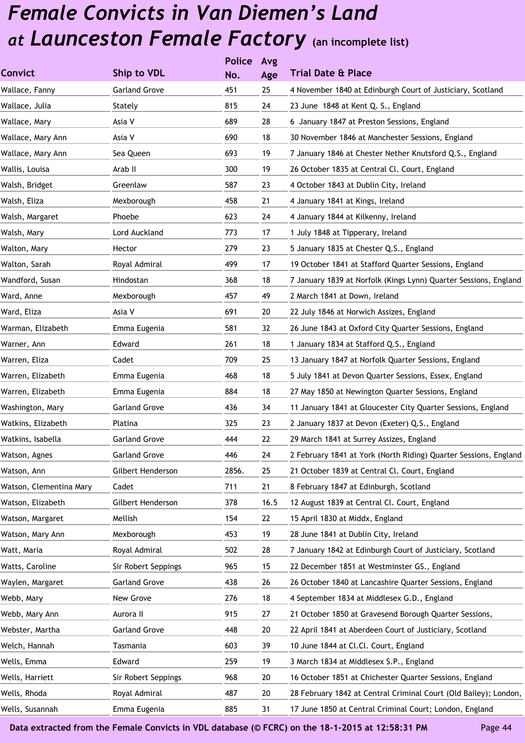# *Female Convicts in Van Diemen's Land at Launceston Female Factory* (an incomplete list)

| Convict | Ship to VDL | Police No. | Avg Age | Trial Date & Place |
|---|---|---|---|---|
| Wallace, Fanny | Garland Grove | 451 | 25 | 4 November 1840 at Edinburgh Court of Justiciary, Scotland |
| Wallace, Julia | Stately | 815 | 24 | 23 June 1848 at Kent Q. S., England |
| Wallace, Mary | Asia V | 689 | 28 | 6 January 1847 at Preston Sessions, England |
| Wallace, Mary Ann | Asia V | 690 | 18 | 30 November 1846 at Manchester Sessions, England |
| Wallace, Mary Ann | Sea Queen | 693 | 19 | 7 January 1846 at Chester Nether Knutsford Q.S., England |
| Wallis, Louisa | Arab II | 300 | 19 | 26 October 1835 at Central Cl. Court, England |
| Walsh, Bridget | Greenlaw | 587 | 23 | 4 October 1843 at Dublin City, Ireland |
| Walsh, Eliza | Mexborough | 458 | 21 | 4 January 1841 at Kings, Ireland |
| Walsh, Margaret | Phoebe | 623 | 24 | 4 January 1844 at Kilkenny, Ireland |
| Walsh, Mary | Lord Auckland | 773 | 17 | 1 July 1848 at Tipperary, Ireland |
| Walton, Mary | Hector | 279 | 23 | 5 January 1835 at Chester Q.S., England |
| Walton, Sarah | Royal Admiral | 499 | 17 | 19 October 1841 at Stafford Quarter Sessions, England |
| Wandford, Susan | Hindostan | 368 | 18 | 7 January 1839 at Norfolk (Kings Lynn) Quarter Sessions, England |
| Ward, Anne | Mexborough | 457 | 49 | 2 March 1841 at Down, Ireland |
| Ward, Eliza | Asia V | 691 | 20 | 22 July 1846 at Norwich Assizes, England |
| Warman, Elizabeth | Emma Eugenia | 581 | 32 | 26 June 1843 at Oxford City Quarter Sessions, England |
| Warner, Ann | Edward | 261 | 18 | 1 January 1834 at Stafford Q.S., England |
| Warren, Eliza | Cadet | 709 | 25 | 13 January 1847 at Norfolk Quarter Sessions, England |
| Warren, Elizabeth | Emma Eugenia | 468 | 18 | 5 July 1841 at Devon Quarter Sessions, Essex, England |
| Warren, Elizabeth | Emma Eugenia | 884 | 18 | 27 May 1850 at Newington Quarter Sessions, England |
| Washington, Mary | Garland Grove | 436 | 34 | 11 January 1841 at Gloucester City Quarter Sessions, England |
| Watkins, Elizabeth | Platina | 325 | 23 | 2 January 1837 at Devon (Exeter) Q.S., England |
| Watkins, Isabella | Garland Grove | 444 | 22 | 29 March 1841 at Surrey Assizes, England |
| Watson, Agnes | Garland Grove | 446 | 24 | 2 February 1841 at York (North Riding) Quarter Sessions, England |
| Watson, Ann | Gilbert Henderson | 2856. | 25 | 21 October 1839 at Central Cl. Court, England |
| Watson, Clementina Mary | Cadet | 711 | 21 | 8 February 1847 at Edinburgh, Scotland |
| Watson, Elizabeth | Gilbert Henderson | 378 | 16.5 | 12 August 1839 at Central Cl. Court, England |
| Watson, Margaret | Mellish | 154 | 22 | 15 April 1830 at Middx, England |
| Watson, Mary Ann | Mexborough | 453 | 19 | 28 June 1841 at Dublin City, Ireland |
| Watt, Maria | Royal Admiral | 502 | 28 | 7 January 1842 at Edinburgh Court of Justiciary, Scotland |
| Watts, Caroline | Sir Robert Seppings | 965 | 15 | 22 December 1851 at Westminster GS., England |
| Waylen, Margaret | Garland Grove | 438 | 26 | 26 October 1840 at Lancashire Quarter Sessions, England |
| Webb, Mary | New Grove | 276 | 18 | 4 September 1834 at Middlesex G.D., England |
| Webb, Mary Ann | Aurora II | 915 | 27 | 21 October 1850 at Gravesend Borough Quarter Sessions, |
| Webster, Martha | Garland Grove | 448 | 20 | 22 April 1841 at Aberdeen Court of Justiciary, Scotland |
| Welch, Hannah | Tasmania | 603 | 39 | 10 June 1844 at Cl.Cl. Court, England |
| Wells, Emma | Edward | 259 | 19 | 3 March 1834 at Middlesex S.P., England |
| Wells, Harriett | Sir Robert Seppings | 968 | 20 | 16 October 1851 at Chichester Quarter Sessions, England |
| Wells, Rhoda | Royal Admiral | 487 | 20 | 28 February 1842 at Central Criminal Court (Old Bailey); London, |
| Wells, Susannah | Emma Eugenia | 885 | 31 | 17 June 1850 at Central Criminal Court; London, England |

**Data extracted from the Female Convicts in VDL database (© FCRC) on the 18-1-2015 at 12:58:31 PM**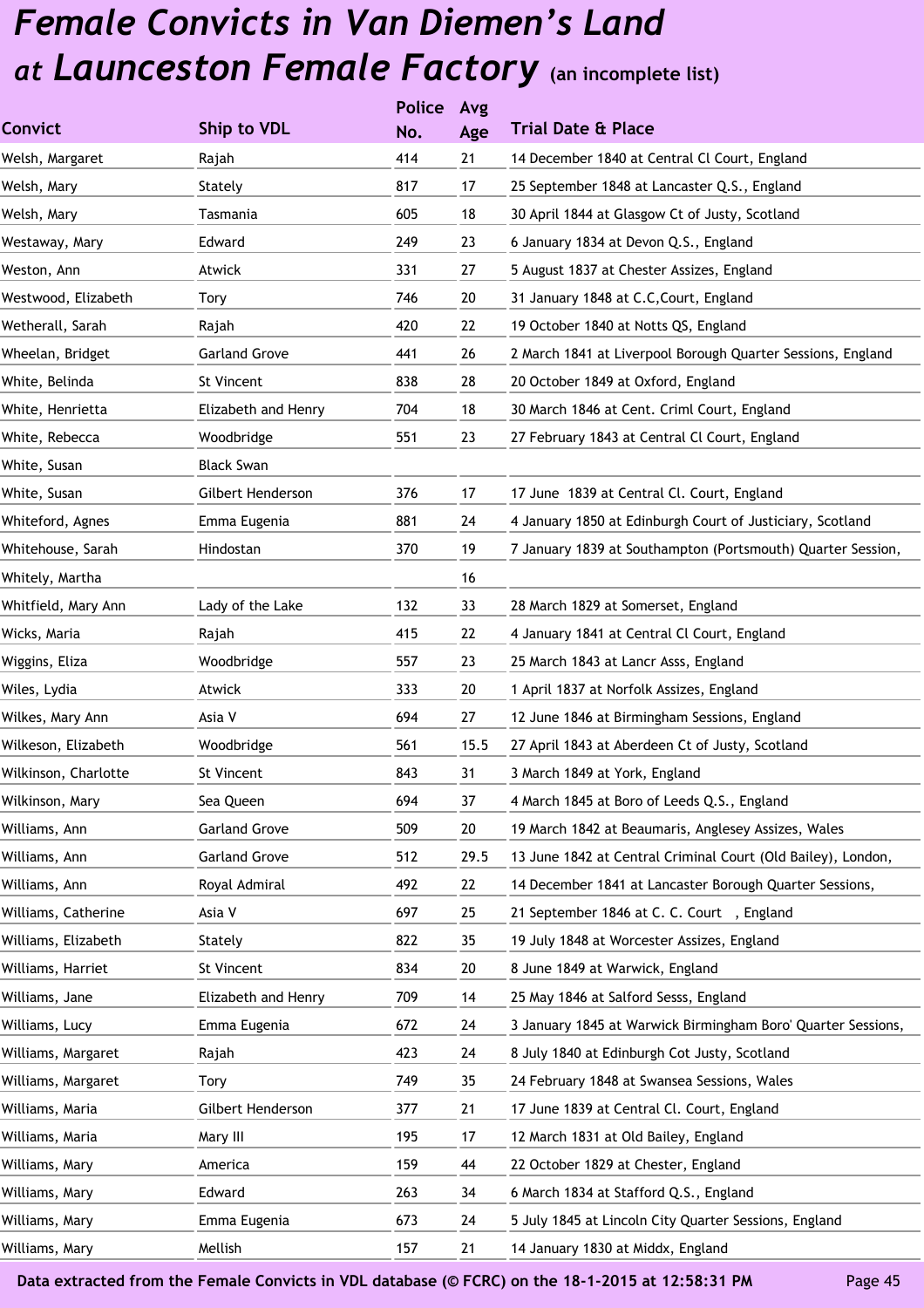# Female Convicts in Van Diemen's Land at Launceston Female Factory (an incomplete list)

| Convict | Ship to VDL | Police No. | Avg Age | Trial Date & Place |
|---|---|---|---|---|
| Welsh, Margaret | Rajah | 414 | 21 | 14 December 1840 at Central Cl Court, England |
| Welsh, Mary | Stately | 817 | 17 | 25 September 1848 at Lancaster Q.S., England |
| Welsh, Mary | Tasmania | 605 | 18 | 30 April 1844 at Glasgow Ct of Justy, Scotland |
| Westaway, Mary | Edward | 249 | 23 | 6 January 1834 at Devon Q.S., England |
| Weston, Ann | Atwick | 331 | 27 | 5 August 1837 at Chester Assizes, England |
| Westwood, Elizabeth | Tory | 746 | 20 | 31 January 1848 at C.C,Court, England |
| Wetherall, Sarah | Rajah | 420 | 22 | 19 October 1840 at Notts QS, England |
| Wheelan, Bridget | Garland Grove | 441 | 26 | 2 March 1841 at Liverpool Borough Quarter Sessions, England |
| White, Belinda | St Vincent | 838 | 28 | 20 October 1849 at Oxford, England |
| White, Henrietta | Elizabeth and Henry | 704 | 18 | 30 March 1846 at Cent. Criml Court, England |
| White, Rebecca | Woodbridge | 551 | 23 | 27 February 1843 at Central Cl Court, England |
| White, Susan | Black Swan | | | |
| White, Susan | Gilbert Henderson | 376 | 17 | 17 June 1839 at Central Cl. Court, England |
| Whiteford, Agnes | Emma Eugenia | 881 | 24 | 4 January 1850 at Edinburgh Court of Justiciary, Scotland |
| Whitehouse, Sarah | Hindostan | 370 | 19 | 7 January 1839 at Southampton (Portsmouth) Quarter Session, |
| Whitely, Martha | | | 16 | |
| Whitfield, Mary Ann | Lady of the Lake | 132 | 33 | 28 March 1829 at Somerset, England |
| Wicks, Maria | Rajah | 415 | 22 | 4 January 1841 at Central Cl Court, England |
| Wiggins, Eliza | Woodbridge | 557 | 23 | 25 March 1843 at Lancr Asss, England |
| Wiles, Lydia | Atwick | 333 | 20 | 1 April 1837 at Norfolk Assizes, England |
| Wilkes, Mary Ann | Asia V | 694 | 27 | 12 June 1846 at Birmingham Sessions, England |
| Wilkeson, Elizabeth | Woodbridge | 561 | 15.5 | 27 April 1843 at Aberdeen Ct of Justy, Scotland |
| Wilkinson, Charlotte | St Vincent | 843 | 31 | 3 March 1849 at York, England |
| Wilkinson, Mary | Sea Queen | 694 | 37 | 4 March 1845 at Boro of Leeds Q.S., England |
| Williams, Ann | Garland Grove | 509 | 20 | 19 March 1842 at Beaumaris, Anglesey Assizes, Wales |
| Williams, Ann | Garland Grove | 512 | 29.5 | 13 June 1842 at Central Criminal Court (Old Bailey), London, |
| Williams, Ann | Royal Admiral | 492 | 22 | 14 December 1841 at Lancaster Borough Quarter Sessions, |
| Williams, Catherine | Asia V | 697 | 25 | 21 September 1846 at C. C. Court , England |
| Williams, Elizabeth | Stately | 822 | 35 | 19 July 1848 at Worcester Assizes, England |
| Williams, Harriet | St Vincent | 834 | 20 | 8 June 1849 at Warwick, England |
| Williams, Jane | Elizabeth and Henry | 709 | 14 | 25 May 1846 at Salford Sesss, England |
| Williams, Lucy | Emma Eugenia | 672 | 24 | 3 January 1845 at Warwick Birmingham Boro' Quarter Sessions, |
| Williams, Margaret | Rajah | 423 | 24 | 8 July 1840 at Edinburgh Cot Justy, Scotland |
| Williams, Margaret | Tory | 749 | 35 | 24 February 1848 at Swansea Sessions, Wales |
| Williams, Maria | Gilbert Henderson | 377 | 21 | 17 June 1839 at Central Cl. Court, England |
| Williams, Maria | Mary III | 195 | 17 | 12 March 1831 at Old Bailey, England |
| Williams, Mary | America | 159 | 44 | 22 October 1829 at Chester, England |
| Williams, Mary | Edward | 263 | 34 | 6 March 1834 at Stafford Q.S., England |
| Williams, Mary | Emma Eugenia | 673 | 24 | 5 July 1845 at Lincoln City Quarter Sessions, England |
| Williams, Mary | Mellish | 157 | 21 | 14 January 1830 at Middx, England |

**Data extracted from the Female Convicts in VDL database (© FCRC) on the 18-1-2015 at 12:58:31 PM**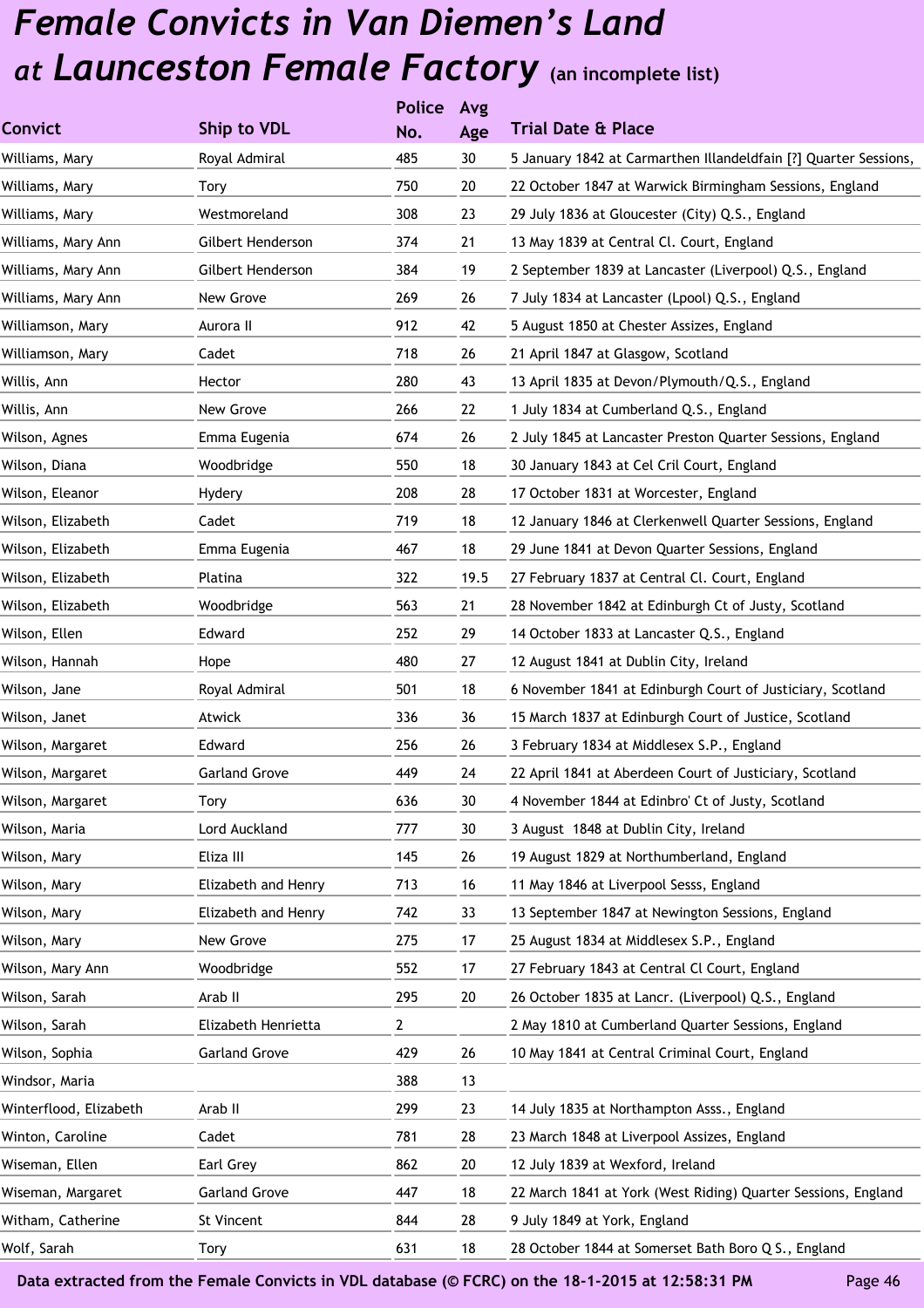# *Female Convicts in Van Diemen's Land at Launceston Female Factory* (an incomplete list)

| Convict | Ship to VDL | Police No. | Avg Age | Trial Date & Place |
|---|---|---|---|---|
| Williams, Mary | Royal Admiral | 485 | 30 | 5 January 1842 at Carmarthen Illandeldfain [?] Quarter Sessions, |
| Williams, Mary | Tory | 750 | 20 | 22 October 1847 at Warwick Birmingham Sessions, England |
| Williams, Mary | Westmoreland | 308 | 23 | 29 July 1836 at Gloucester (City) Q.S., England |
| Williams, Mary Ann | Gilbert Henderson | 374 | 21 | 13 May 1839 at Central Cl. Court, England |
| Williams, Mary Ann | Gilbert Henderson | 384 | 19 | 2 September 1839 at Lancaster (Liverpool) Q.S., England |
| Williams, Mary Ann | New Grove | 269 | 26 | 7 July 1834 at Lancaster (Lpool) Q.S., England |
| Williamson, Mary | Aurora II | 912 | 42 | 5 August 1850 at Chester Assizes, England |
| Williamson, Mary | Cadet | 718 | 26 | 21 April 1847 at Glasgow, Scotland |
| Willis, Ann | Hector | 280 | 43 | 13 April 1835 at Devon/Plymouth/Q.S., England |
| Willis, Ann | New Grove | 266 | 22 | 1 July 1834 at Cumberland Q.S., England |
| Wilson, Agnes | Emma Eugenia | 674 | 26 | 2 July 1845 at Lancaster Preston Quarter Sessions, England |
| Wilson, Diana | Woodbridge | 550 | 18 | 30 January 1843 at Cel Cril Court, England |
| Wilson, Eleanor | Hydery | 208 | 28 | 17 October 1831 at Worcester, England |
| Wilson, Elizabeth | Cadet | 719 | 18 | 12 January 1846 at Clerkenwell Quarter Sessions, England |
| Wilson, Elizabeth | Emma Eugenia | 467 | 18 | 29 June 1841 at Devon Quarter Sessions, England |
| Wilson, Elizabeth | Platina | 322 | 19.5 | 27 February 1837 at Central Cl. Court, England |
| Wilson, Elizabeth | Woodbridge | 563 | 21 | 28 November 1842 at Edinburgh Ct of Justy, Scotland |
| Wilson, Ellen | Edward | 252 | 29 | 14 October 1833 at Lancaster Q.S., England |
| Wilson, Hannah | Hope | 480 | 27 | 12 August 1841 at Dublin City, Ireland |
| Wilson, Jane | Royal Admiral | 501 | 18 | 6 November 1841 at Edinburgh Court of Justiciary, Scotland |
| Wilson, Janet | Atwick | 336 | 36 | 15 March 1837 at Edinburgh Court of Justice, Scotland |
| Wilson, Margaret | Edward | 256 | 26 | 3 February 1834 at Middlesex S.P., England |
| Wilson, Margaret | Garland Grove | 449 | 24 | 22 April 1841 at Aberdeen Court of Justiciary, Scotland |
| Wilson, Margaret | Tory | 636 | 30 | 4 November 1844 at Edinbro' Ct of Justy, Scotland |
| Wilson, Maria | Lord Auckland | 777 | 30 | 3 August 1848 at Dublin City, Ireland |
| Wilson, Mary | Eliza III | 145 | 26 | 19 August 1829 at Northumberland, England |
| Wilson, Mary | Elizabeth and Henry | 713 | 16 | 11 May 1846 at Liverpool Sesss, England |
| Wilson, Mary | Elizabeth and Henry | 742 | 33 | 13 September 1847 at Newington Sessions, England |
| Wilson, Mary | New Grove | 275 | 17 | 25 August 1834 at Middlesex S.P., England |
| Wilson, Mary Ann | Woodbridge | 552 | 17 | 27 February 1843 at Central Cl Court, England |
| Wilson, Sarah | Arab II | 295 | 20 | 26 October 1835 at Lancr. (Liverpool) Q.S., England |
| Wilson, Sarah | Elizabeth Henrietta | 2 | | 2 May 1810 at Cumberland Quarter Sessions, England |
| Wilson, Sophia | Garland Grove | 429 | 26 | 10 May 1841 at Central Criminal Court, England |
| Windsor, Maria | | 388 | 13 | |
| Winterflood, Elizabeth | Arab II | 299 | 23 | 14 July 1835 at Northampton Asss., England |
| Winton, Caroline | Cadet | 781 | 28 | 23 March 1848 at Liverpool Assizes, England |
| Wiseman, Ellen | Earl Grey | 862 | 20 | 12 July 1839 at Wexford, Ireland |
| Wiseman, Margaret | Garland Grove | 447 | 18 | 22 March 1841 at York (West Riding) Quarter Sessions, England |
| Witham, Catherine | St Vincent | 844 | 28 | 9 July 1849 at York, England |
| Wolf, Sarah | Tory | 631 | 18 | 28 October 1844 at Somerset Bath Boro Q S., England |

**Data extracted from the Female Convicts in VDL database (© FCRC) on the 18-1-2015 at 12:58:31 PM**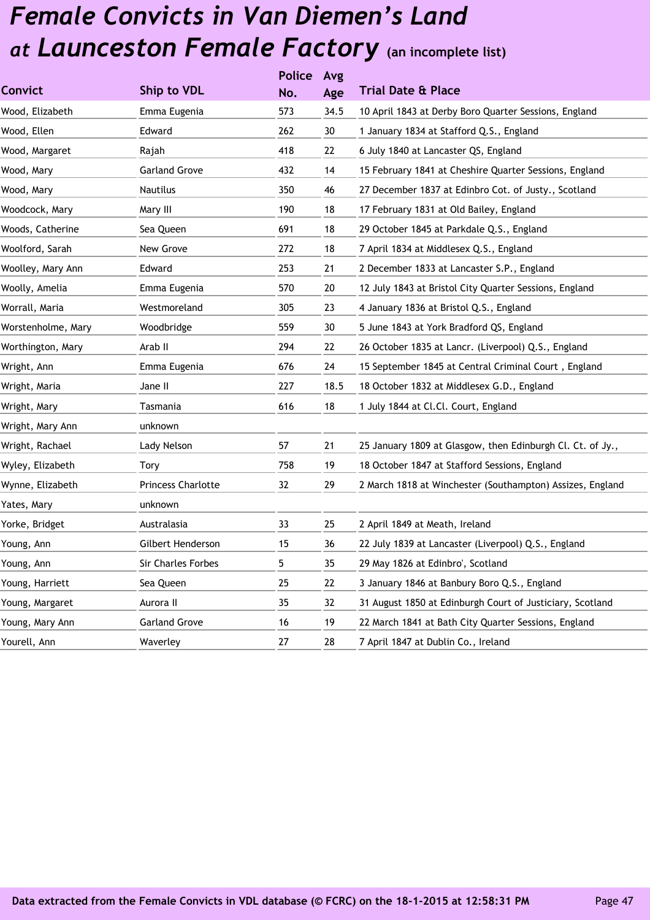# *Female Convicts in Van Diemen's Land at Launceston Female Factory* (an incomplete list)

| Convict | Ship to VDL | Police No. | Avg Age | Trial Date & Place |
|---|---|---|---|---|
| Wood, Elizabeth | Emma Eugenia | 573 | 34.5 | 10 April 1843 at Derby Boro Quarter Sessions, England |
| Wood, Ellen | Edward | 262 | 30 | 1 January 1834 at Stafford Q.S., England |
| Wood, Margaret | Rajah | 418 | 22 | 6 July 1840 at Lancaster QS, England |
| Wood, Mary | Garland Grove | 432 | 14 | 15 February 1841 at Cheshire Quarter Sessions, England |
| Wood, Mary | Nautilus | 350 | 46 | 27 December 1837 at Edinbro Cot. of Justy., Scotland |
| Woodcock, Mary | Mary III | 190 | 18 | 17 February 1831 at Old Bailey, England |
| Woods, Catherine | Sea Queen | 691 | 18 | 29 October 1845 at Parkdale Q.S., England |
| Woolford, Sarah | New Grove | 272 | 18 | 7 April 1834 at Middlesex Q.S., England |
| Woolley, Mary Ann | Edward | 253 | 21 | 2 December 1833 at Lancaster S.P., England |
| Woolly, Amelia | Emma Eugenia | 570 | 20 | 12 July 1843 at Bristol City Quarter Sessions, England |
| Worrall, Maria | Westmoreland | 305 | 23 | 4 January 1836 at Bristol Q.S., England |
| Worstenholme, Mary | Woodbridge | 559 | 30 | 5 June 1843 at York Bradford QS, England |
| Worthington, Mary | Arab II | 294 | 22 | 26 October 1835 at Lancr. (Liverpool) Q.S., England |
| Wright, Ann | Emma Eugenia | 676 | 24 | 15 September 1845 at Central Criminal Court , England |
| Wright, Maria | Jane II | 227 | 18.5 | 18 October 1832 at Middlesex G.D., England |
| Wright, Mary | Tasmania | 616 | 18 | 1 July 1844 at Cl.Cl. Court, England |
| Wright, Mary Ann | unknown | | | |
| Wright, Rachael | Lady Nelson | 57 | 21 | 25 January 1809 at Glasgow, then Edinburgh Cl. Ct. of Jy., |
| Wyley, Elizabeth | Tory | 758 | 19 | 18 October 1847 at Stafford Sessions, England |
| Wynne, Elizabeth | Princess Charlotte | 32 | 29 | 2 March 1818 at Winchester (Southampton) Assizes, England |
| Yates, Mary | unknown | | | |
| Yorke, Bridget | Australasia | 33 | 25 | 2 April 1849 at Meath, Ireland |
| Young, Ann | Gilbert Henderson | 15 | 36 | 22 July 1839 at Lancaster (Liverpool) Q.S., England |
| Young, Ann | Sir Charles Forbes | 5 | 35 | 29 May 1826 at Edinbro', Scotland |
| Young, Harriett | Sea Queen | 25 | 22 | 3 January 1846 at Banbury Boro Q.S., England |
| Young, Margaret | Aurora II | 35 | 32 | 31 August 1850 at Edinburgh Court of Justiciary, Scotland |
| Young, Mary Ann | Garland Grove | 16 | 19 | 22 March 1841 at Bath City Quarter Sessions, England |
| Yourell, Ann | Waverley | 27 | 28 | 7 April 1847 at Dublin Co., Ireland |

**Data extracted from the Female Convicts in VDL database (© FCRC) on the 18-1-2015 at 12:58:31 PM**